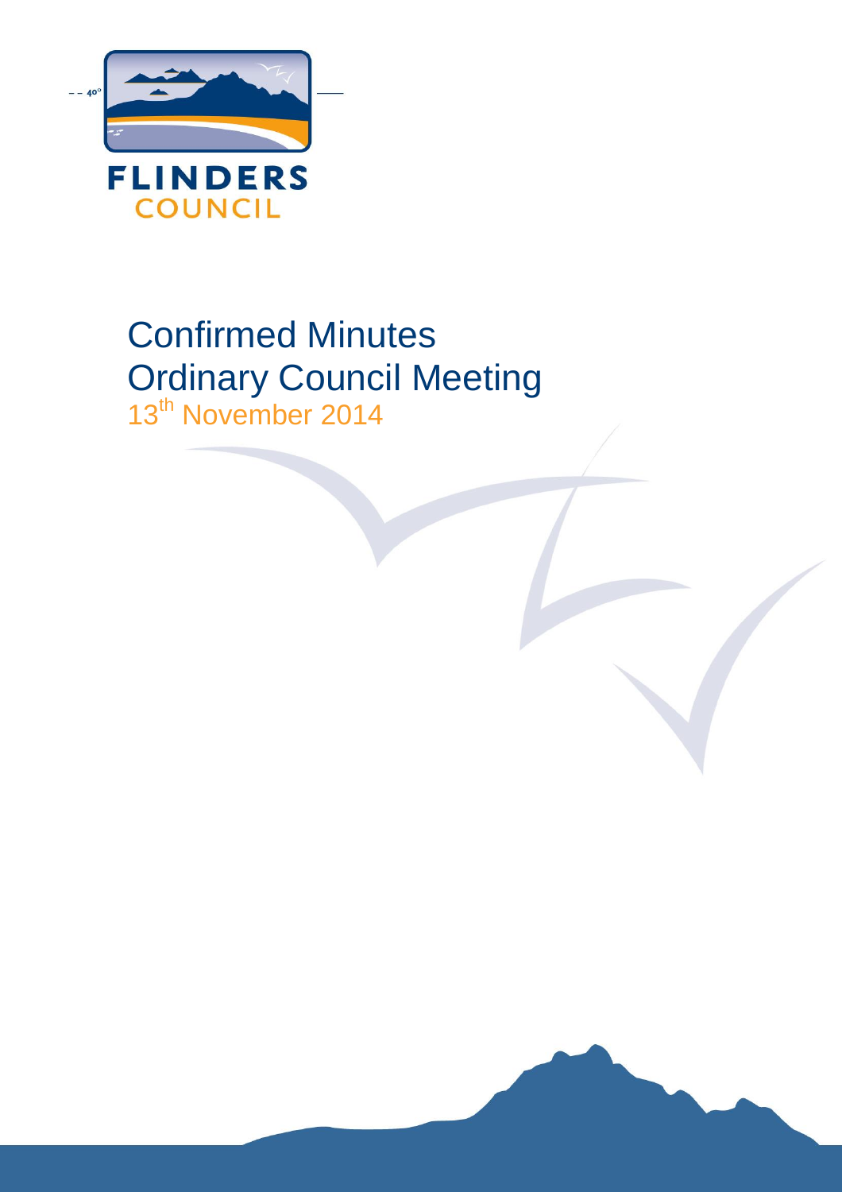FLINDERS
COUNCIL

# Confirmed Minutes
# Ordinary Council Meeting

13th November 2014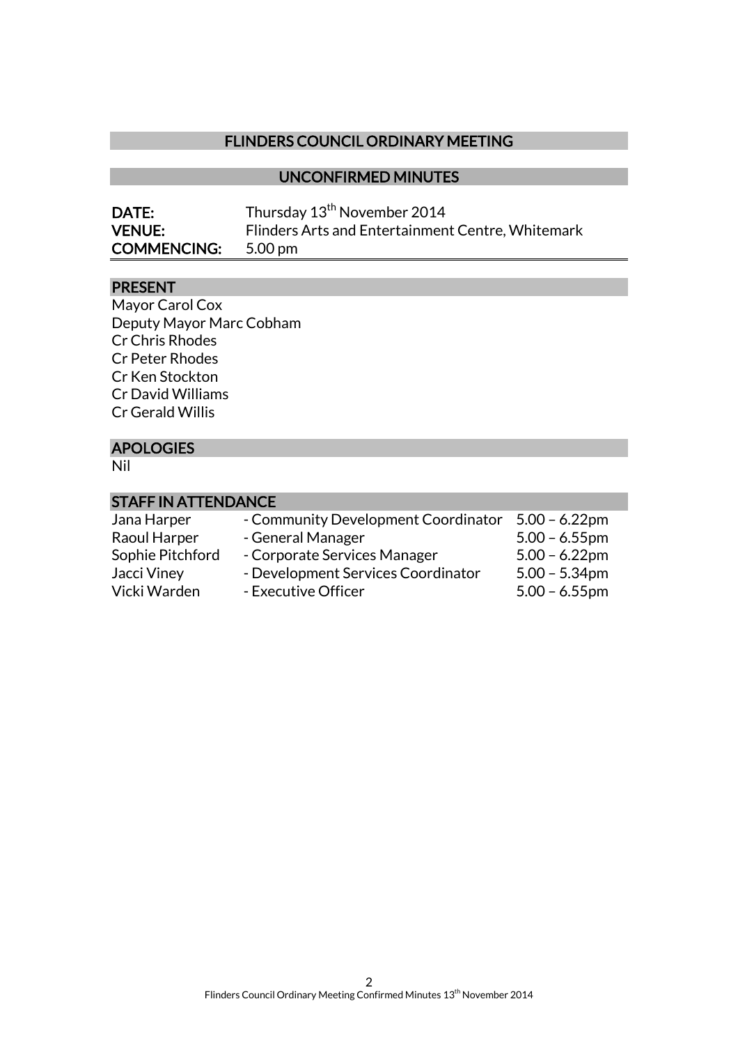## FLINDERS COUNCIL ORDINARY MEETING

## UNCONFIRMED MINUTES

**DATE:** Thursday 13th November 2014
**VENUE:** Flinders Arts and Entertainment Centre, Whitemark
**COMMENCING:** 5.00 pm

### PRESENT

Mayor Carol Cox
Deputy Mayor Marc Cobham
Cr Chris Rhodes
Cr Peter Rhodes
Cr Ken Stockton
Cr David Williams
Cr Gerald Willis

### APOLOGIES

Nil

### STAFF IN ATTENDANCE

| | | |
|---|---|---|
| Jana Harper | - Community Development Coordinator | 5.00 – 6.22pm |
| Raoul Harper | - General Manager | 5.00 – 6.55pm |
| Sophie Pitchford | - Corporate Services Manager | 5.00 – 6.22pm |
| Jacci Viney | - Development Services Coordinator | 5.00 – 5.34pm |
| Vicki Warden | - Executive Officer | 5.00 – 6.55pm |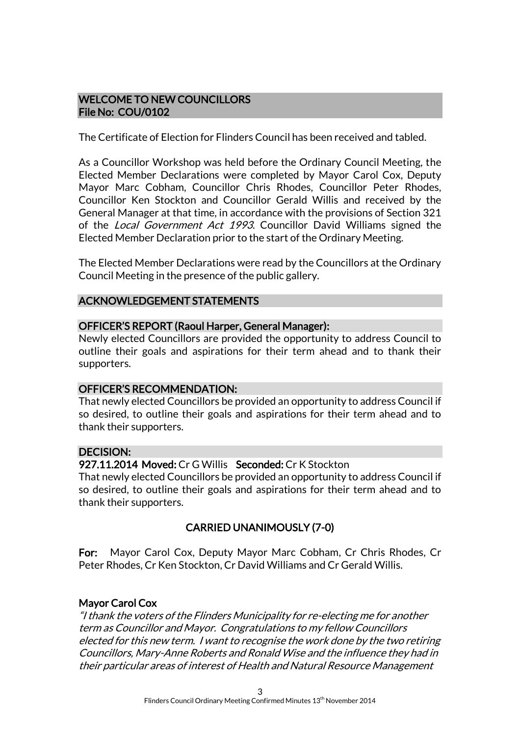## WELCOME TO NEW COUNCILLORS
**File No: COU/0102**

The Certificate of Election for Flinders Council has been received and tabled.

As a Councillor Workshop was held before the Ordinary Council Meeting, the Elected Member Declarations were completed by Mayor Carol Cox, Deputy Mayor Marc Cobham, Councillor Chris Rhodes, Councillor Peter Rhodes, Councillor Ken Stockton and Councillor Gerald Willis and received by the General Manager at that time, in accordance with the provisions of Section 321 of the *Local Government Act 1993*. Councillor David Williams signed the Elected Member Declaration prior to the start of the Ordinary Meeting.

The Elected Member Declarations were read by the Councillors at the Ordinary Council Meeting in the presence of the public gallery.

### ACKNOWLEDGEMENT STATEMENTS

### OFFICER'S REPORT (Raoul Harper, General Manager):

Newly elected Councillors are provided the opportunity to address Council to outline their goals and aspirations for their term ahead and to thank their supporters.

### OFFICER'S RECOMMENDATION:

That newly elected Councillors be provided an opportunity to address Council if so desired, to outline their goals and aspirations for their term ahead and to thank their supporters.

### DECISION:

**927.11.2014 Moved:** Cr G Willis **Seconded:** Cr K Stockton

That newly elected Councillors be provided an opportunity to address Council if so desired, to outline their goals and aspirations for their term ahead and to thank their supporters.

**CARRIED UNANIMOUSLY (7-0)**

**For:** Mayor Carol Cox, Deputy Mayor Marc Cobham, Cr Chris Rhodes, Cr Peter Rhodes, Cr Ken Stockton, Cr David Williams and Cr Gerald Willis.

**Mayor Carol Cox**

*"I thank the voters of the Flinders Municipality for re-electing me for another term as Councillor and Mayor. Congratulations to my fellow Councillors elected for this new term. I want to recognise the work done by the two retiring Councillors, Mary-Anne Roberts and Ronald Wise and the influence they had in their particular areas of interest of Health and Natural Resource Management*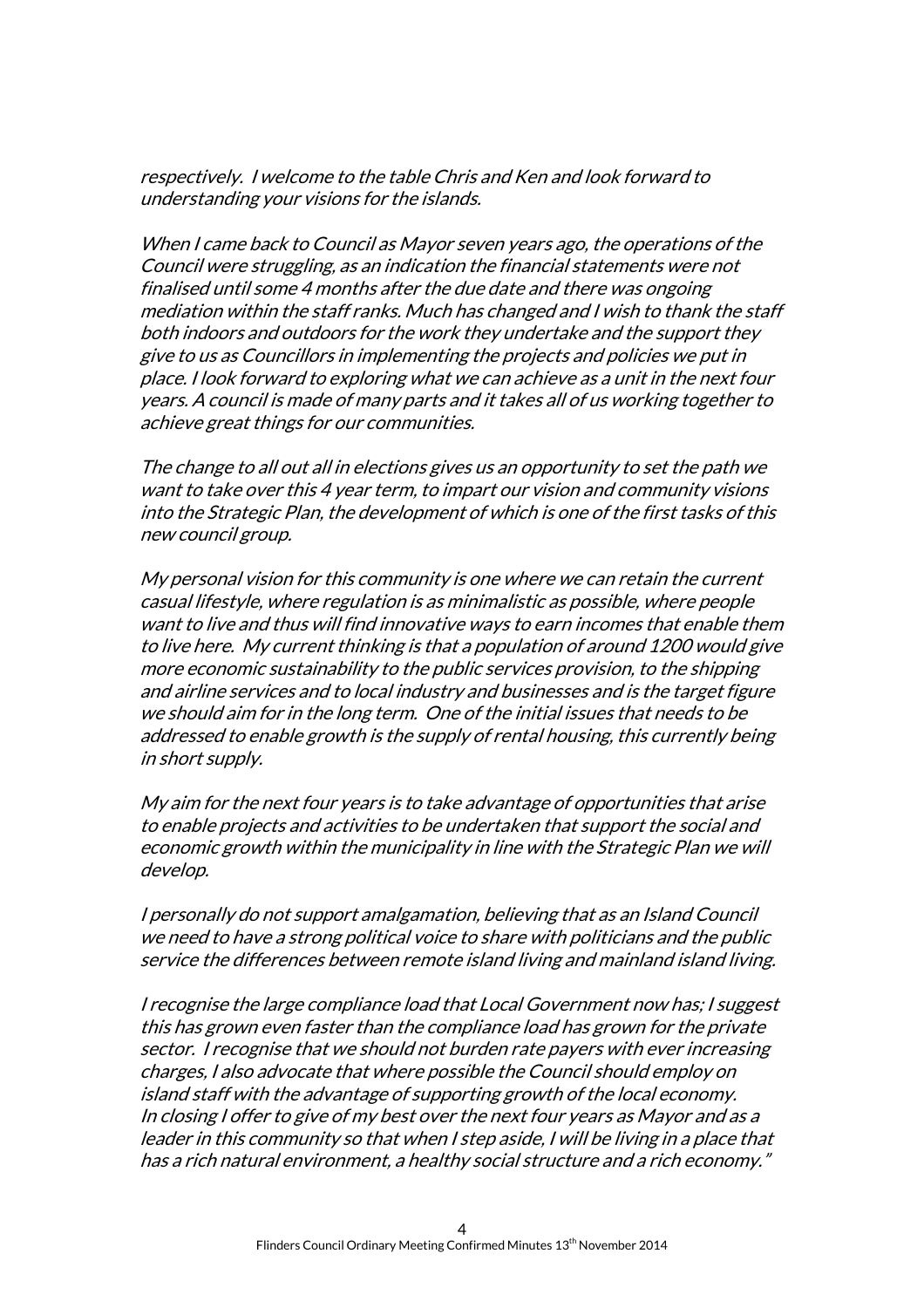*respectively. I welcome to the table Chris and Ken and look forward to understanding your visions for the islands.*

*When I came back to Council as Mayor seven years ago, the operations of the Council were struggling, as an indication the financial statements were not finalised until some 4 months after the due date and there was ongoing mediation within the staff ranks. Much has changed and I wish to thank the staff both indoors and outdoors for the work they undertake and the support they give to us as Councillors in implementing the projects and policies we put in place. I look forward to exploring what we can achieve as a unit in the next four years. A council is made of many parts and it takes all of us working together to achieve great things for our communities.*

*The change to all out all in elections gives us an opportunity to set the path we want to take over this 4 year term, to impart our vision and community visions into the Strategic Plan, the development of which is one of the first tasks of this new council group.*

*My personal vision for this community is one where we can retain the current casual lifestyle, where regulation is as minimalistic as possible, where people want to live and thus will find innovative ways to earn incomes that enable them to live here. My current thinking is that a population of around 1200 would give more economic sustainability to the public services provision, to the shipping and airline services and to local industry and businesses and is the target figure we should aim for in the long term. One of the initial issues that needs to be addressed to enable growth is the supply of rental housing, this currently being in short supply.*

*My aim for the next four years is to take advantage of opportunities that arise to enable projects and activities to be undertaken that support the social and economic growth within the municipality in line with the Strategic Plan we will develop.*

*I personally do not support amalgamation, believing that as an Island Council we need to have a strong political voice to share with politicians and the public service the differences between remote island living and mainland island living.*

*I recognise the large compliance load that Local Government now has; I suggest this has grown even faster than the compliance load has grown for the private sector. I recognise that we should not burden rate payers with ever increasing charges, I also advocate that where possible the Council should employ on island staff with the advantage of supporting growth of the local economy. In closing I offer to give of my best over the next four years as Mayor and as a leader in this community so that when I step aside, I will be living in a place that has a rich natural environment, a healthy social structure and a rich economy."*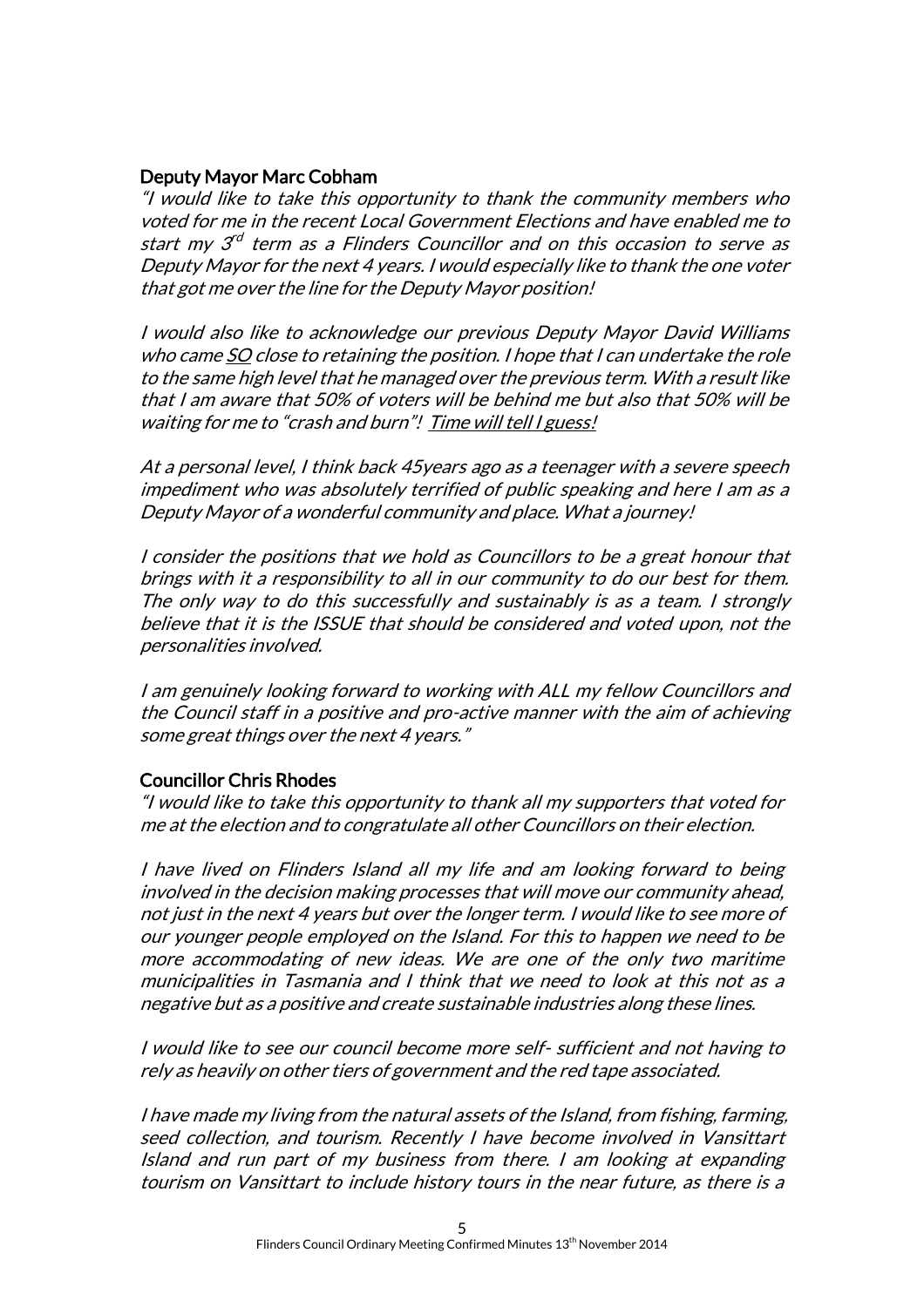**Deputy Mayor Marc Cobham**

*"I would like to take this opportunity to thank the community members who voted for me in the recent Local Government Elections and have enabled me to start my 3rd term as a Flinders Councillor and on this occasion to serve as Deputy Mayor for the next 4 years. I would especially like to thank the one voter that got me over the line for the Deputy Mayor position!*

*I would also like to acknowledge our previous Deputy Mayor David Williams who came SO close to retaining the position. I hope that I can undertake the role to the same high level that he managed over the previous term. With a result like that I am aware that 50% of voters will be behind me but also that 50% will be waiting for me to "crash and burn"! Time will tell I guess!*

*At a personal level, I think back 45years ago as a teenager with a severe speech impediment who was absolutely terrified of public speaking and here I am as a Deputy Mayor of a wonderful community and place. What a journey!*

*I consider the positions that we hold as Councillors to be a great honour that brings with it a responsibility to all in our community to do our best for them. The only way to do this successfully and sustainably is as a team. I strongly believe that it is the ISSUE that should be considered and voted upon, not the personalities involved.*

*I am genuinely looking forward to working with ALL my fellow Councillors and the Council staff in a positive and pro-active manner with the aim of achieving some great things over the next 4 years."*

**Councillor Chris Rhodes**

*"I would like to take this opportunity to thank all my supporters that voted for me at the election and to congratulate all other Councillors on their election.*

*I have lived on Flinders Island all my life and am looking forward to being involved in the decision making processes that will move our community ahead, not just in the next 4 years but over the longer term. I would like to see more of our younger people employed on the Island. For this to happen we need to be more accommodating of new ideas. We are one of the only two maritime municipalities in Tasmania and I think that we need to look at this not as a negative but as a positive and create sustainable industries along these lines.*

*I would like to see our council become more self- sufficient and not having to rely as heavily on other tiers of government and the red tape associated.*

*I have made my living from the natural assets of the Island, from fishing, farming, seed collection, and tourism. Recently I have become involved in Vansittart Island and run part of my business from there. I am looking at expanding tourism on Vansittart to include history tours in the near future, as there is a*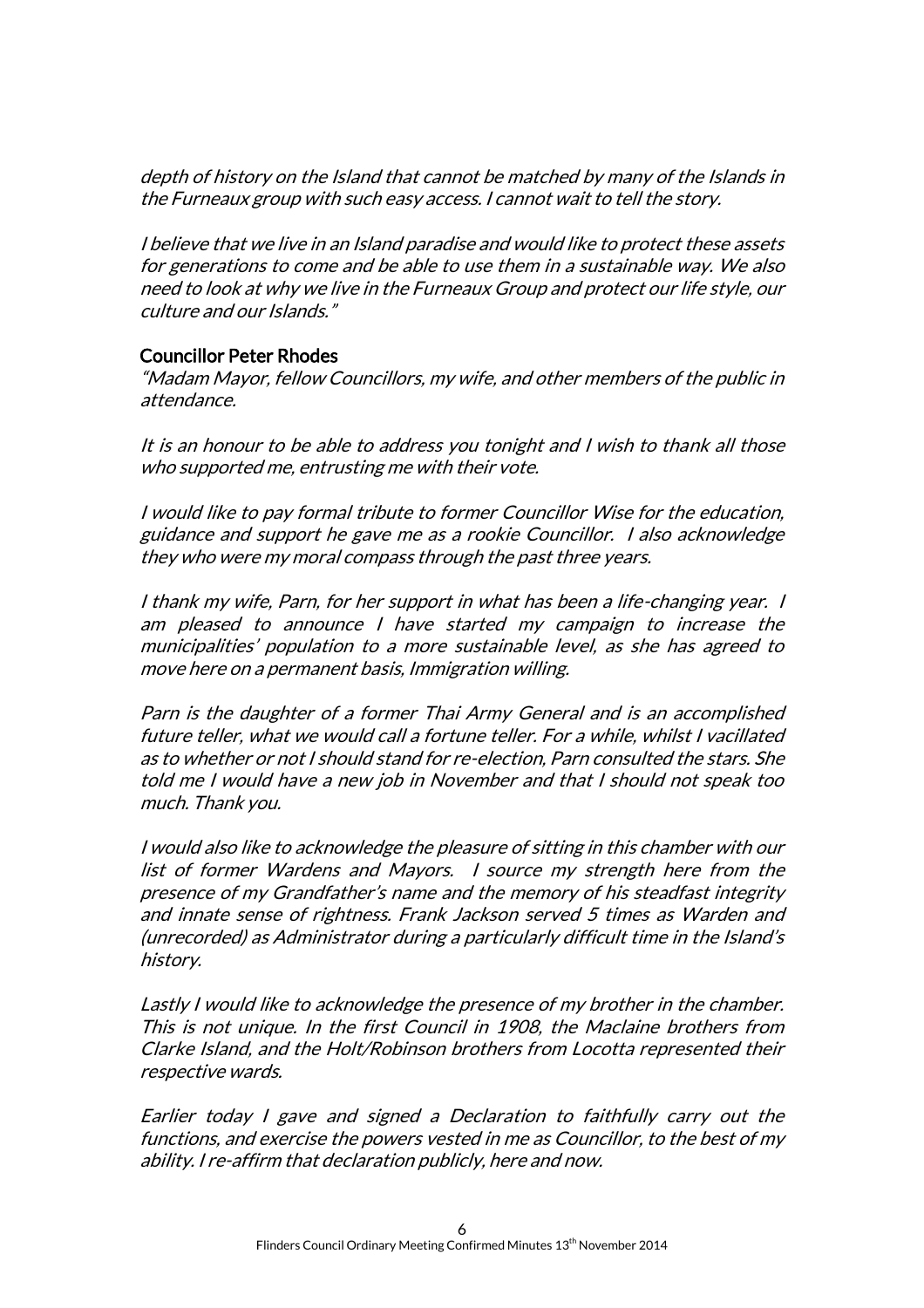*depth of history on the Island that cannot be matched by many of the Islands in the Furneaux group with such easy access. I cannot wait to tell the story.*

*I believe that we live in an Island paradise and would like to protect these assets for generations to come and be able to use them in a sustainable way. We also need to look at why we live in the Furneaux Group and protect our life style, our culture and our Islands."*

**Councillor Peter Rhodes**

*"Madam Mayor, fellow Councillors, my wife, and other members of the public in attendance.*

*It is an honour to be able to address you tonight and I wish to thank all those who supported me, entrusting me with their vote.*

*I would like to pay formal tribute to former Councillor Wise for the education, guidance and support he gave me as a rookie Councillor. I also acknowledge they who were my moral compass through the past three years.*

*I thank my wife, Parn, for her support in what has been a life-changing year. I am pleased to announce I have started my campaign to increase the municipalities' population to a more sustainable level, as she has agreed to move here on a permanent basis, Immigration willing.*

*Parn is the daughter of a former Thai Army General and is an accomplished future teller, what we would call a fortune teller. For a while, whilst I vacillated as to whether or not I should stand for re-election, Parn consulted the stars. She told me I would have a new job in November and that I should not speak too much. Thank you.*

*I would also like to acknowledge the pleasure of sitting in this chamber with our list of former Wardens and Mayors. I source my strength here from the presence of my Grandfather's name and the memory of his steadfast integrity and innate sense of rightness. Frank Jackson served 5 times as Warden and (unrecorded) as Administrator during a particularly difficult time in the Island's history.*

*Lastly I would like to acknowledge the presence of my brother in the chamber. This is not unique. In the first Council in 1908, the Maclaine brothers from Clarke Island, and the Holt/Robinson brothers from Locotta represented their respective wards.*

*Earlier today I gave and signed a Declaration to faithfully carry out the functions, and exercise the powers vested in me as Councillor, to the best of my ability. I re-affirm that declaration publicly, here and now.*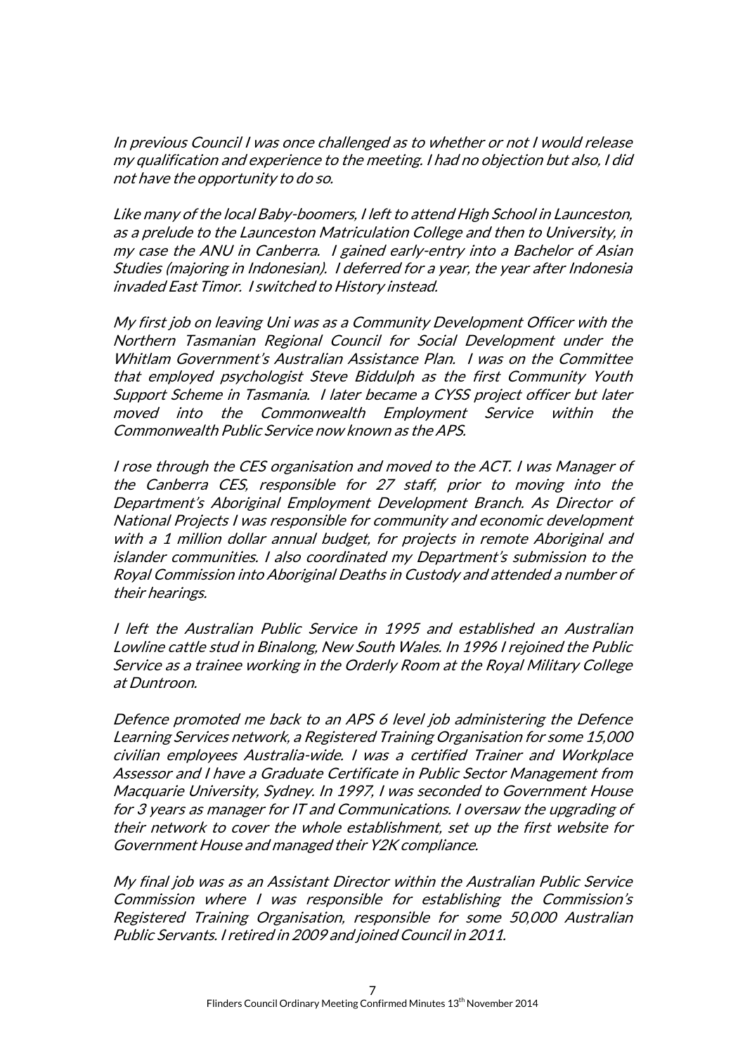*In previous Council I was once challenged as to whether or not I would release my qualification and experience to the meeting. I had no objection but also, I did not have the opportunity to do so.*

*Like many of the local Baby-boomers, I left to attend High School in Launceston, as a prelude to the Launceston Matriculation College and then to University, in my case the ANU in Canberra. I gained early-entry into a Bachelor of Asian Studies (majoring in Indonesian). I deferred for a year, the year after Indonesia invaded East Timor. I switched to History instead.*

*My first job on leaving Uni was as a Community Development Officer with the Northern Tasmanian Regional Council for Social Development under the Whitlam Government's Australian Assistance Plan. I was on the Committee that employed psychologist Steve Biddulph as the first Community Youth Support Scheme in Tasmania. I later became a CYSS project officer but later moved into the Commonwealth Employment Service within the Commonwealth Public Service now known as the APS.*

*I rose through the CES organisation and moved to the ACT. I was Manager of the Canberra CES, responsible for 27 staff, prior to moving into the Department's Aboriginal Employment Development Branch. As Director of National Projects I was responsible for community and economic development with a 1 million dollar annual budget, for projects in remote Aboriginal and islander communities. I also coordinated my Department's submission to the Royal Commission into Aboriginal Deaths in Custody and attended a number of their hearings.*

*I left the Australian Public Service in 1995 and established an Australian Lowline cattle stud in Binalong, New South Wales. In 1996 I rejoined the Public Service as a trainee working in the Orderly Room at the Royal Military College at Duntroon.*

*Defence promoted me back to an APS 6 level job administering the Defence Learning Services network, a Registered Training Organisation for some 15,000 civilian employees Australia-wide. I was a certified Trainer and Workplace Assessor and I have a Graduate Certificate in Public Sector Management from Macquarie University, Sydney. In 1997, I was seconded to Government House for 3 years as manager for IT and Communications. I oversaw the upgrading of their network to cover the whole establishment, set up the first website for Government House and managed their Y2K compliance.*

*My final job was as an Assistant Director within the Australian Public Service Commission where I was responsible for establishing the Commission's Registered Training Organisation, responsible for some 50,000 Australian Public Servants. I retired in 2009 and joined Council in 2011.*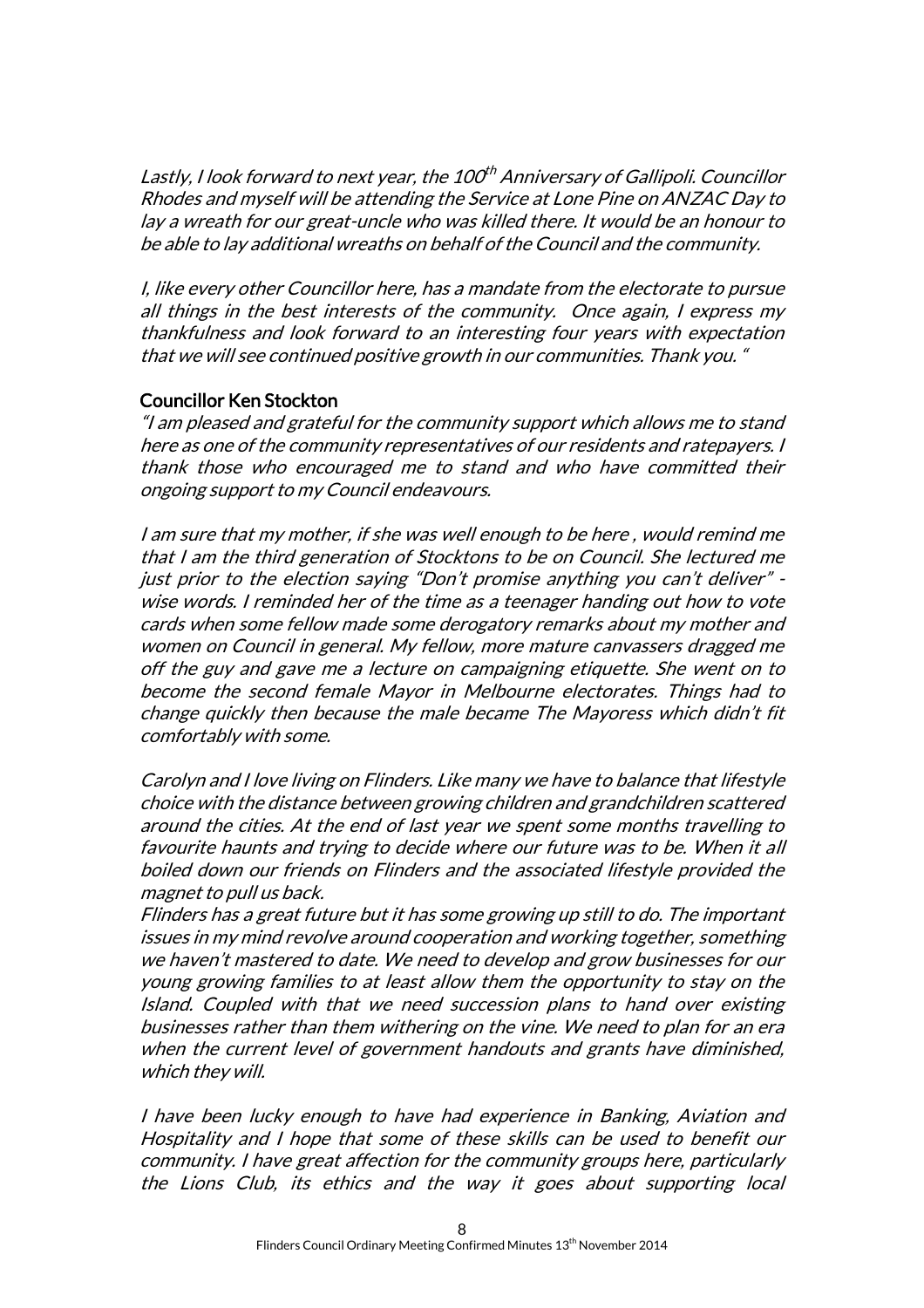*Lastly, I look forward to next year, the 100th Anniversary of Gallipoli. Councillor Rhodes and myself will be attending the Service at Lone Pine on ANZAC Day to lay a wreath for our great-uncle who was killed there. It would be an honour to be able to lay additional wreaths on behalf of the Council and the community.*

*I, like every other Councillor here, has a mandate from the electorate to pursue all things in the best interests of the community. Once again, I express my thankfulness and look forward to an interesting four years with expectation that we will see continued positive growth in our communities. Thank you. "*

**Councillor Ken Stockton**

*"I am pleased and grateful for the community support which allows me to stand here as one of the community representatives of our residents and ratepayers. I thank those who encouraged me to stand and who have committed their ongoing support to my Council endeavours.*

*I am sure that my mother, if she was well enough to be here , would remind me that I am the third generation of Stocktons to be on Council. She lectured me just prior to the election saying "Don't promise anything you can't deliver" - wise words. I reminded her of the time as a teenager handing out how to vote cards when some fellow made some derogatory remarks about my mother and women on Council in general. My fellow, more mature canvassers dragged me off the guy and gave me a lecture on campaigning etiquette. She went on to become the second female Mayor in Melbourne electorates. Things had to change quickly then because the male became The Mayoress which didn't fit comfortably with some.*

*Carolyn and I love living on Flinders. Like many we have to balance that lifestyle choice with the distance between growing children and grandchildren scattered around the cities. At the end of last year we spent some months travelling to favourite haunts and trying to decide where our future was to be. When it all boiled down our friends on Flinders and the associated lifestyle provided the magnet to pull us back.*

*Flinders has a great future but it has some growing up still to do. The important issues in my mind revolve around cooperation and working together, something we haven't mastered to date. We need to develop and grow businesses for our young growing families to at least allow them the opportunity to stay on the Island. Coupled with that we need succession plans to hand over existing businesses rather than them withering on the vine. We need to plan for an era when the current level of government handouts and grants have diminished, which they will.*

*I have been lucky enough to have had experience in Banking, Aviation and Hospitality and I hope that some of these skills can be used to benefit our community. I have great affection for the community groups here, particularly the Lions Club, its ethics and the way it goes about supporting local*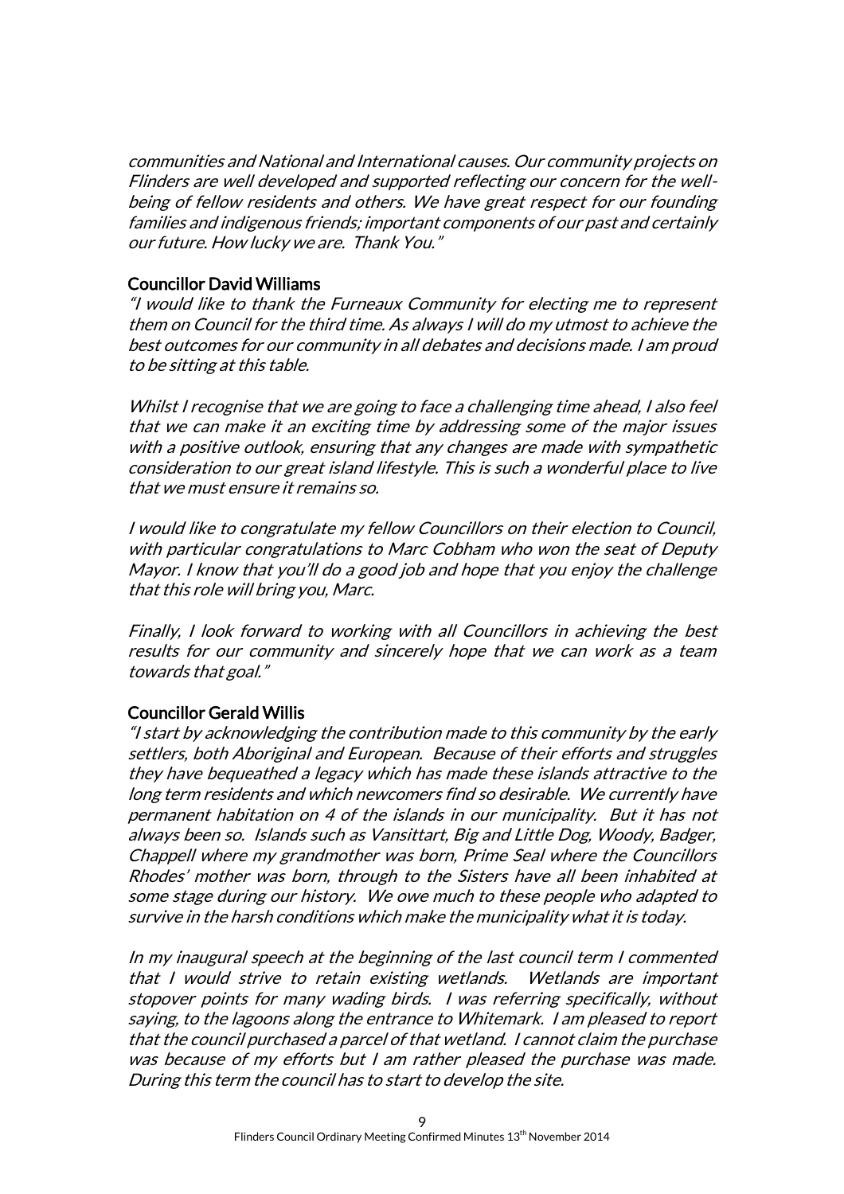*communities and National and International causes. Our community projects on Flinders are well developed and supported reflecting our concern for the well-being of fellow residents and others. We have great respect for our founding families and indigenous friends; important components of our past and certainly our future. How lucky we are. Thank You."*

**Councillor David Williams**

*"I would like to thank the Furneaux Community for electing me to represent them on Council for the third time. As always I will do my utmost to achieve the best outcomes for our community in all debates and decisions made. I am proud to be sitting at this table.*

*Whilst I recognise that we are going to face a challenging time ahead, I also feel that we can make it an exciting time by addressing some of the major issues with a positive outlook, ensuring that any changes are made with sympathetic consideration to our great island lifestyle. This is such a wonderful place to live that we must ensure it remains so.*

*I would like to congratulate my fellow Councillors on their election to Council, with particular congratulations to Marc Cobham who won the seat of Deputy Mayor. I know that you'll do a good job and hope that you enjoy the challenge that this role will bring you, Marc.*

*Finally, I look forward to working with all Councillors in achieving the best results for our community and sincerely hope that we can work as a team towards that goal."*

**Councillor Gerald Willis**

*"I start by acknowledging the contribution made to this community by the early settlers, both Aboriginal and European. Because of their efforts and struggles they have bequeathed a legacy which has made these islands attractive to the long term residents and which newcomers find so desirable. We currently have permanent habitation on 4 of the islands in our municipality. But it has not always been so. Islands such as Vansittart, Big and Little Dog, Woody, Badger, Chappell where my grandmother was born, Prime Seal where the Councillors Rhodes' mother was born, through to the Sisters have all been inhabited at some stage during our history. We owe much to these people who adapted to survive in the harsh conditions which make the municipality what it is today.*

*In my inaugural speech at the beginning of the last council term I commented that I would strive to retain existing wetlands. Wetlands are important stopover points for many wading birds. I was referring specifically, without saying, to the lagoons along the entrance to Whitemark. I am pleased to report that the council purchased a parcel of that wetland. I cannot claim the purchase was because of my efforts but I am rather pleased the purchase was made. During this term the council has to start to develop the site.*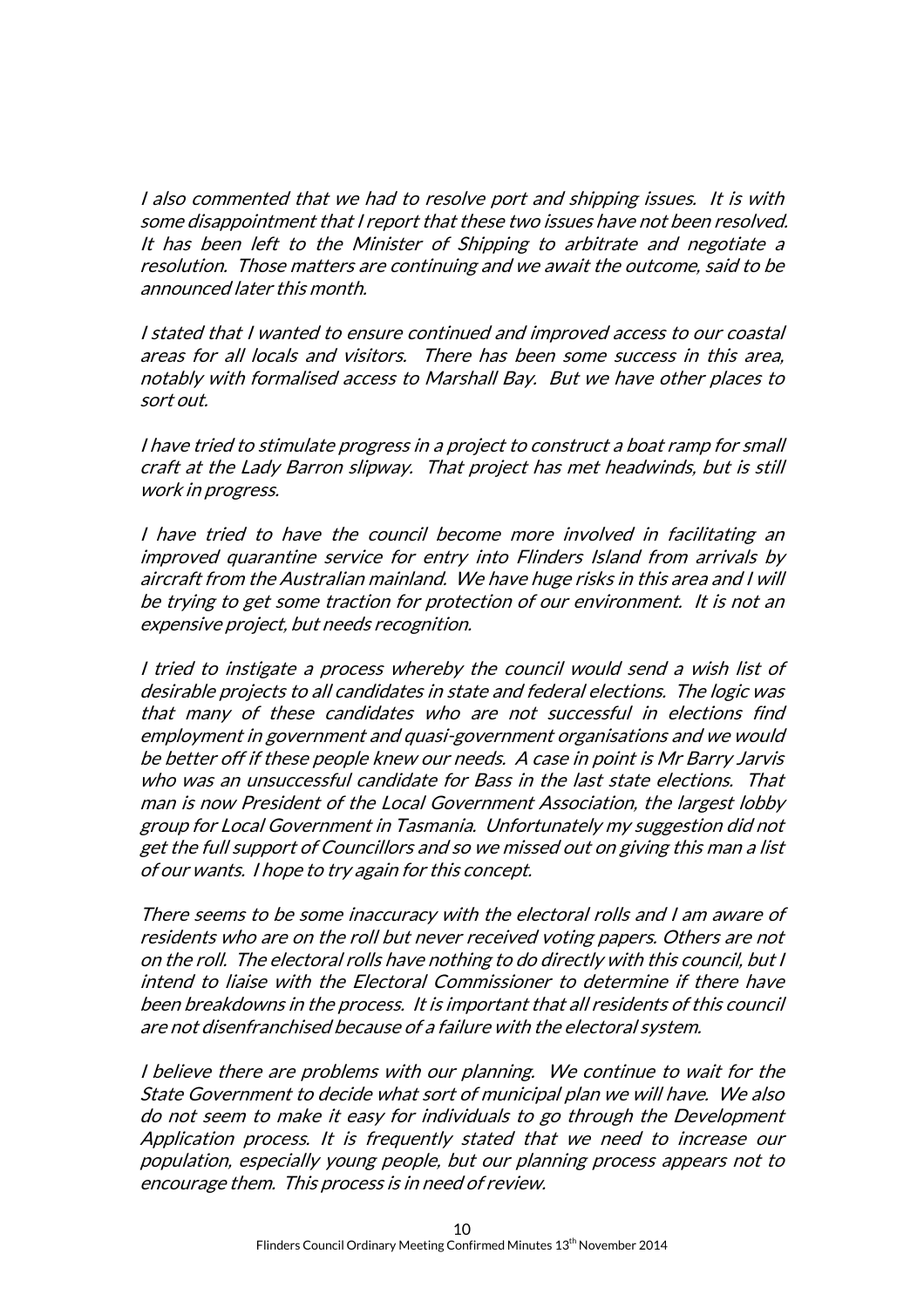*I also commented that we had to resolve port and shipping issues. It is with some disappointment that I report that these two issues have not been resolved. It has been left to the Minister of Shipping to arbitrate and negotiate a resolution. Those matters are continuing and we await the outcome, said to be announced later this month.*

*I stated that I wanted to ensure continued and improved access to our coastal areas for all locals and visitors. There has been some success in this area, notably with formalised access to Marshall Bay. But we have other places to sort out.*

*I have tried to stimulate progress in a project to construct a boat ramp for small craft at the Lady Barron slipway. That project has met headwinds, but is still work in progress.*

*I have tried to have the council become more involved in facilitating an improved quarantine service for entry into Flinders Island from arrivals by aircraft from the Australian mainland. We have huge risks in this area and I will be trying to get some traction for protection of our environment. It is not an expensive project, but needs recognition.*

*I tried to instigate a process whereby the council would send a wish list of desirable projects to all candidates in state and federal elections. The logic was that many of these candidates who are not successful in elections find employment in government and quasi-government organisations and we would be better off if these people knew our needs. A case in point is Mr Barry Jarvis who was an unsuccessful candidate for Bass in the last state elections. That man is now President of the Local Government Association, the largest lobby group for Local Government in Tasmania. Unfortunately my suggestion did not get the full support of Councillors and so we missed out on giving this man a list of our wants. I hope to try again for this concept.*

*There seems to be some inaccuracy with the electoral rolls and I am aware of residents who are on the roll but never received voting papers. Others are not on the roll. The electoral rolls have nothing to do directly with this council, but I intend to liaise with the Electoral Commissioner to determine if there have been breakdowns in the process. It is important that all residents of this council are not disenfranchised because of a failure with the electoral system.*

*I believe there are problems with our planning. We continue to wait for the State Government to decide what sort of municipal plan we will have. We also do not seem to make it easy for individuals to go through the Development Application process. It is frequently stated that we need to increase our population, especially young people, but our planning process appears not to encourage them. This process is in need of review.*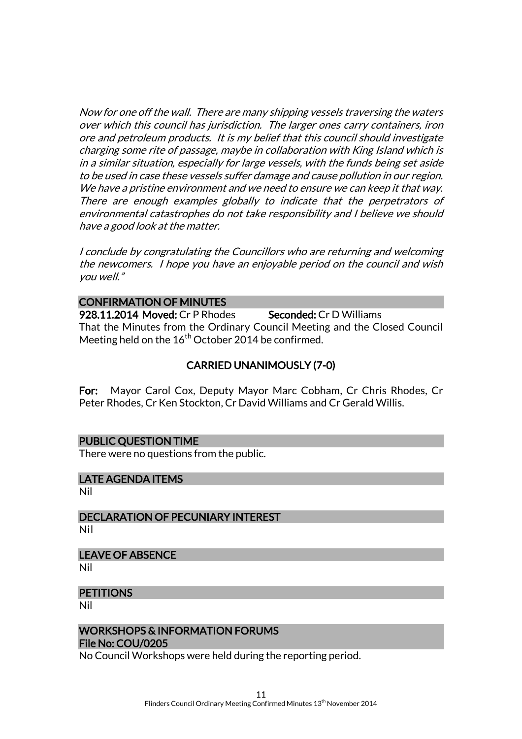*Now for one off the wall. There are many shipping vessels traversing the waters over which this council has jurisdiction. The larger ones carry containers, iron ore and petroleum products. It is my belief that this council should investigate charging some rite of passage, maybe in collaboration with King Island which is in a similar situation, especially for large vessels, with the funds being set aside to be used in case these vessels suffer damage and cause pollution in our region. We have a pristine environment and we need to ensure we can keep it that way. There are enough examples globally to indicate that the perpetrators of environmental catastrophes do not take responsibility and I believe we should have a good look at the matter.*

*I conclude by congratulating the Councillors who are returning and welcoming the newcomers. I hope you have an enjoyable period on the council and wish you well."*

## CONFIRMATION OF MINUTES

**928.11.2014 Moved:** Cr P Rhodes **Seconded:** Cr D Williams

That the Minutes from the Ordinary Council Meeting and the Closed Council Meeting held on the 16th October 2014 be confirmed.

**CARRIED UNANIMOUSLY (7-0)**

**For:** Mayor Carol Cox, Deputy Mayor Marc Cobham, Cr Chris Rhodes, Cr Peter Rhodes, Cr Ken Stockton, Cr David Williams and Cr Gerald Willis.

## PUBLIC QUESTION TIME

There were no questions from the public.

## LATE AGENDA ITEMS

Nil

## DECLARATION OF PECUNIARY INTEREST

Nil

## LEAVE OF ABSENCE

Nil

## PETITIONS

Nil

## WORKSHOPS & INFORMATION FORUMS

**File No: COU/0205**

No Council Workshops were held during the reporting period.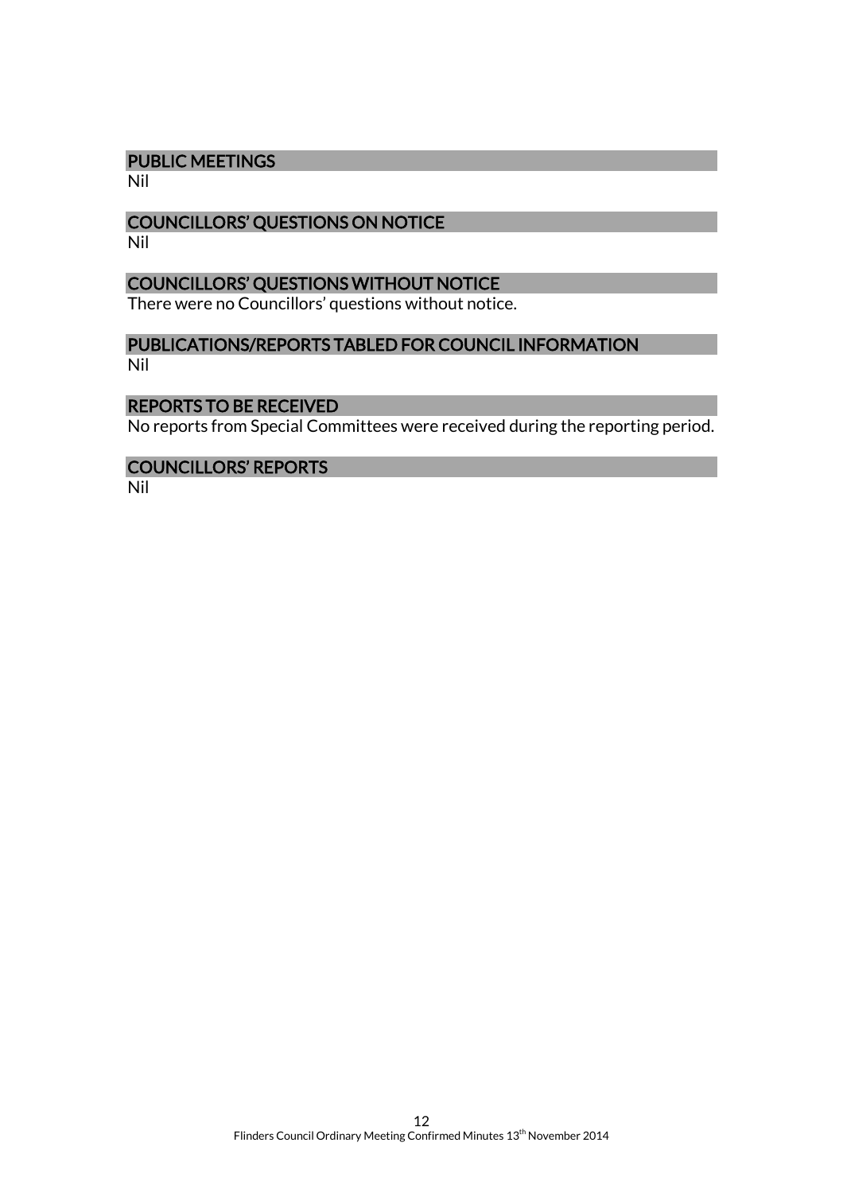## PUBLIC MEETINGS

Nil

## COUNCILLORS' QUESTIONS ON NOTICE

Nil

## COUNCILLORS' QUESTIONS WITHOUT NOTICE

There were no Councillors' questions without notice.

## PUBLICATIONS/REPORTS TABLED FOR COUNCIL INFORMATION

Nil

## REPORTS TO BE RECEIVED

No reports from Special Committees were received during the reporting period.

## COUNCILLORS' REPORTS

Nil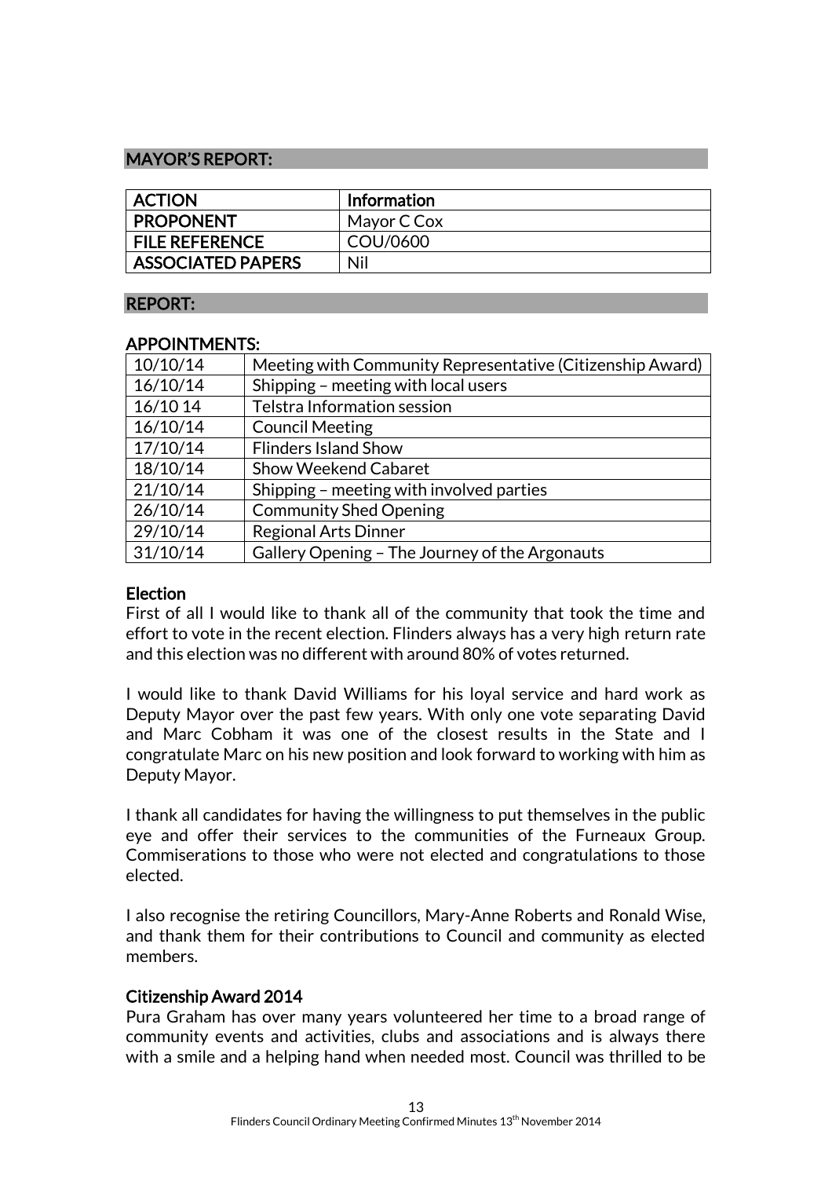## MAYOR'S REPORT:

| ACTION | Information |
|---|---|
| PROPONENT | Mayor C Cox |
| FILE REFERENCE | COU/0600 |
| ASSOCIATED PAPERS | Nil |

## REPORT:

### APPOINTMENTS:

| | |
|---|---|
| 10/10/14 | Meeting with Community Representative (Citizenship Award) |
| 16/10/14 | Shipping – meeting with local users |
| 16/10 14 | Telstra Information session |
| 16/10/14 | Council Meeting |
| 17/10/14 | Flinders Island Show |
| 18/10/14 | Show Weekend Cabaret |
| 21/10/14 | Shipping – meeting with involved parties |
| 26/10/14 | Community Shed Opening |
| 29/10/14 | Regional Arts Dinner |
| 31/10/14 | Gallery Opening – The Journey of the Argonauts |

### Election

First of all I would like to thank all of the community that took the time and effort to vote in the recent election. Flinders always has a very high return rate and this election was no different with around 80% of votes returned.

I would like to thank David Williams for his loyal service and hard work as Deputy Mayor over the past few years. With only one vote separating David and Marc Cobham it was one of the closest results in the State and I congratulate Marc on his new position and look forward to working with him as Deputy Mayor.

I thank all candidates for having the willingness to put themselves in the public eye and offer their services to the communities of the Furneaux Group. Commiserations to those who were not elected and congratulations to those elected.

I also recognise the retiring Councillors, Mary-Anne Roberts and Ronald Wise, and thank them for their contributions to Council and community as elected members.

### Citizenship Award 2014

Pura Graham has over many years volunteered her time to a broad range of community events and activities, clubs and associations and is always there with a smile and a helping hand when needed most. Council was thrilled to be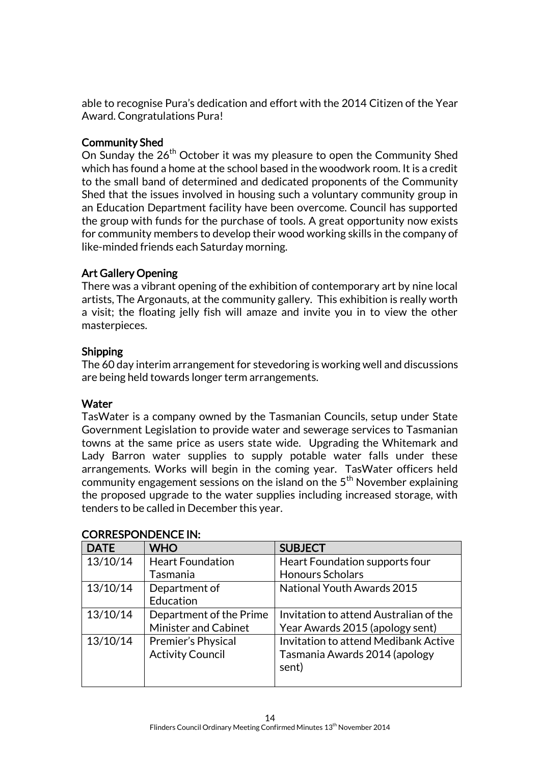able to recognise Pura's dedication and effort with the 2014 Citizen of the Year Award. Congratulations Pura!

**Community Shed**

On Sunday the 26th October it was my pleasure to open the Community Shed which has found a home at the school based in the woodwork room. It is a credit to the small band of determined and dedicated proponents of the Community Shed that the issues involved in housing such a voluntary community group in an Education Department facility have been overcome. Council has supported the group with funds for the purchase of tools. A great opportunity now exists for community members to develop their wood working skills in the company of like-minded friends each Saturday morning.

**Art Gallery Opening**

There was a vibrant opening of the exhibition of contemporary art by nine local artists, The Argonauts, at the community gallery. This exhibition is really worth a visit; the floating jelly fish will amaze and invite you in to view the other masterpieces.

**Shipping**

The 60 day interim arrangement for stevedoring is working well and discussions are being held towards longer term arrangements.

**Water**

TasWater is a company owned by the Tasmanian Councils, setup under State Government Legislation to provide water and sewerage services to Tasmanian towns at the same price as users state wide. Upgrading the Whitemark and Lady Barron water supplies to supply potable water falls under these arrangements. Works will begin in the coming year. TasWater officers held community engagement sessions on the island on the 5th November explaining the proposed upgrade to the water supplies including increased storage, with tenders to be called in December this year.

**CORRESPONDENCE IN:**

| DATE | WHO | SUBJECT |
|---|---|---|
| 13/10/14 | Heart Foundation Tasmania | Heart Foundation supports four Honours Scholars |
| 13/10/14 | Department of Education | National Youth Awards 2015 |
| 13/10/14 | Department of the Prime Minister and Cabinet | Invitation to attend Australian of the Year Awards 2015 (apology sent) |
| 13/10/14 | Premier's Physical Activity Council | Invitation to attend Medibank Active Tasmania Awards 2014 (apology sent) |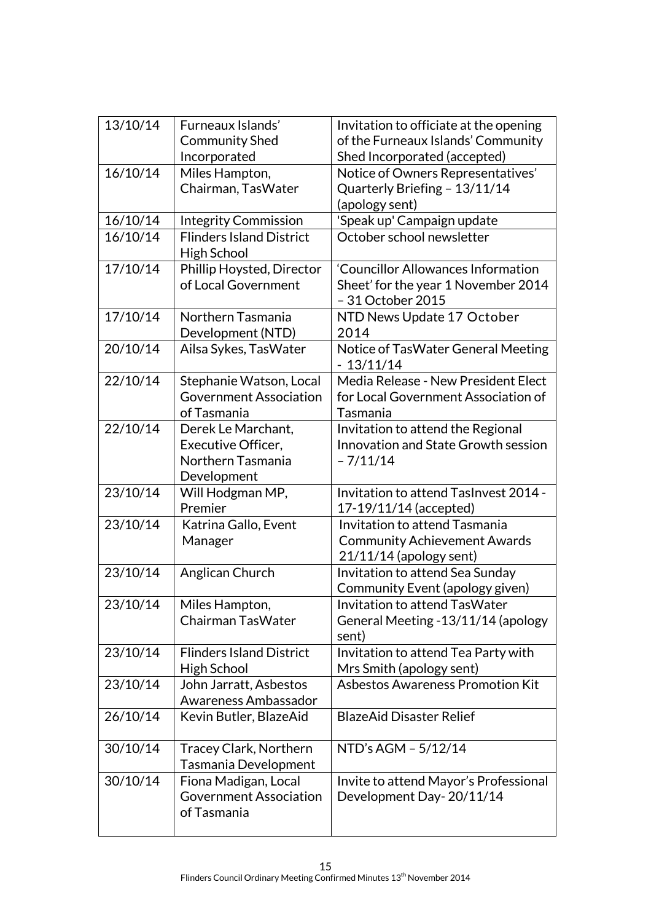| 13/10/14 | Furneaux Islands' Community Shed Incorporated | Invitation to officiate at the opening of the Furneaux Islands' Community Shed Incorporated (accepted) |
|---|---|---|
| 16/10/14 | Miles Hampton, Chairman, TasWater | Notice of Owners Representatives' Quarterly Briefing – 13/11/14 (apology sent) |
| 16/10/14 | Integrity Commission | 'Speak up' Campaign update |
| 16/10/14 | Flinders Island District High School | October school newsletter |
| 17/10/14 | Phillip Hoysted, Director of Local Government | 'Councillor Allowances Information Sheet' for the year 1 November 2014 – 31 October 2015 |
| 17/10/14 | Northern Tasmania Development (NTD) | NTD News Update 17 October 2014 |
| 20/10/14 | Ailsa Sykes, TasWater | Notice of TasWater General Meeting - 13/11/14 |
| 22/10/14 | Stephanie Watson, Local Government Association of Tasmania | Media Release - New President Elect for Local Government Association of Tasmania |
| 22/10/14 | Derek Le Marchant, Executive Officer, Northern Tasmania Development | Invitation to attend the Regional Innovation and State Growth session – 7/11/14 |
| 23/10/14 | Will Hodgman MP, Premier | Invitation to attend TasInvest 2014 - 17-19/11/14 (accepted) |
| 23/10/14 | Katrina Gallo, Event Manager | Invitation to attend Tasmania Community Achievement Awards 21/11/14 (apology sent) |
| 23/10/14 | Anglican Church | Invitation to attend Sea Sunday Community Event (apology given) |
| 23/10/14 | Miles Hampton, Chairman TasWater | Invitation to attend TasWater General Meeting -13/11/14 (apology sent) |
| 23/10/14 | Flinders Island District High School | Invitation to attend Tea Party with Mrs Smith (apology sent) |
| 23/10/14 | John Jarratt, Asbestos Awareness Ambassador | Asbestos Awareness Promotion Kit |
| 26/10/14 | Kevin Butler, BlazeAid | BlazeAid Disaster Relief |
| 30/10/14 | Tracey Clark, Northern Tasmania Development | NTD's AGM – 5/12/14 |
| 30/10/14 | Fiona Madigan, Local Government Association of Tasmania | Invite to attend Mayor's Professional Development Day- 20/11/14 |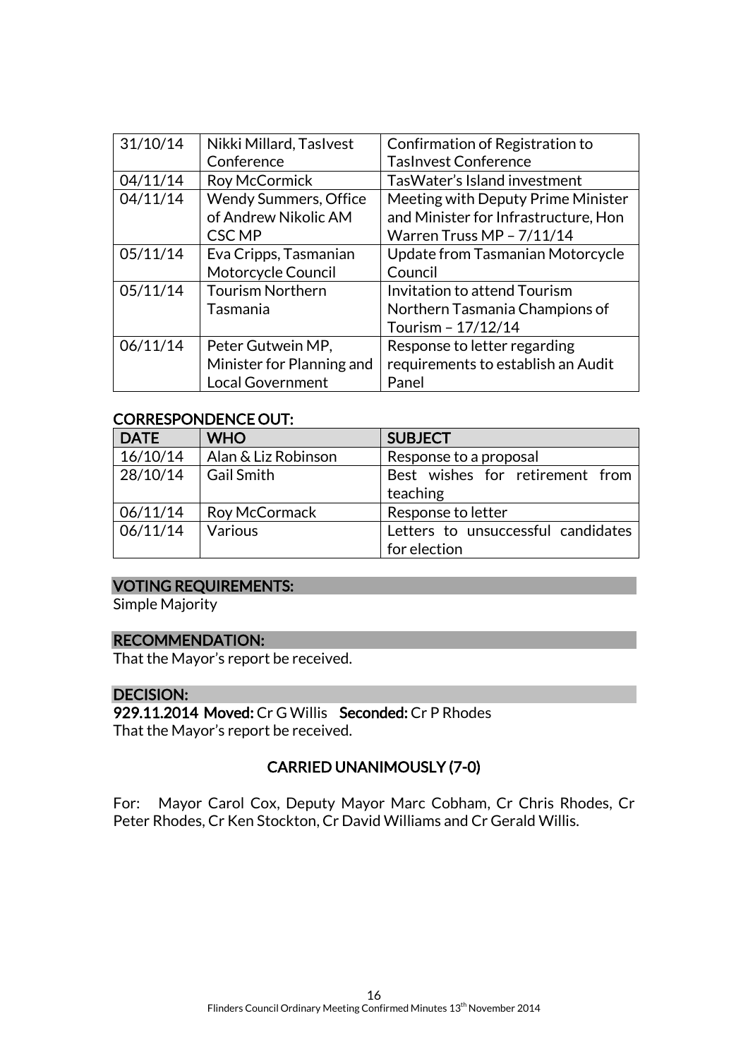| 31/10/14 | Nikki Millard, TasIvest Conference | Confirmation of Registration to TasInvest Conference |
|---|---|---|
| 04/11/14 | Roy McCormick | TasWater's Island investment |
| 04/11/14 | Wendy Summers, Office of Andrew Nikolic AM CSC MP | Meeting with Deputy Prime Minister and Minister for Infrastructure, Hon Warren Truss MP – 7/11/14 |
| 05/11/14 | Eva Cripps, Tasmanian Motorcycle Council | Update from Tasmanian Motorcycle Council |
| 05/11/14 | Tourism Northern Tasmania | Invitation to attend Tourism Northern Tasmania Champions of Tourism – 17/12/14 |
| 06/11/14 | Peter Gutwein MP, Minister for Planning and Local Government | Response to letter regarding requirements to establish an Audit Panel |

## CORRESPONDENCE OUT:

| DATE | WHO | SUBJECT |
|---|---|---|
| 16/10/14 | Alan & Liz Robinson | Response to a proposal |
| 28/10/14 | Gail Smith | Best wishes for retirement from teaching |
| 06/11/14 | Roy McCormack | Response to letter |
| 06/11/14 | Various | Letters to unsuccessful candidates for election |

## VOTING REQUIREMENTS:

Simple Majority

## RECOMMENDATION:

That the Mayor's report be received.

## DECISION:

**929.11.2014 Moved:** Cr G Willis **Seconded:** Cr P Rhodes

That the Mayor's report be received.

**CARRIED UNANIMOUSLY (7-0)**

For: Mayor Carol Cox, Deputy Mayor Marc Cobham, Cr Chris Rhodes, Cr Peter Rhodes, Cr Ken Stockton, Cr David Williams and Cr Gerald Willis.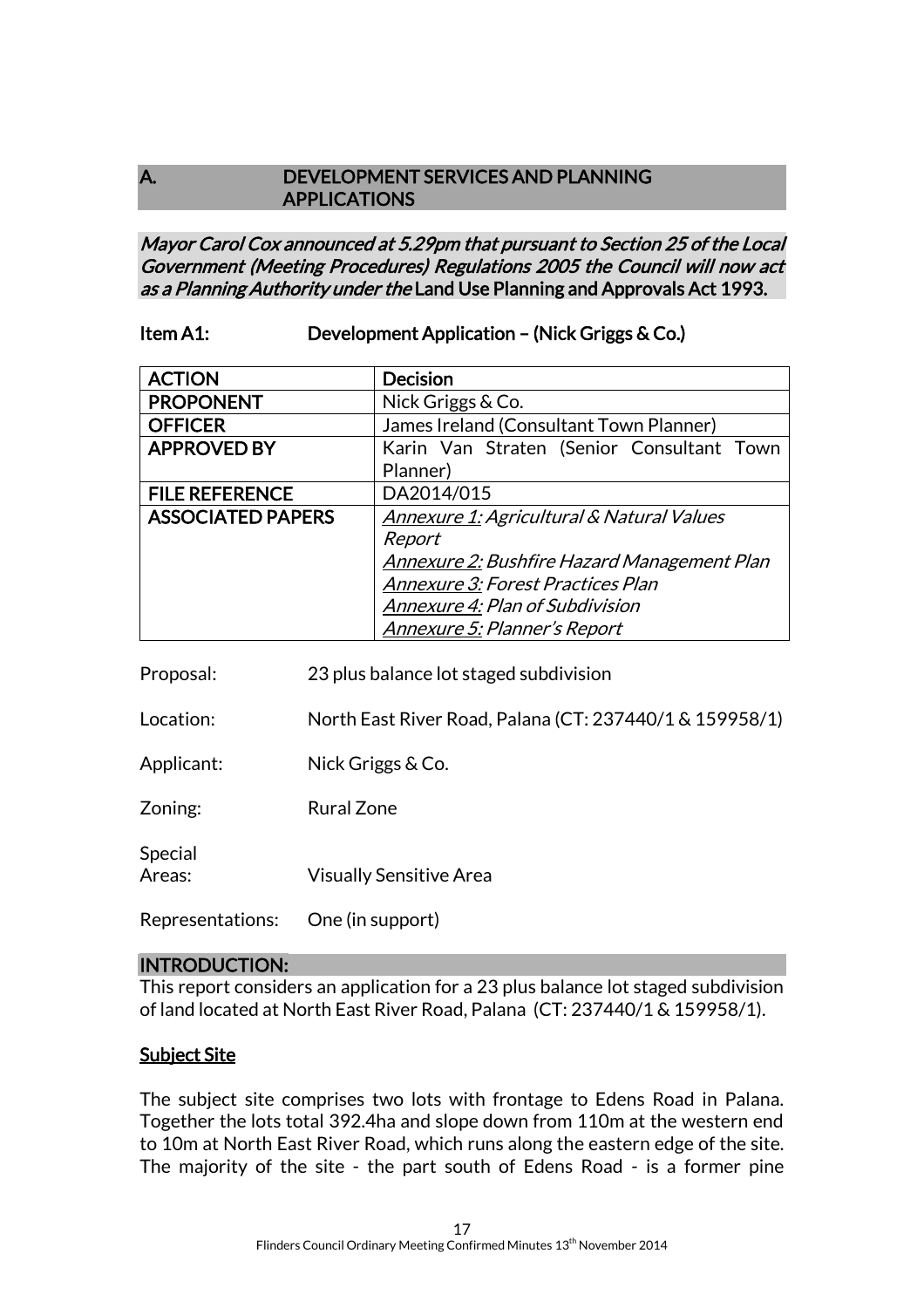## A. DEVELOPMENT SERVICES AND PLANNING APPLICATIONS

*Mayor Carol Cox announced at 5.29pm that pursuant to Section 25 of the Local Government (Meeting Procedures) Regulations 2005 the Council will now act as a Planning Authority under the* **Land Use Planning and Approvals Act 1993.**

**Item A1: Development Application – (Nick Griggs & Co.)**

| ACTION | Decision |
|---|---|
| PROPONENT | Nick Griggs & Co. |
| OFFICER | James Ireland (Consultant Town Planner) |
| APPROVED BY | Karin Van Straten (Senior Consultant Town Planner) |
| FILE REFERENCE | DA2014/015 |
| ASSOCIATED PAPERS | *Annexure 1: Agricultural & Natural Values Report*<br>*Annexure 2: Bushfire Hazard Management Plan*<br>*Annexure 3: Forest Practices Plan*<br>*Annexure 4: Plan of Subdivision*<br>*Annexure 5: Planner's Report* |

Proposal: 23 plus balance lot staged subdivision

Location: North East River Road, Palana (CT: 237440/1 & 159958/1)

Applicant: Nick Griggs & Co.

Zoning: Rural Zone

Special Areas: Visually Sensitive Area

Representations: One (in support)

### INTRODUCTION:

This report considers an application for a 23 plus balance lot staged subdivision of land located at North East River Road, Palana (CT: 237440/1 & 159958/1).

#### Subject Site

The subject site comprises two lots with frontage to Edens Road in Palana. Together the lots total 392.4ha and slope down from 110m at the western end to 10m at North East River Road, which runs along the eastern edge of the site. The majority of the site - the part south of Edens Road - is a former pine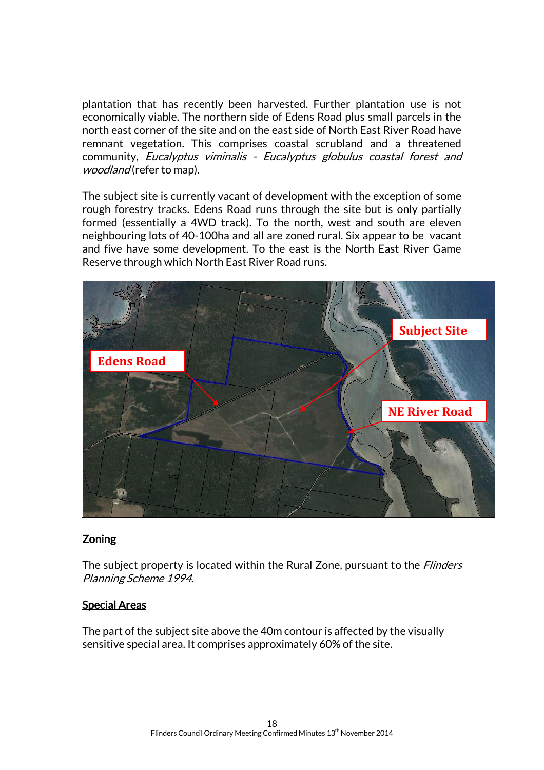plantation that has recently been harvested. Further plantation use is not economically viable. The northern side of Edens Road plus small parcels in the north east corner of the site and on the east side of North East River Road have remnant vegetation. This comprises coastal scrubland and a threatened community, *Eucalyptus viminalis - Eucalyptus globulus coastal forest and woodland* (refer to map).

The subject site is currently vacant of development with the exception of some rough forestry tracks. Edens Road runs through the site but is only partially formed (essentially a 4WD track). To the north, west and south are eleven neighbouring lots of 40-100ha and all are zoned rural. Six appear to be vacant and five have some development. To the east is the North East River Game Reserve through which North East River Road runs.

## Zoning

The subject property is located within the Rural Zone, pursuant to the *Flinders Planning Scheme 1994*.

## Special Areas

The part of the subject site above the 40m contour is affected by the visually sensitive special area. It comprises approximately 60% of the site.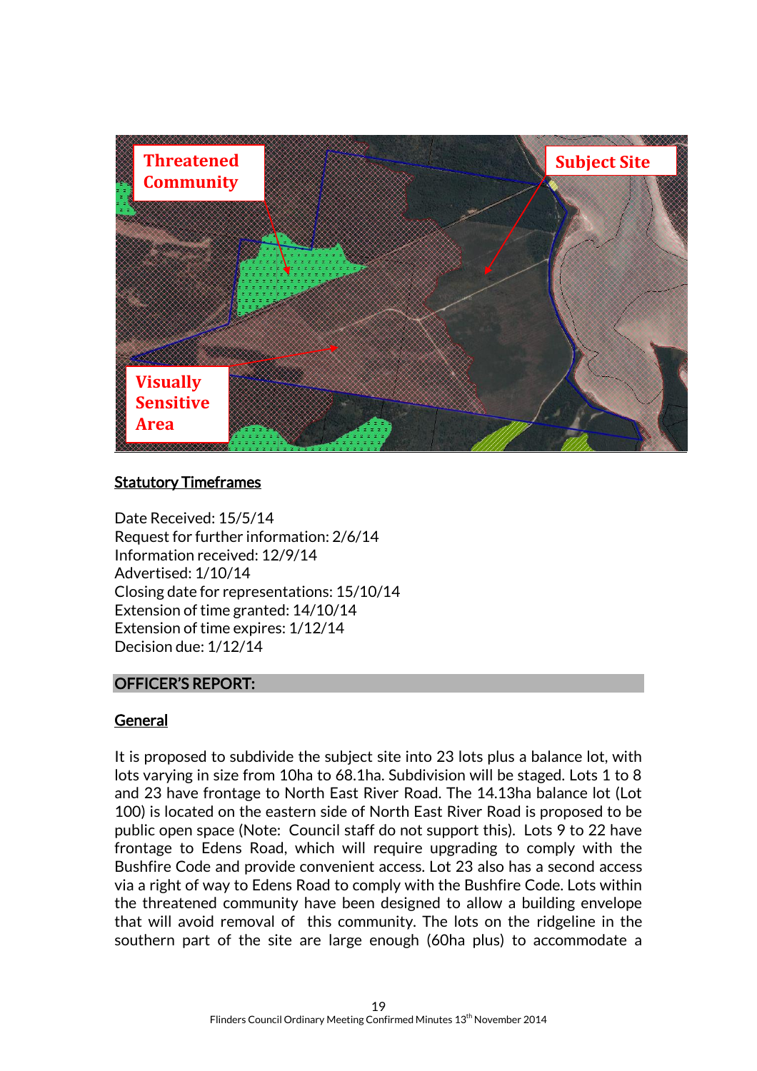Threatened Community

Subject Site

Visually Sensitive Area

## Statutory Timeframes

Date Received: 15/5/14
Request for further information: 2/6/14
Information received: 12/9/14
Advertised: 1/10/14
Closing date for representations: 15/10/14
Extension of time granted: 14/10/14
Extension of time expires: 1/12/14
Decision due: 1/12/14

## OFFICER'S REPORT:

### General

It is proposed to subdivide the subject site into 23 lots plus a balance lot, with lots varying in size from 10ha to 68.1ha. Subdivision will be staged. Lots 1 to 8 and 23 have frontage to North East River Road. The 14.13ha balance lot (Lot 100) is located on the eastern side of North East River Road is proposed to be public open space (Note: Council staff do not support this). Lots 9 to 22 have frontage to Edens Road, which will require upgrading to comply with the Bushfire Code and provide convenient access. Lot 23 also has a second access via a right of way to Edens Road to comply with the Bushfire Code. Lots within the threatened community have been designed to allow a building envelope that will avoid removal of this community. The lots on the ridgeline in the southern part of the site are large enough (60ha plus) to accommodate a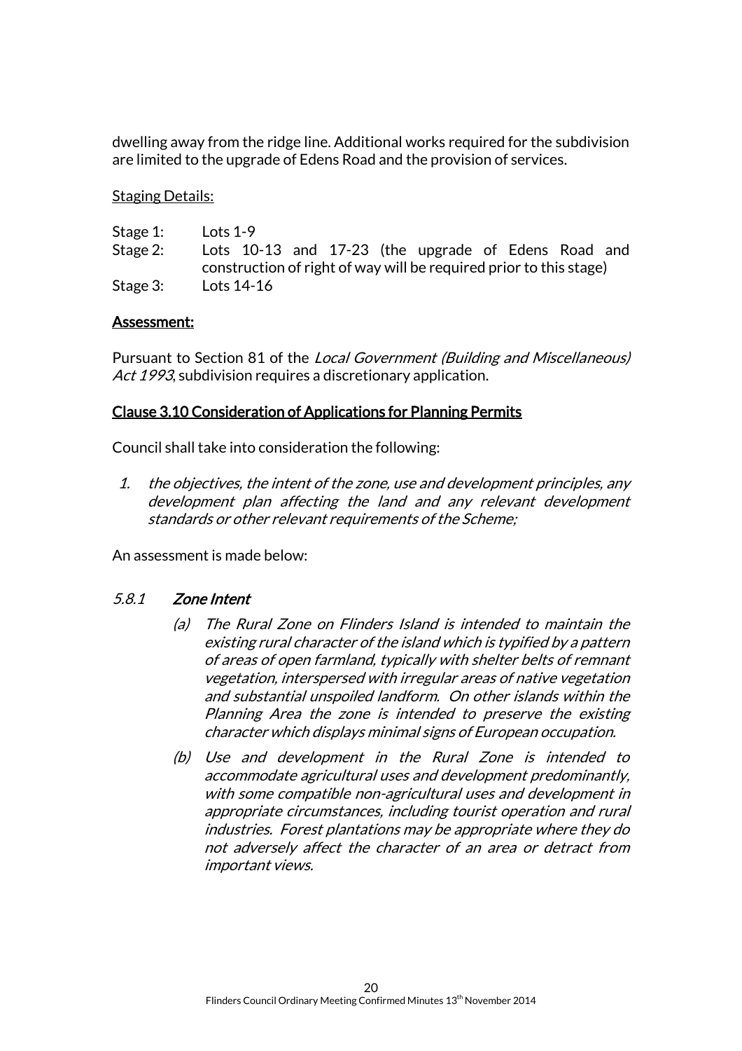dwelling away from the ridge line. Additional works required for the subdivision are limited to the upgrade of Edens Road and the provision of services.

<u>Staging Details:</u>

Stage 1: Lots 1-9
Stage 2: Lots 10-13 and 17-23 (the upgrade of Edens Road and construction of right of way will be required prior to this stage)
Stage 3: Lots 14-16

**<u>Assessment:</u>**

Pursuant to Section 81 of the *Local Government (Building and Miscellaneous) Act 1993*, subdivision requires a discretionary application.

<u>Clause 3.10 Consideration of Applications for Planning Permits</u>

Council shall take into consideration the following:

1. *the objectives, the intent of the zone, use and development principles, any development plan affecting the land and any relevant development standards or other relevant requirements of the Scheme;*

An assessment is made below:

*5.8.1* ***Zone Intent***

*(a) The Rural Zone on Flinders Island is intended to maintain the existing rural character of the island which is typified by a pattern of areas of open farmland, typically with shelter belts of remnant vegetation, interspersed with irregular areas of native vegetation and substantial unspoiled landform. On other islands within the Planning Area the zone is intended to preserve the existing character which displays minimal signs of European occupation.*

*(b) Use and development in the Rural Zone is intended to accommodate agricultural uses and development predominantly, with some compatible non-agricultural uses and development in appropriate circumstances, including tourist operation and rural industries. Forest plantations may be appropriate where they do not adversely affect the character of an area or detract from important views.*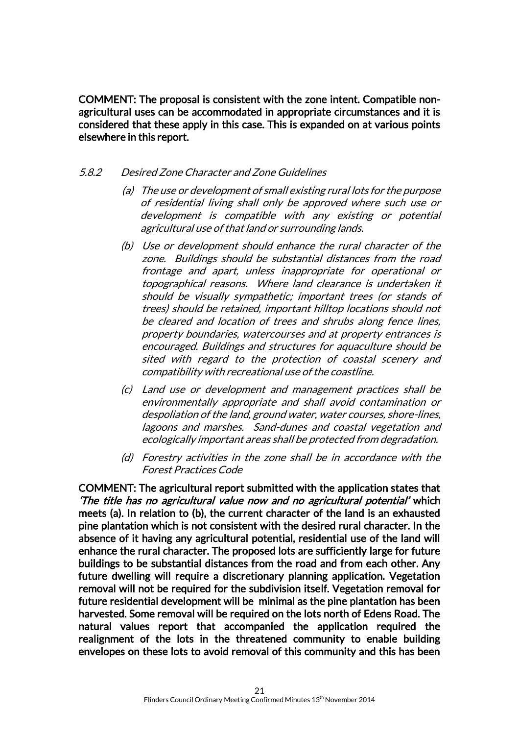**COMMENT: The proposal is consistent with the zone intent. Compatible non-agricultural uses can be accommodated in appropriate circumstances and it is considered that these apply in this case. This is expanded on at various points elsewhere in this report.**

*5.8.2 Desired Zone Character and Zone Guidelines*

*(a) The use or development of small existing rural lots for the purpose of residential living shall only be approved where such use or development is compatible with any existing or potential agricultural use of that land or surrounding lands.*

*(b) Use or development should enhance the rural character of the zone. Buildings should be substantial distances from the road frontage and apart, unless inappropriate for operational or topographical reasons. Where land clearance is undertaken it should be visually sympathetic; important trees (or stands of trees) should be retained, important hilltop locations should not be cleared and location of trees and shrubs along fence lines, property boundaries, watercourses and at property entrances is encouraged. Buildings and structures for aquaculture should be sited with regard to the protection of coastal scenery and compatibility with recreational use of the coastline.*

*(c) Land use or development and management practices shall be environmentally appropriate and shall avoid contamination or despoliation of the land, ground water, water courses, shore-lines, lagoons and marshes. Sand-dunes and coastal vegetation and ecologically important areas shall be protected from degradation.*

*(d) Forestry activities in the zone shall be in accordance with the Forest Practices Code*

**COMMENT: The agricultural report submitted with the application states that *'The title has no agricultural value now and no agricultural potential'* which meets (a). In relation to (b), the current character of the land is an exhausted pine plantation which is not consistent with the desired rural character. In the absence of it having any agricultural potential, residential use of the land will enhance the rural character. The proposed lots are sufficiently large for future buildings to be substantial distances from the road and from each other. Any future dwelling will require a discretionary planning application. Vegetation removal will not be required for the subdivision itself. Vegetation removal for future residential development will be minimal as the pine plantation has been harvested. Some removal will be required on the lots north of Edens Road. The natural values report that accompanied the application required the realignment of the lots in the threatened community to enable building envelopes on these lots to avoid removal of this community and this has been**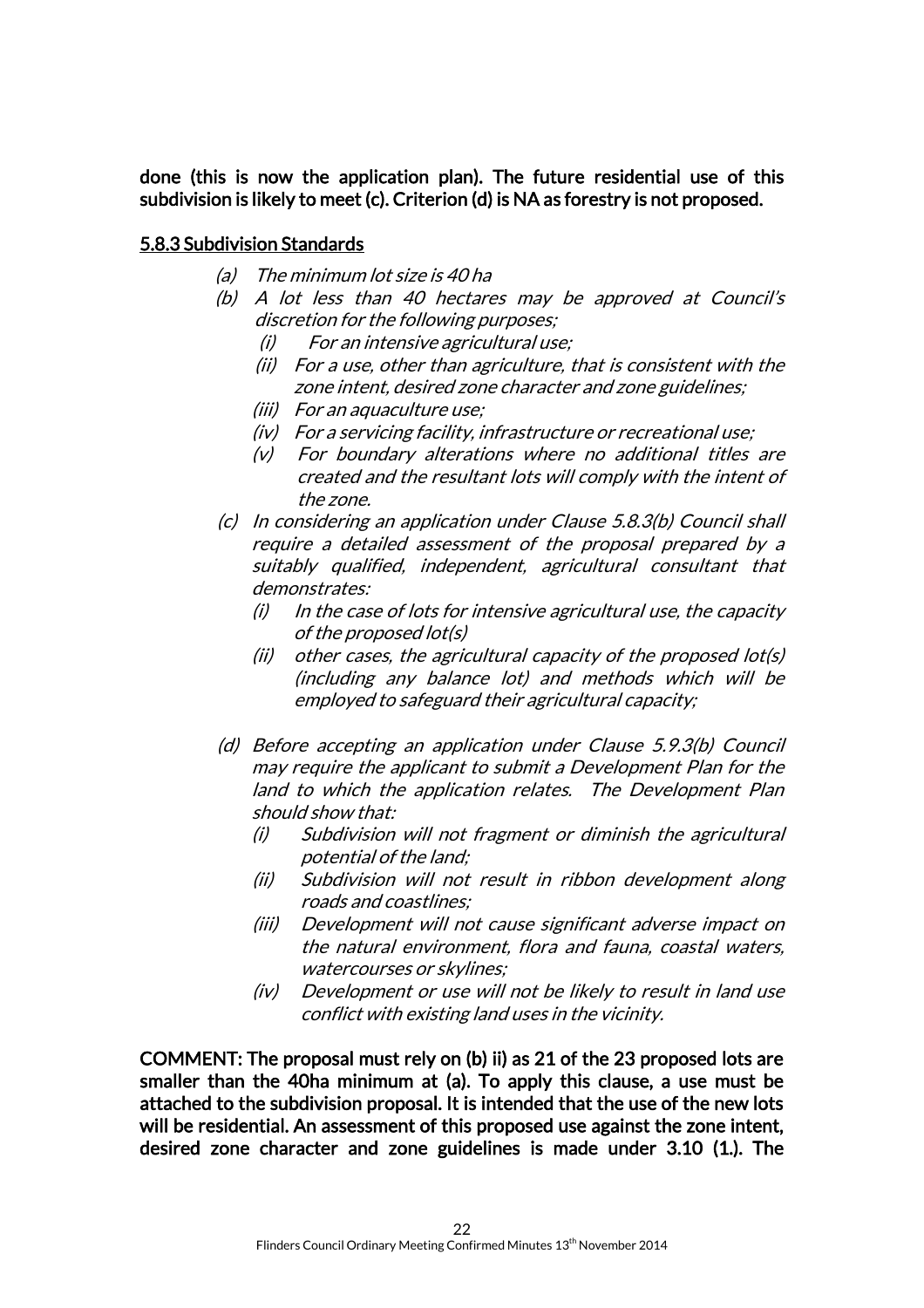**done (this is now the application plan). The future residential use of this subdivision is likely to meet (c). Criterion (d) is NA as forestry is not proposed.**

**5.8.3 Subdivision Standards**

*(a) The minimum lot size is 40 ha*

*(b) A lot less than 40 hectares may be approved at Council's discretion for the following purposes;*

*(i) For an intensive agricultural use;*

*(ii) For a use, other than agriculture, that is consistent with the zone intent, desired zone character and zone guidelines;*

*(iii) For an aquaculture use;*

*(iv) For a servicing facility, infrastructure or recreational use;*

*(v) For boundary alterations where no additional titles are created and the resultant lots will comply with the intent of the zone.*

*(c) In considering an application under Clause 5.8.3(b) Council shall require a detailed assessment of the proposal prepared by a suitably qualified, independent, agricultural consultant that demonstrates:*

*(i) In the case of lots for intensive agricultural use, the capacity of the proposed lot(s)*

*(ii) other cases, the agricultural capacity of the proposed lot(s) (including any balance lot) and methods which will be employed to safeguard their agricultural capacity;*

*(d) Before accepting an application under Clause 5.9.3(b) Council may require the applicant to submit a Development Plan for the land to which the application relates. The Development Plan should show that:*

*(i) Subdivision will not fragment or diminish the agricultural potential of the land;*

*(ii) Subdivision will not result in ribbon development along roads and coastlines;*

*(iii) Development will not cause significant adverse impact on the natural environment, flora and fauna, coastal waters, watercourses or skylines;*

*(iv) Development or use will not be likely to result in land use conflict with existing land uses in the vicinity.*

**COMMENT: The proposal must rely on (b) ii) as 21 of the 23 proposed lots are smaller than the 40ha minimum at (a). To apply this clause, a use must be attached to the subdivision proposal. It is intended that the use of the new lots will be residential. An assessment of this proposed use against the zone intent, desired zone character and zone guidelines is made under 3.10 (1.). The**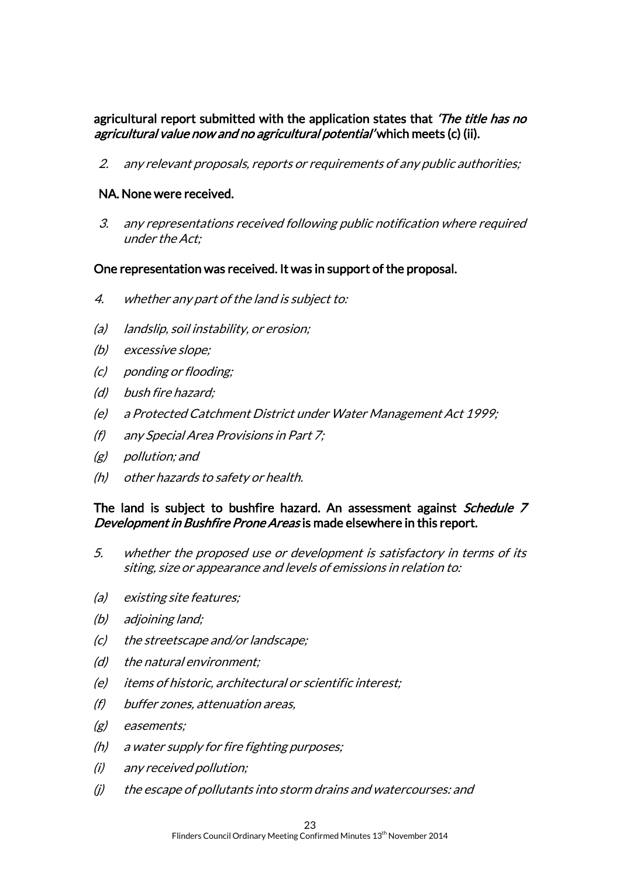**agricultural report submitted with the application states that *'The title has no agricultural value now and no agricultural potential'* which meets (c) (ii).**

2. *any relevant proposals, reports or requirements of any public authorities;*

**NA. None were received.**

3. *any representations received following public notification where required under the Act;*

**One representation was received. It was in support of the proposal.**

4. *whether any part of the land is subject to:*

(a) *landslip, soil instability, or erosion;*

(b) *excessive slope;*

(c) *ponding or flooding;*

(d) *bush fire hazard;*

(e) *a Protected Catchment District under Water Management Act 1999;*

(f) *any Special Area Provisions in Part 7;*

(g) *pollution; and*

(h) *other hazards to safety or health.*

**The land is subject to bushfire hazard. An assessment against *Schedule 7 Development in Bushfire Prone Areas* is made elsewhere in this report.**

5. *whether the proposed use or development is satisfactory in terms of its siting, size or appearance and levels of emissions in relation to:*

(a) *existing site features;*

(b) *adjoining land;*

(c) *the streetscape and/or landscape;*

(d) *the natural environment;*

(e) *items of historic, architectural or scientific interest;*

(f) *buffer zones, attenuation areas,*

(g) *easements;*

(h) *a water supply for fire fighting purposes;*

(i) *any received pollution;*

(j) *the escape of pollutants into storm drains and watercourses: and*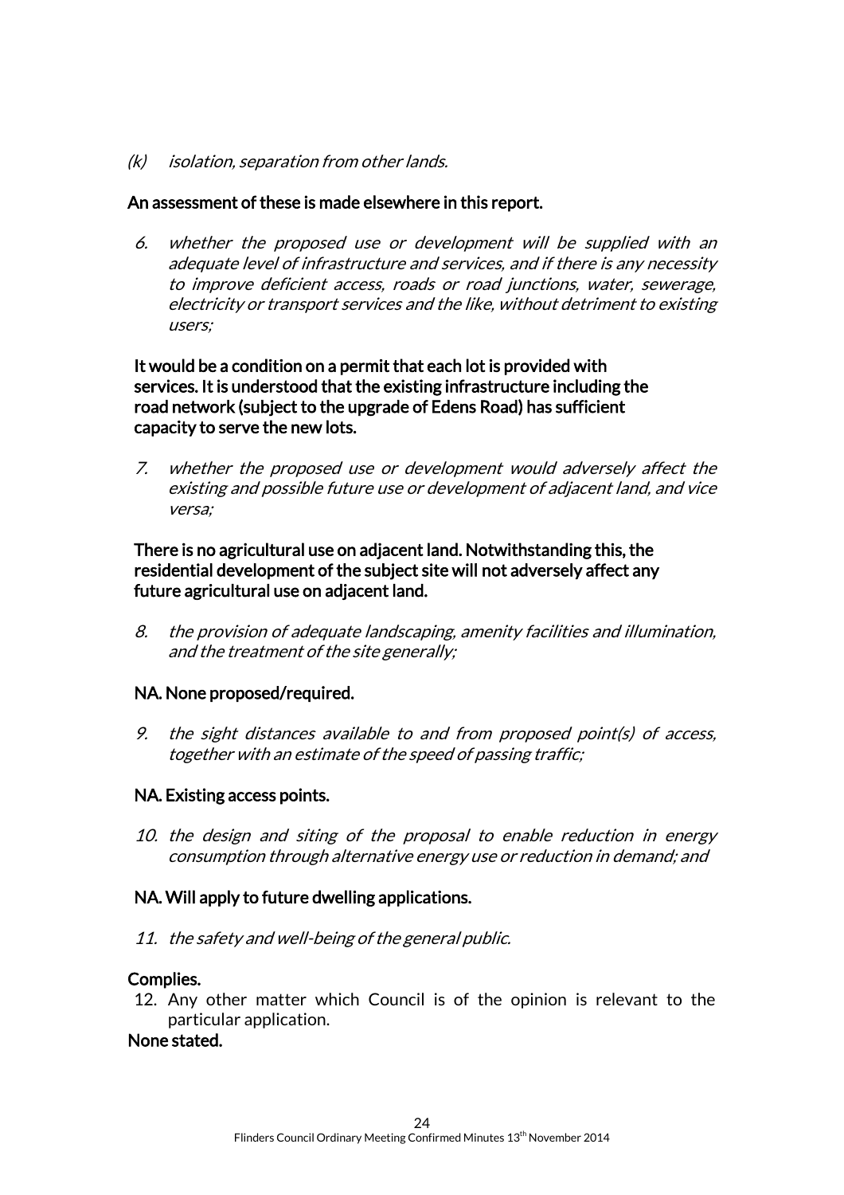*(k) isolation, separation from other lands.*

**An assessment of these is made elsewhere in this report.**

6. *whether the proposed use or development will be supplied with an adequate level of infrastructure and services, and if there is any necessity to improve deficient access, roads or road junctions, water, sewerage, electricity or transport services and the like, without detriment to existing users;*

**It would be a condition on a permit that each lot is provided with services. It is understood that the existing infrastructure including the road network (subject to the upgrade of Edens Road) has sufficient capacity to serve the new lots.**

7. *whether the proposed use or development would adversely affect the existing and possible future use or development of adjacent land, and vice versa;*

**There is no agricultural use on adjacent land. Notwithstanding this, the residential development of the subject site will not adversely affect any future agricultural use on adjacent land.**

8. *the provision of adequate landscaping, amenity facilities and illumination, and the treatment of the site generally;*

**NA. None proposed/required.**

9. *the sight distances available to and from proposed point(s) of access, together with an estimate of the speed of passing traffic;*

**NA. Existing access points.**

10. *the design and siting of the proposal to enable reduction in energy consumption through alternative energy use or reduction in demand; and*

**NA. Will apply to future dwelling applications.**

11. *the safety and well-being of the general public.*

**Complies.**

12. Any other matter which Council is of the opinion is relevant to the particular application.

**None stated.**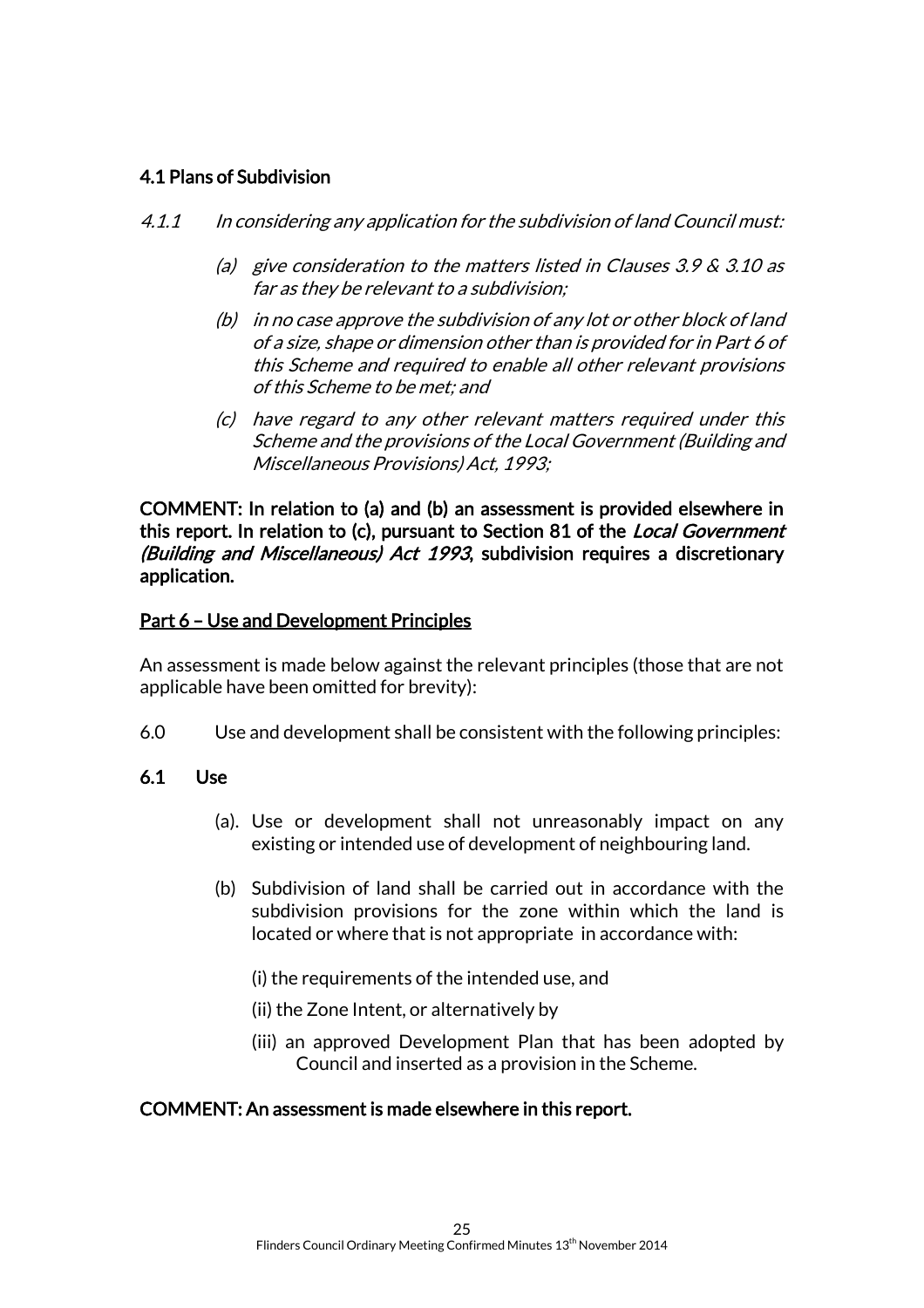## 4.1 Plans of Subdivision

*4.1.1 In considering any application for the subdivision of land Council must:*

*(a) give consideration to the matters listed in Clauses 3.9 & 3.10 as far as they be relevant to a subdivision;*

*(b) in no case approve the subdivision of any lot or other block of land of a size, shape or dimension other than is provided for in Part 6 of this Scheme and required to enable all other relevant provisions of this Scheme to be met; and*

*(c) have regard to any other relevant matters required under this Scheme and the provisions of the Local Government (Building and Miscellaneous Provisions) Act, 1993;*

**COMMENT: In relation to (a) and (b) an assessment is provided elsewhere in this report. In relation to (c), pursuant to Section 81 of the *Local Government (Building and Miscellaneous) Act 1993*, subdivision requires a discretionary application.**

<u>Part 6 – Use and Development Principles</u>

An assessment is made below against the relevant principles (those that are not applicable have been omitted for brevity):

6.0 Use and development shall be consistent with the following principles:

**6.1 Use**

(a). Use or development shall not unreasonably impact on any existing or intended use of development of neighbouring land.

(b) Subdivision of land shall be carried out in accordance with the subdivision provisions for the zone within which the land is located or where that is not appropriate in accordance with:

(i) the requirements of the intended use, and

(ii) the Zone Intent, or alternatively by

(iii) an approved Development Plan that has been adopted by Council and inserted as a provision in the Scheme.

**COMMENT: An assessment is made elsewhere in this report.**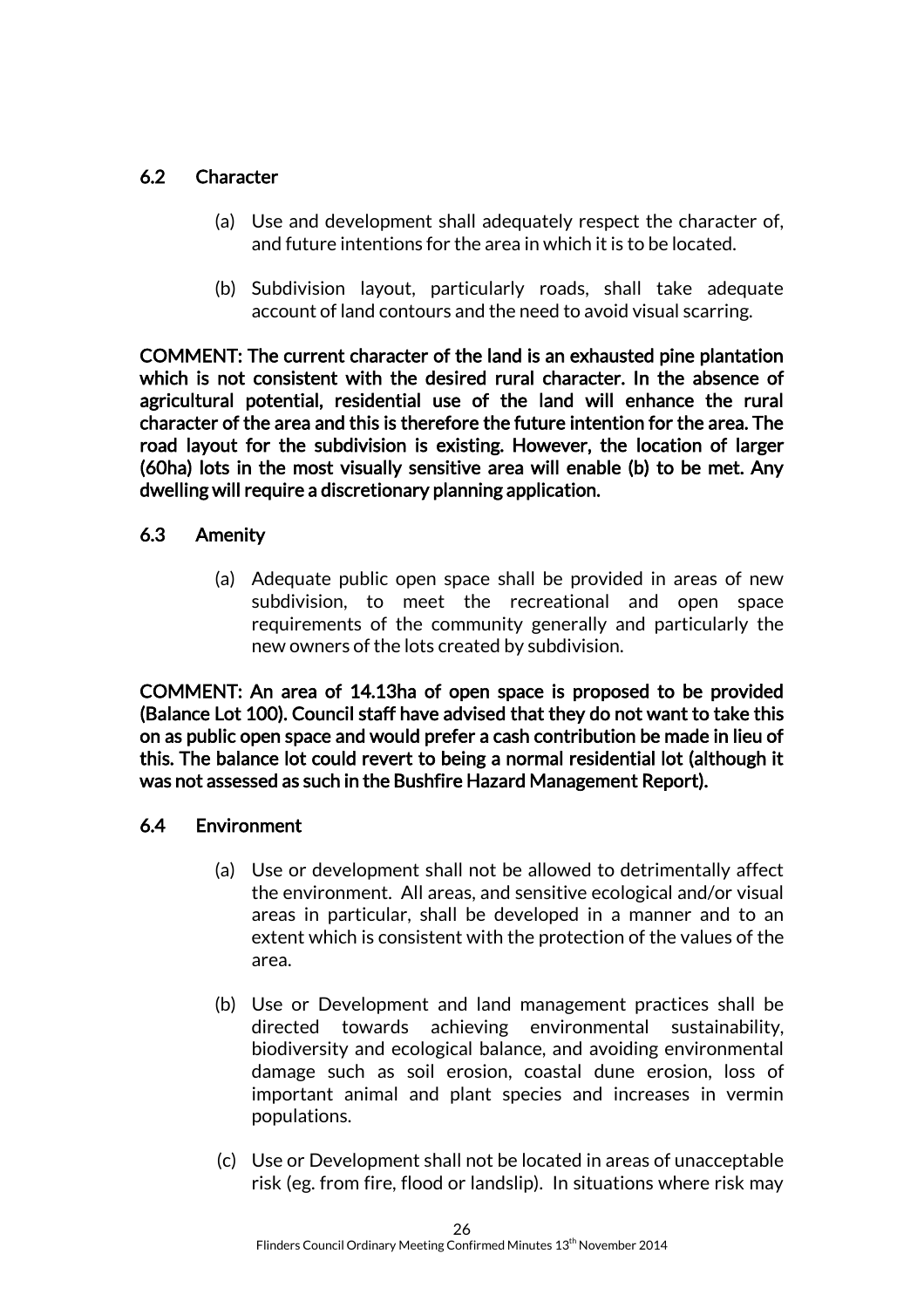## 6.2 Character

(a) Use and development shall adequately respect the character of, and future intentions for the area in which it is to be located.

(b) Subdivision layout, particularly roads, shall take adequate account of land contours and the need to avoid visual scarring.

**COMMENT: The current character of the land is an exhausted pine plantation which is not consistent with the desired rural character. In the absence of agricultural potential, residential use of the land will enhance the rural character of the area and this is therefore the future intention for the area. The road layout for the subdivision is existing. However, the location of larger (60ha) lots in the most visually sensitive area will enable (b) to be met. Any dwelling will require a discretionary planning application.**

## 6.3 Amenity

(a) Adequate public open space shall be provided in areas of new subdivision, to meet the recreational and open space requirements of the community generally and particularly the new owners of the lots created by subdivision.

**COMMENT: An area of 14.13ha of open space is proposed to be provided (Balance Lot 100). Council staff have advised that they do not want to take this on as public open space and would prefer a cash contribution be made in lieu of this. The balance lot could revert to being a normal residential lot (although it was not assessed as such in the Bushfire Hazard Management Report).**

## 6.4 Environment

(a) Use or development shall not be allowed to detrimentally affect the environment. All areas, and sensitive ecological and/or visual areas in particular, shall be developed in a manner and to an extent which is consistent with the protection of the values of the area.

(b) Use or Development and land management practices shall be directed towards achieving environmental sustainability, biodiversity and ecological balance, and avoiding environmental damage such as soil erosion, coastal dune erosion, loss of important animal and plant species and increases in vermin populations.

(c) Use or Development shall not be located in areas of unacceptable risk (eg. from fire, flood or landslip). In situations where risk may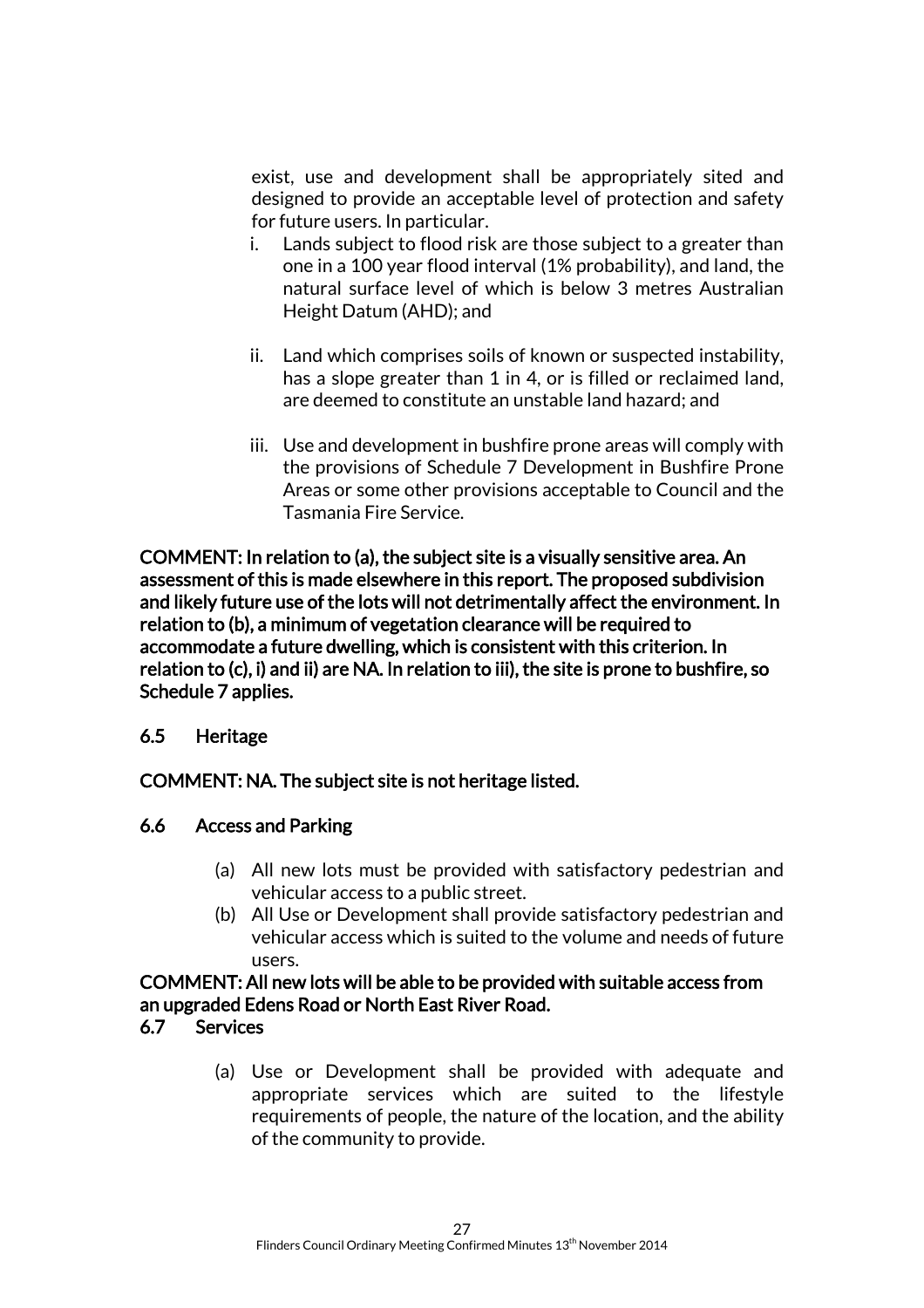exist, use and development shall be appropriately sited and designed to provide an acceptable level of protection and safety for future users. In particular.

i. Lands subject to flood risk are those subject to a greater than one in a 100 year flood interval (1% probability), and land, the natural surface level of which is below 3 metres Australian Height Datum (AHD); and

ii. Land which comprises soils of known or suspected instability, has a slope greater than 1 in 4, or is filled or reclaimed land, are deemed to constitute an unstable land hazard; and

iii. Use and development in bushfire prone areas will comply with the provisions of Schedule 7 Development in Bushfire Prone Areas or some other provisions acceptable to Council and the Tasmania Fire Service.

**COMMENT: In relation to (a), the subject site is a visually sensitive area. An assessment of this is made elsewhere in this report. The proposed subdivision and likely future use of the lots will not detrimentally affect the environment. In relation to (b), a minimum of vegetation clearance will be required to accommodate a future dwelling, which is consistent with this criterion. In relation to (c), i) and ii) are NA. In relation to iii), the site is prone to bushfire, so Schedule 7 applies.**

**6.5 Heritage**

**COMMENT: NA. The subject site is not heritage listed.**

**6.6 Access and Parking**

(a) All new lots must be provided with satisfactory pedestrian and vehicular access to a public street.

(b) All Use or Development shall provide satisfactory pedestrian and vehicular access which is suited to the volume and needs of future users.

**COMMENT: All new lots will be able to be provided with suitable access from an upgraded Edens Road or North East River Road.**

**6.7 Services**

(a) Use or Development shall be provided with adequate and appropriate services which are suited to the lifestyle requirements of people, the nature of the location, and the ability of the community to provide.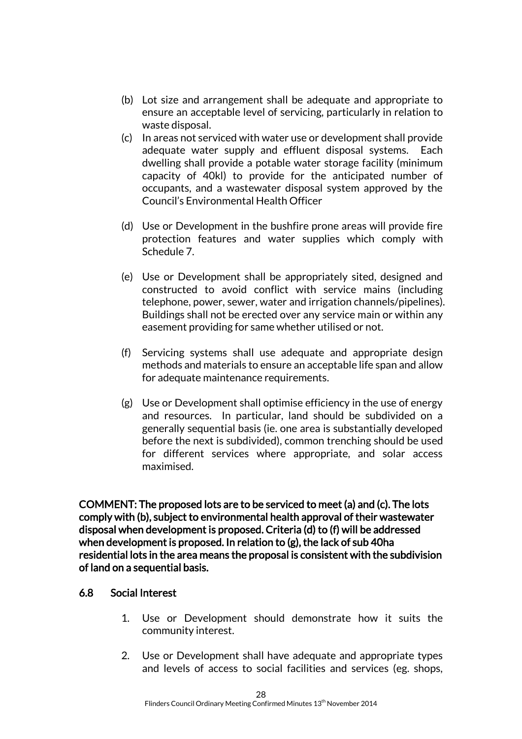(b) Lot size and arrangement shall be adequate and appropriate to ensure an acceptable level of servicing, particularly in relation to waste disposal.

(c) In areas not serviced with water use or development shall provide adequate water supply and effluent disposal systems. Each dwelling shall provide a potable water storage facility (minimum capacity of 40kl) to provide for the anticipated number of occupants, and a wastewater disposal system approved by the Council's Environmental Health Officer

(d) Use or Development in the bushfire prone areas will provide fire protection features and water supplies which comply with Schedule 7.

(e) Use or Development shall be appropriately sited, designed and constructed to avoid conflict with service mains (including telephone, power, sewer, water and irrigation channels/pipelines). Buildings shall not be erected over any service main or within any easement providing for same whether utilised or not.

(f) Servicing systems shall use adequate and appropriate design methods and materials to ensure an acceptable life span and allow for adequate maintenance requirements.

(g) Use or Development shall optimise efficiency in the use of energy and resources. In particular, land should be subdivided on a generally sequential basis (ie. one area is substantially developed before the next is subdivided), common trenching should be used for different services where appropriate, and solar access maximised.

**COMMENT: The proposed lots are to be serviced to meet (a) and (c). The lots comply with (b), subject to environmental health approval of their wastewater disposal when development is proposed. Criteria (d) to (f) will be addressed when development is proposed. In relation to (g), the lack of sub 40ha residential lots in the area means the proposal is consistent with the subdivision of land on a sequential basis.**

## 6.8 Social Interest

1. Use or Development should demonstrate how it suits the community interest.

2. Use or Development shall have adequate and appropriate types and levels of access to social facilities and services (eg. shops,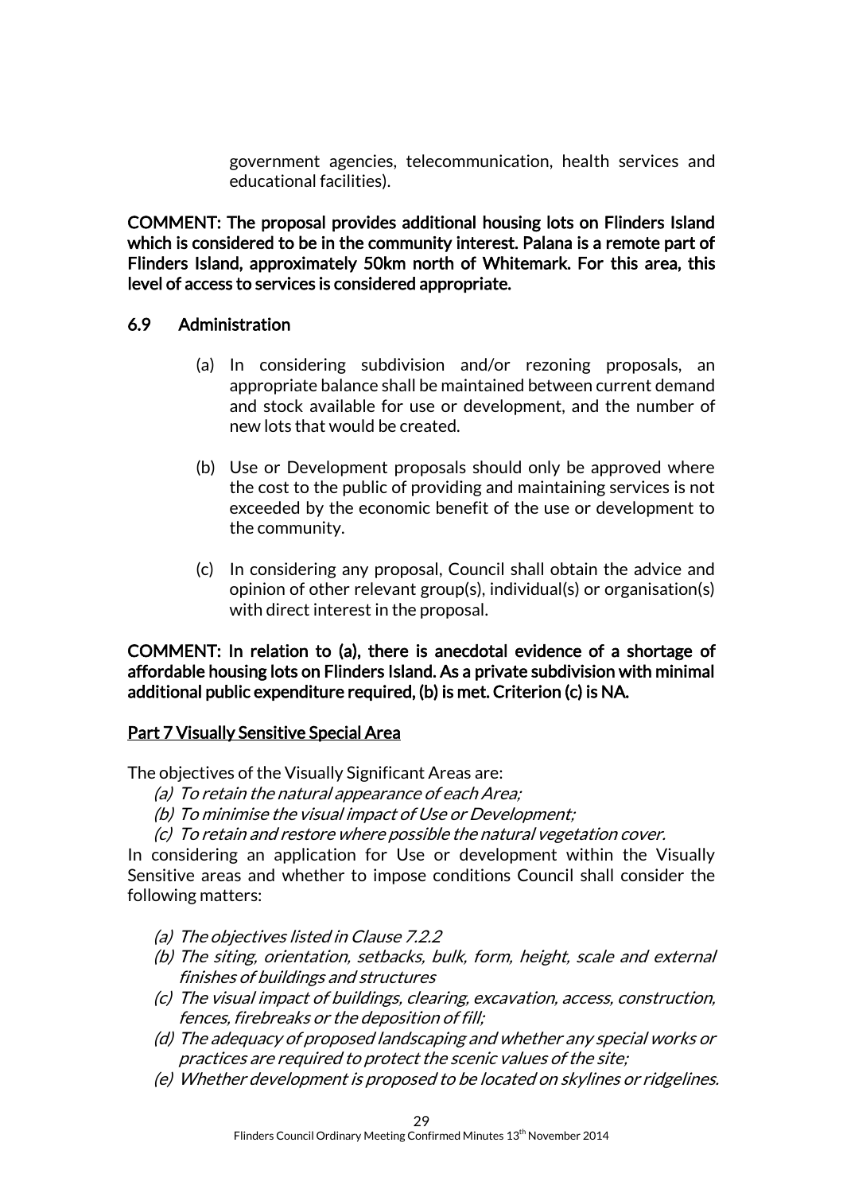government agencies, telecommunication, health services and educational facilities).

**COMMENT: The proposal provides additional housing lots on Flinders Island which is considered to be in the community interest. Palana is a remote part of Flinders Island, approximately 50km north of Whitemark. For this area, this level of access to services is considered appropriate.**

### 6.9 Administration

(a) In considering subdivision and/or rezoning proposals, an appropriate balance shall be maintained between current demand and stock available for use or development, and the number of new lots that would be created.

(b) Use or Development proposals should only be approved where the cost to the public of providing and maintaining services is not exceeded by the economic benefit of the use or development to the community.

(c) In considering any proposal, Council shall obtain the advice and opinion of other relevant group(s), individual(s) or organisation(s) with direct interest in the proposal.

**COMMENT: In relation to (a), there is anecdotal evidence of a shortage of affordable housing lots on Flinders Island. As a private subdivision with minimal additional public expenditure required, (b) is met. Criterion (c) is NA.**

**Part 7 Visually Sensitive Special Area**

The objectives of the Visually Significant Areas are:

*(a) To retain the natural appearance of each Area;*
*(b) To minimise the visual impact of Use or Development;*
*(c) To retain and restore where possible the natural vegetation cover.*

In considering an application for Use or development within the Visually Sensitive areas and whether to impose conditions Council shall consider the following matters:

*(a) The objectives listed in Clause 7.2.2*
*(b) The siting, orientation, setbacks, bulk, form, height, scale and external finishes of buildings and structures*
*(c) The visual impact of buildings, clearing, excavation, access, construction, fences, firebreaks or the deposition of fill;*
*(d) The adequacy of proposed landscaping and whether any special works or practices are required to protect the scenic values of the site;*
*(e) Whether development is proposed to be located on skylines or ridgelines.*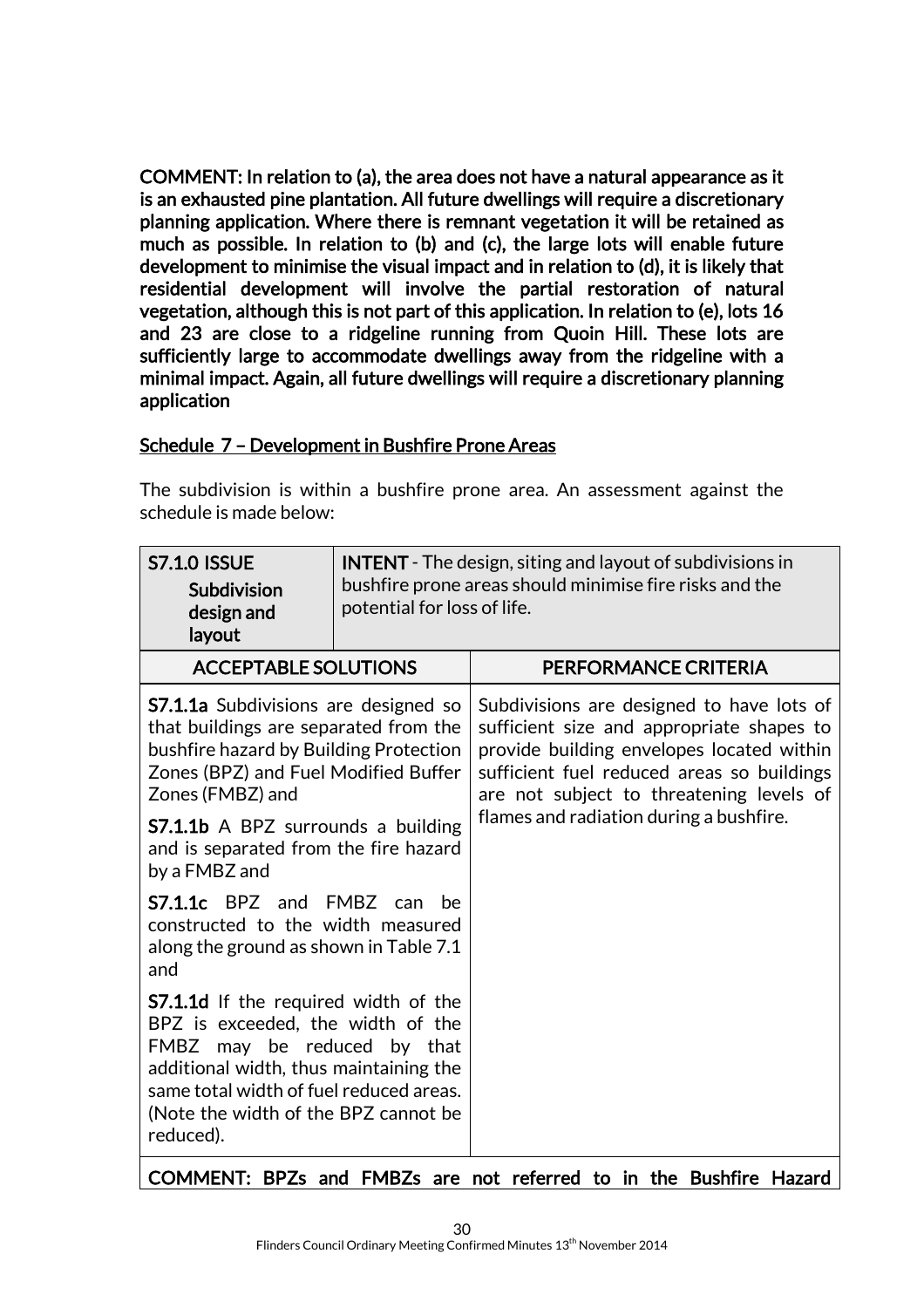**COMMENT: In relation to (a), the area does not have a natural appearance as it is an exhausted pine plantation. All future dwellings will require a discretionary planning application. Where there is remnant vegetation it will be retained as much as possible. In relation to (b) and (c), the large lots will enable future development to minimise the visual impact and in relation to (d), it is likely that residential development will involve the partial restoration of natural vegetation, although this is not part of this application. In relation to (e), lots 16 and 23 are close to a ridgeline running from Quoin Hill. These lots are sufficiently large to accommodate dwellings away from the ridgeline with a minimal impact. Again, all future dwellings will require a discretionary planning application**

<u>Schedule 7 – Development in Bushfire Prone Areas</u>

The subdivision is within a bushfire prone area. An assessment against the schedule is made below:

| **S7.1.0 ISSUE** **Subdivision design and layout** | **INTENT** - The design, siting and layout of subdivisions in bushfire prone areas should minimise fire risks and the potential for loss of life. |
|---|---|
| **ACCEPTABLE SOLUTIONS** | **PERFORMANCE CRITERIA** |
| **S7.1.1a** Subdivisions are designed so that buildings are separated from the bushfire hazard by Building Protection Zones (BPZ) and Fuel Modified Buffer Zones (FMBZ) and<br><br>**S7.1.1b** A BPZ surrounds a building and is separated from the fire hazard by a FMBZ and<br><br>**S7.1.1c** BPZ and FMBZ can be constructed to the width measured along the ground as shown in Table 7.1 and<br><br>**S7.1.1d** If the required width of the BPZ is exceeded, the width of the FMBZ may be reduced by that additional width, thus maintaining the same total width of fuel reduced areas. (Note the width of the BPZ cannot be reduced). | Subdivisions are designed to have lots of sufficient size and appropriate shapes to provide building envelopes located within sufficient fuel reduced areas so buildings are not subject to threatening levels of flames and radiation during a bushfire. |

**COMMENT: BPZs and FMBZs are not referred to in the Bushfire Hazard**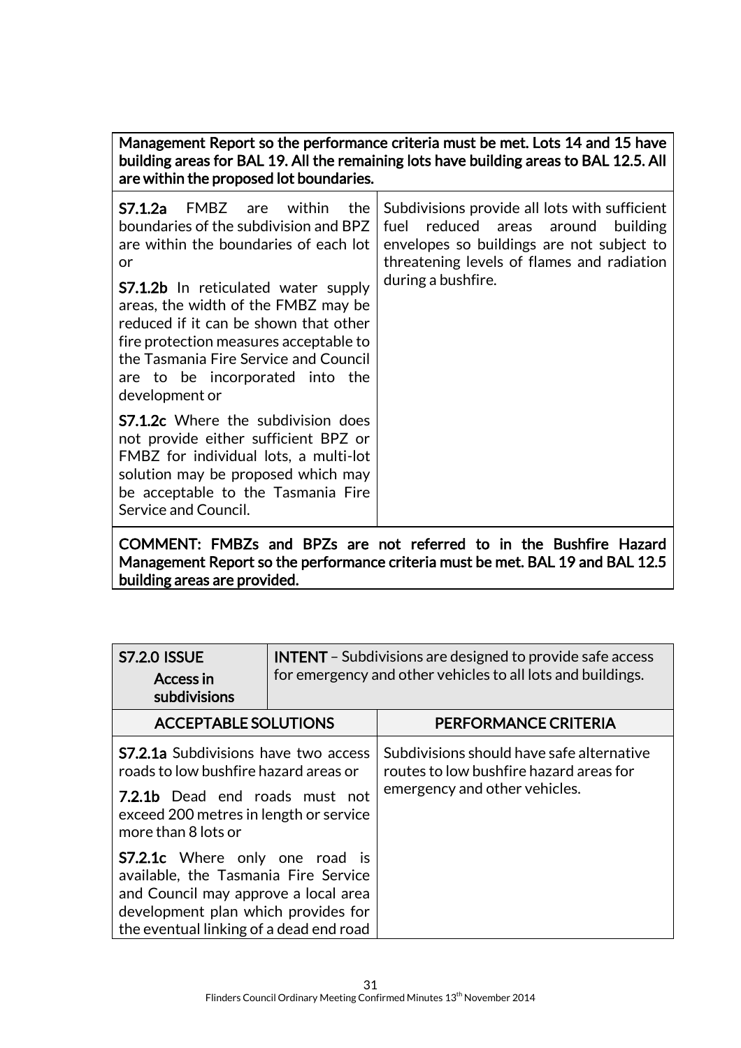| Management Report so the performance criteria must be met. Lots 14 and 15 have building areas for BAL 19. All the remaining lots have building areas to BAL 12.5. All are within the proposed lot boundaries. | |
|---|---|
| **S7.1.2a** FMBZ are within the boundaries of the subdivision and BPZ are within the boundaries of each lot or<br><br>**S7.1.2b** In reticulated water supply areas, the width of the FMBZ may be reduced if it can be shown that other fire protection measures acceptable to the Tasmania Fire Service and Council are to be incorporated into the development or<br><br>**S7.1.2c** Where the subdivision does not provide either sufficient BPZ or FMBZ for individual lots, a multi-lot solution may be proposed which may be acceptable to the Tasmania Fire Service and Council. | Subdivisions provide all lots with sufficient fuel reduced areas around building envelopes so buildings are not subject to threatening levels of flames and radiation during a bushfire. |
| **COMMENT: FMBZs and BPZs are not referred to in the Bushfire Hazard Management Report so the performance criteria must be met. BAL 19 and BAL 12.5 building areas are provided.** | |

| **S7.2.0 ISSUE**<br>**Access in subdivisions** | **INTENT** – Subdivisions are designed to provide safe access for emergency and other vehicles to all lots and buildings. |
|---|---|
| **ACCEPTABLE SOLUTIONS** | **PERFORMANCE CRITERIA** |
| **S7.2.1a** Subdivisions have two access roads to low bushfire hazard areas or<br><br>**7.2.1b** Dead end roads must not exceed 200 metres in length or service more than 8 lots or<br><br>**S7.2.1c** Where only one road is available, the Tasmania Fire Service and Council may approve a local area development plan which provides for the eventual linking of a dead end road | Subdivisions should have safe alternative routes to low bushfire hazard areas for emergency and other vehicles. |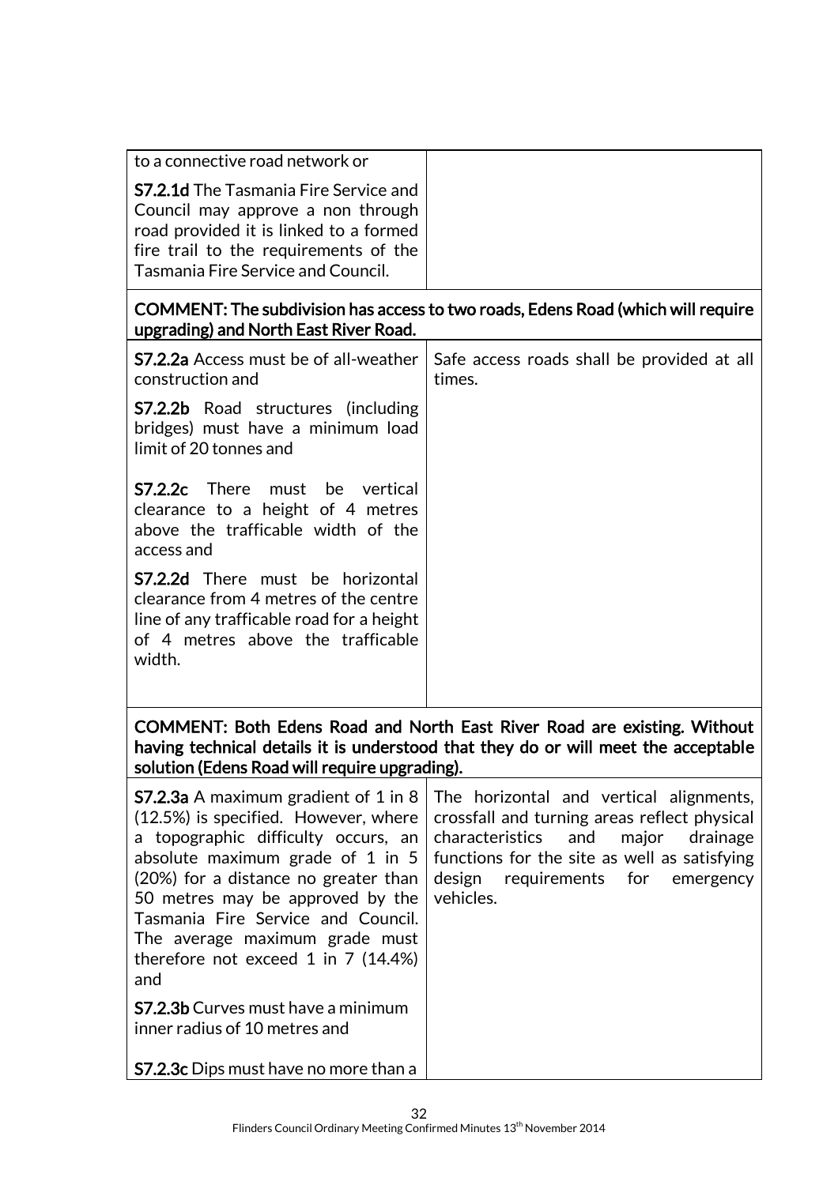| | |
|---|---|
| to a connective road network or<br><br>**S7.2.1d** The Tasmania Fire Service and Council may approve a non through road provided it is linked to a formed fire trail to the requirements of the Tasmania Fire Service and Council. | |
| **COMMENT: The subdivision has access to two roads, Edens Road (which will require upgrading) and North East River Road.** | |
| **S7.2.2a** Access must be of all-weather construction and<br><br>**S7.2.2b** Road structures (including bridges) must have a minimum load limit of 20 tonnes and<br><br>**S7.2.2c** There must be vertical clearance to a height of 4 metres above the trafficable width of the access and<br><br>**S7.2.2d** There must be horizontal clearance from 4 metres of the centre line of any trafficable road for a height of 4 metres above the trafficable width. | Safe access roads shall be provided at all times. |
| **COMMENT: Both Edens Road and North East River Road are existing. Without having technical details it is understood that they do or will meet the acceptable solution (Edens Road will require upgrading).** | |
| **S7.2.3a** A maximum gradient of 1 in 8 (12.5%) is specified. However, where a topographic difficulty occurs, an absolute maximum grade of 1 in 5 (20%) for a distance no greater than 50 metres may be approved by the Tasmania Fire Service and Council. The average maximum grade must therefore not exceed 1 in 7 (14.4%) and<br><br>**S7.2.3b** Curves must have a minimum inner radius of 10 metres and<br><br>**S7.2.3c** Dips must have no more than a | The horizontal and vertical alignments, crossfall and turning areas reflect physical characteristics and major drainage functions for the site as well as satisfying design requirements for emergency vehicles. |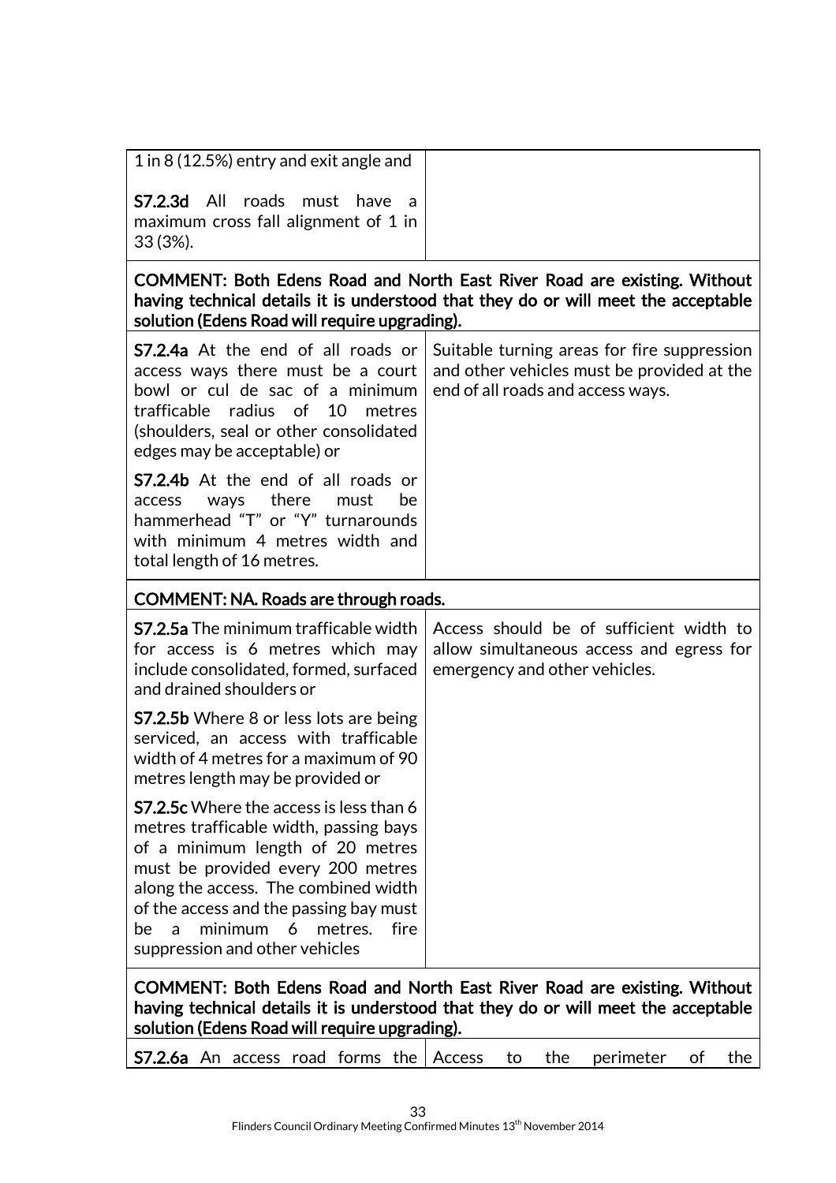| | |
|---|---|
| 1 in 8 (12.5%) entry and exit angle and<br><br>**S7.2.3d** All roads must have a maximum cross fall alignment of 1 in 33 (3%). | |
| **COMMENT: Both Edens Road and North East River Road are existing. Without having technical details it is understood that they do or will meet the acceptable solution (Edens Road will require upgrading).** | |
| **S7.2.4a** At the end of all roads or access ways there must be a court bowl or cul de sac of a minimum trafficable radius of 10 metres (shoulders, seal or other consolidated edges may be acceptable) or<br><br>**S7.2.4b** At the end of all roads or access ways there must be hammerhead "T" or "Y" turnarounds with minimum 4 metres width and total length of 16 metres. | Suitable turning areas for fire suppression and other vehicles must be provided at the end of all roads and access ways. |
| **COMMENT: NA. Roads are through roads.** | |
| **S7.2.5a** The minimum trafficable width for access is 6 metres which may include consolidated, formed, surfaced and drained shoulders or<br><br>**S7.2.5b** Where 8 or less lots are being serviced, an access with trafficable width of 4 metres for a maximum of 90 metres length may be provided or<br><br>**S7.2.5c** Where the access is less than 6 metres trafficable width, passing bays of a minimum length of 20 metres must be provided every 200 metres along the access. The combined width of the access and the passing bay must be a minimum 6 metres. fire suppression and other vehicles | Access should be of sufficient width to allow simultaneous access and egress for emergency and other vehicles. |
| **COMMENT: Both Edens Road and North East River Road are existing. Without having technical details it is understood that they do or will meet the acceptable solution (Edens Road will require upgrading).** | |
| **S7.2.6a** An access road forms the | Access to the perimeter of the |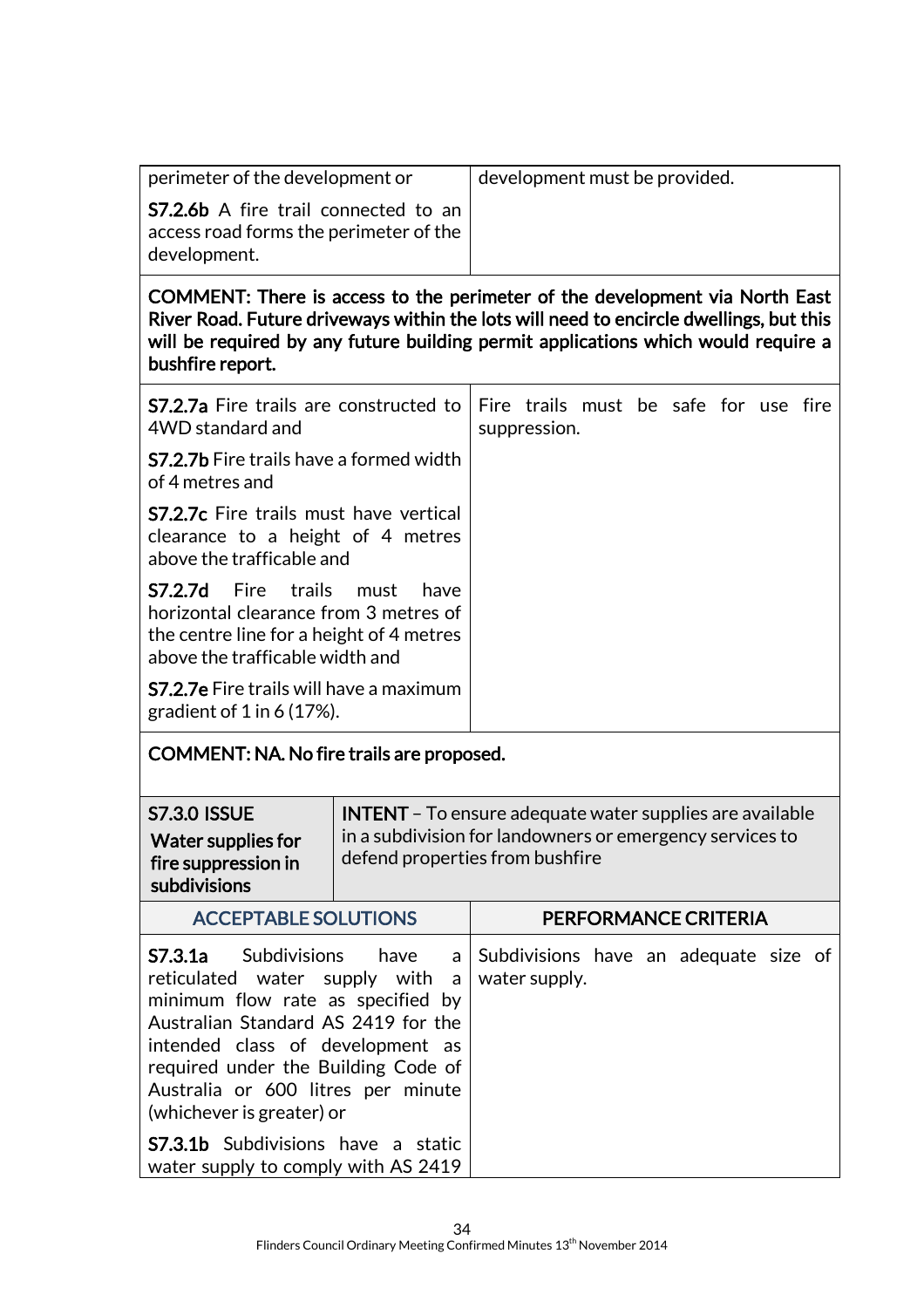| | |
|---|---|
| perimeter of the development or<br><br>**S7.2.6b** A fire trail connected to an access road forms the perimeter of the development. | development must be provided. |
| **COMMENT: There is access to the perimeter of the development via North East River Road. Future driveways within the lots will need to encircle dwellings, but this will be required by any future building permit applications which would require a bushfire report.** | |
| **S7.2.7a** Fire trails are constructed to 4WD standard and<br><br>**S7.2.7b** Fire trails have a formed width of 4 metres and<br><br>**S7.2.7c** Fire trails must have vertical clearance to a height of 4 metres above the trafficable and<br><br>**S7.2.7d** Fire trails must have horizontal clearance from 3 metres of the centre line for a height of 4 metres above the trafficable width and<br><br>**S7.2.7e** Fire trails will have a maximum gradient of 1 in 6 (17%). | Fire trails must be safe for use fire suppression. |
| **COMMENT: NA. No fire trails are proposed.** | |

| **S7.3.0 ISSUE** Water supplies for fire suppression in subdivisions | **INTENT** – To ensure adequate water supplies are available in a subdivision for landowners or emergency services to defend properties from bushfire |
|---|---|
| **ACCEPTABLE SOLUTIONS** | **PERFORMANCE CRITERIA** |
| **S7.3.1a** Subdivisions have a reticulated water supply with a minimum flow rate as specified by Australian Standard AS 2419 for the intended class of development as required under the Building Code of Australia or 600 litres per minute (whichever is greater) or<br><br>**S7.3.1b** Subdivisions have a static water supply to comply with AS 2419 | Subdivisions have an adequate size of water supply. |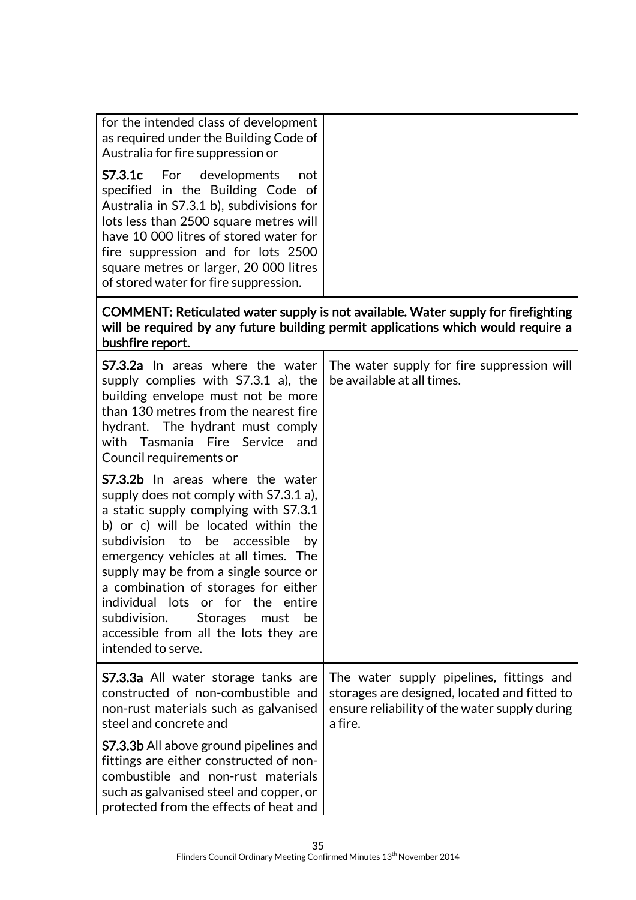| | |
|---|---|
| for the intended class of development as required under the Building Code of Australia for fire suppression or<br><br>**S7.3.1c** For developments not specified in the Building Code of Australia in S7.3.1 b), subdivisions for lots less than 2500 square metres will have 10 000 litres of stored water for fire suppression and for lots 2500 square metres or larger, 20 000 litres of stored water for fire suppression. | |
| **COMMENT: Reticulated water supply is not available. Water supply for firefighting will be required by any future building permit applications which would require a bushfire report.** | |
| **S7.3.2a** In areas where the water supply complies with S7.3.1 a), the building envelope must not be more than 130 metres from the nearest fire hydrant. The hydrant must comply with Tasmania Fire Service and Council requirements or<br><br>**S7.3.2b** In areas where the water supply does not comply with S7.3.1 a), a static supply complying with S7.3.1 b) or c) will be located within the subdivision to be accessible by emergency vehicles at all times. The supply may be from a single source or a combination of storages for either individual lots or for the entire subdivision. Storages must be accessible from all the lots they are intended to serve. | The water supply for fire suppression will be available at all times. |
| **S7.3.3a** All water storage tanks are constructed of non-combustible and non-rust materials such as galvanised steel and concrete and<br><br>**S7.3.3b** All above ground pipelines and fittings are either constructed of non-combustible and non-rust materials such as galvanised steel and copper, or protected from the effects of heat and | The water supply pipelines, fittings and storages are designed, located and fitted to ensure reliability of the water supply during a fire. |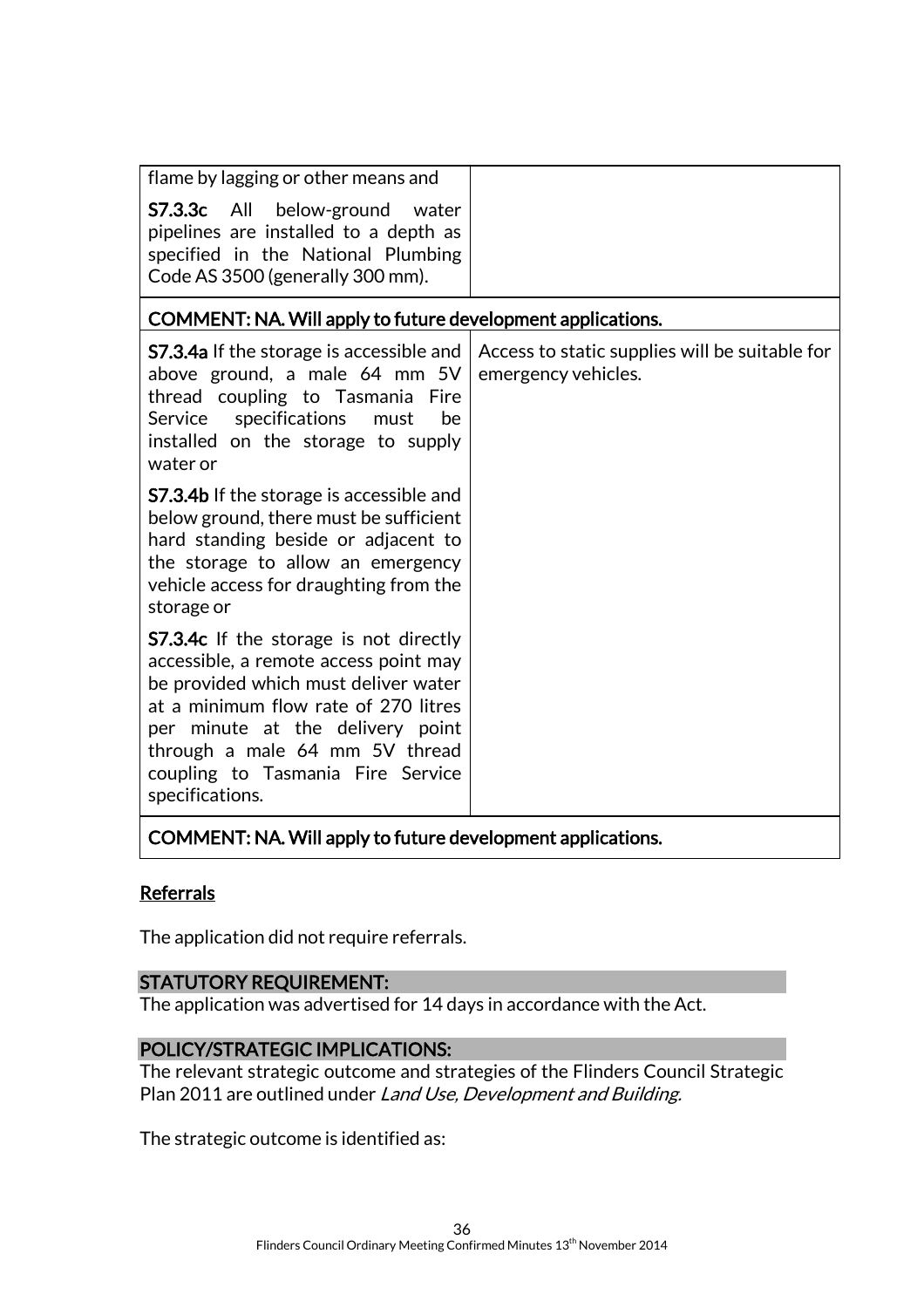| | |
|---|---|
| flame by lagging or other means and<br><br>**S7.3.3c** All below-ground water pipelines are installed to a depth as specified in the National Plumbing Code AS 3500 (generally 300 mm). | |
| **COMMENT: NA. Will apply to future development applications.** | |
| **S7.3.4a** If the storage is accessible and above ground, a male 64 mm 5V thread coupling to Tasmania Fire Service specifications must be installed on the storage to supply water or<br><br>**S7.3.4b** If the storage is accessible and below ground, there must be sufficient hard standing beside or adjacent to the storage to allow an emergency vehicle access for draughting from the storage or<br><br>**S7.3.4c** If the storage is not directly accessible, a remote access point may be provided which must deliver water at a minimum flow rate of 270 litres per minute at the delivery point through a male 64 mm 5V thread coupling to Tasmania Fire Service specifications. | Access to static supplies will be suitable for emergency vehicles. |
| **COMMENT: NA. Will apply to future development applications.** | |

<u>Referrals</u>

The application did not require referrals.

**STATUTORY REQUIREMENT:**

The application was advertised for 14 days in accordance with the Act.

**POLICY/STRATEGIC IMPLICATIONS:**

The relevant strategic outcome and strategies of the Flinders Council Strategic Plan 2011 are outlined under *Land Use, Development and Building.*

The strategic outcome is identified as: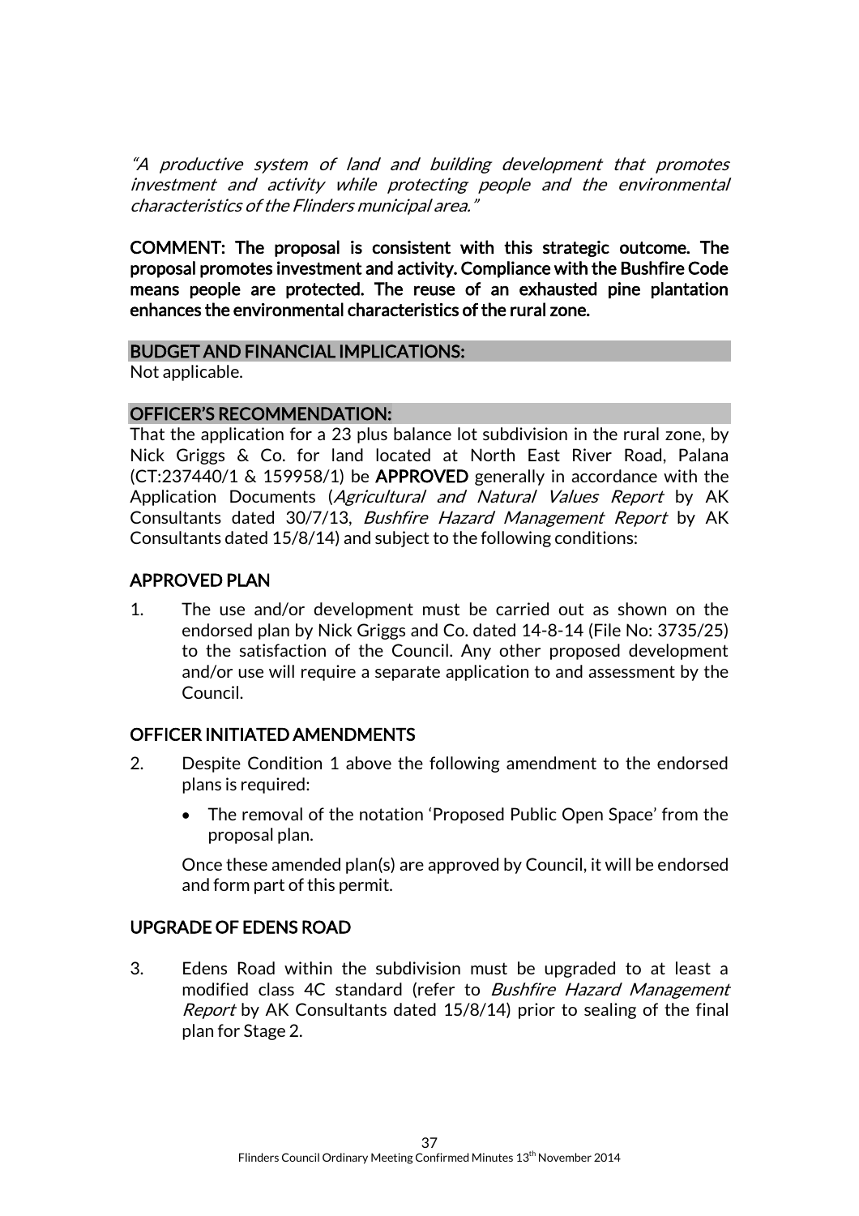*"A productive system of land and building development that promotes investment and activity while protecting people and the environmental characteristics of the Flinders municipal area."*

**COMMENT: The proposal is consistent with this strategic outcome. The proposal promotes investment and activity. Compliance with the Bushfire Code means people are protected. The reuse of an exhausted pine plantation enhances the environmental characteristics of the rural zone.**

## BUDGET AND FINANCIAL IMPLICATIONS:

Not applicable.

## OFFICER'S RECOMMENDATION:

That the application for a 23 plus balance lot subdivision in the rural zone, by Nick Griggs & Co. for land located at North East River Road, Palana (CT:237440/1 & 159958/1) be **APPROVED** generally in accordance with the Application Documents (*Agricultural and Natural Values Report* by AK Consultants dated 30/7/13, *Bushfire Hazard Management Report* by AK Consultants dated 15/8/14) and subject to the following conditions:

### APPROVED PLAN

1. The use and/or development must be carried out as shown on the endorsed plan by Nick Griggs and Co. dated 14-8-14 (File No: 3735/25) to the satisfaction of the Council. Any other proposed development and/or use will require a separate application to and assessment by the Council.

### OFFICER INITIATED AMENDMENTS

2. Despite Condition 1 above the following amendment to the endorsed plans is required:

   - The removal of the notation 'Proposed Public Open Space' from the proposal plan.

   Once these amended plan(s) are approved by Council, it will be endorsed and form part of this permit.

### UPGRADE OF EDENS ROAD

3. Edens Road within the subdivision must be upgraded to at least a modified class 4C standard (refer to *Bushfire Hazard Management Report* by AK Consultants dated 15/8/14) prior to sealing of the final plan for Stage 2.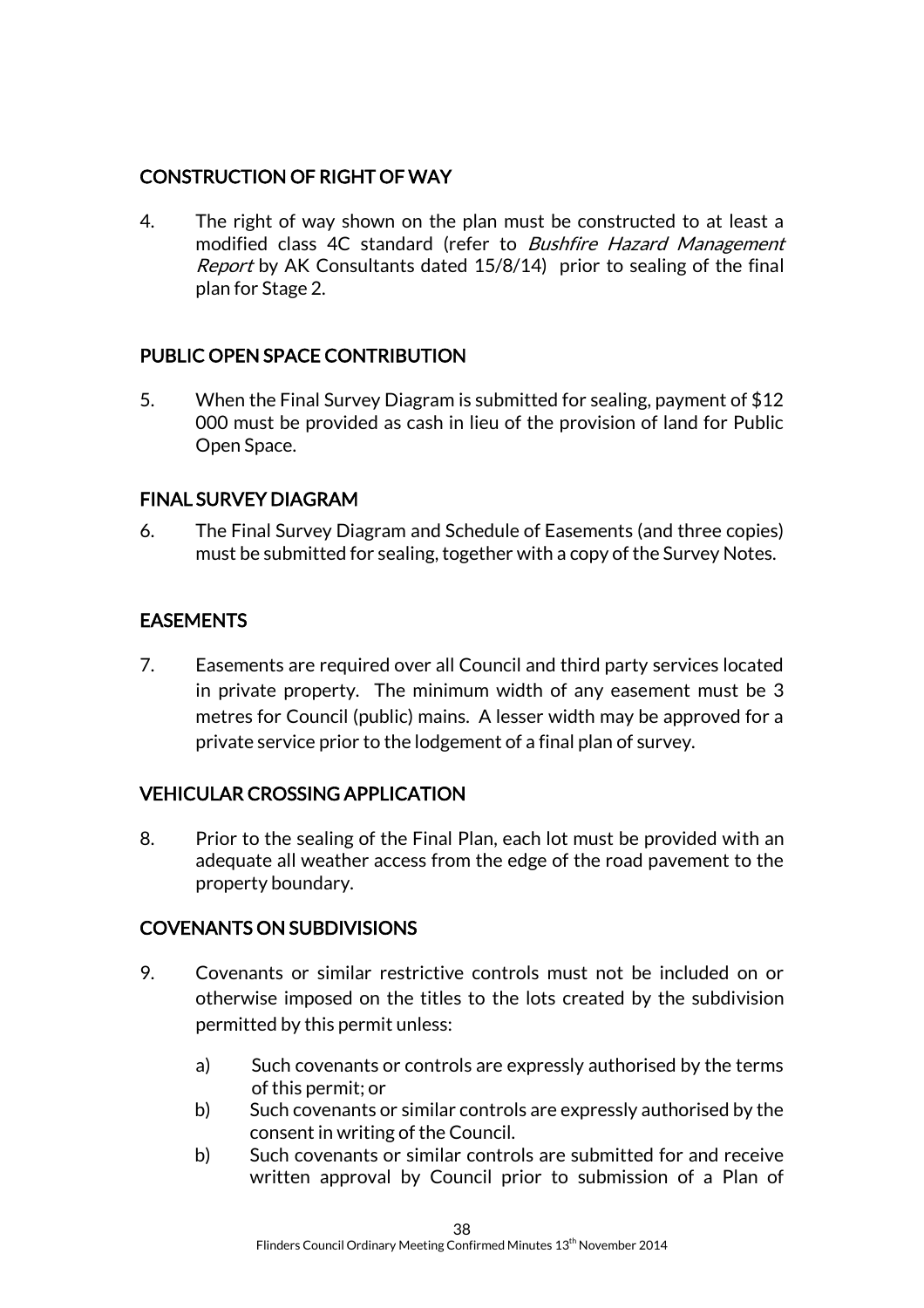## CONSTRUCTION OF RIGHT OF WAY

4. The right of way shown on the plan must be constructed to at least a modified class 4C standard (refer to *Bushfire Hazard Management Report* by AK Consultants dated 15/8/14) prior to sealing of the final plan for Stage 2.

## PUBLIC OPEN SPACE CONTRIBUTION

5. When the Final Survey Diagram is submitted for sealing, payment of $12 000 must be provided as cash in lieu of the provision of land for Public Open Space.

## FINAL SURVEY DIAGRAM

6. The Final Survey Diagram and Schedule of Easements (and three copies) must be submitted for sealing, together with a copy of the Survey Notes.

## EASEMENTS

7. Easements are required over all Council and third party services located in private property. The minimum width of any easement must be 3 metres for Council (public) mains. A lesser width may be approved for a private service prior to the lodgement of a final plan of survey.

## VEHICULAR CROSSING APPLICATION

8. Prior to the sealing of the Final Plan, each lot must be provided with an adequate all weather access from the edge of the road pavement to the property boundary.

## COVENANTS ON SUBDIVISIONS

9. Covenants or similar restrictive controls must not be included on or otherwise imposed on the titles to the lots created by the subdivision permitted by this permit unless:

   a) Such covenants or controls are expressly authorised by the terms of this permit; or
   b) Such covenants or similar controls are expressly authorised by the consent in writing of the Council.
   b) Such covenants or similar controls are submitted for and receive written approval by Council prior to submission of a Plan of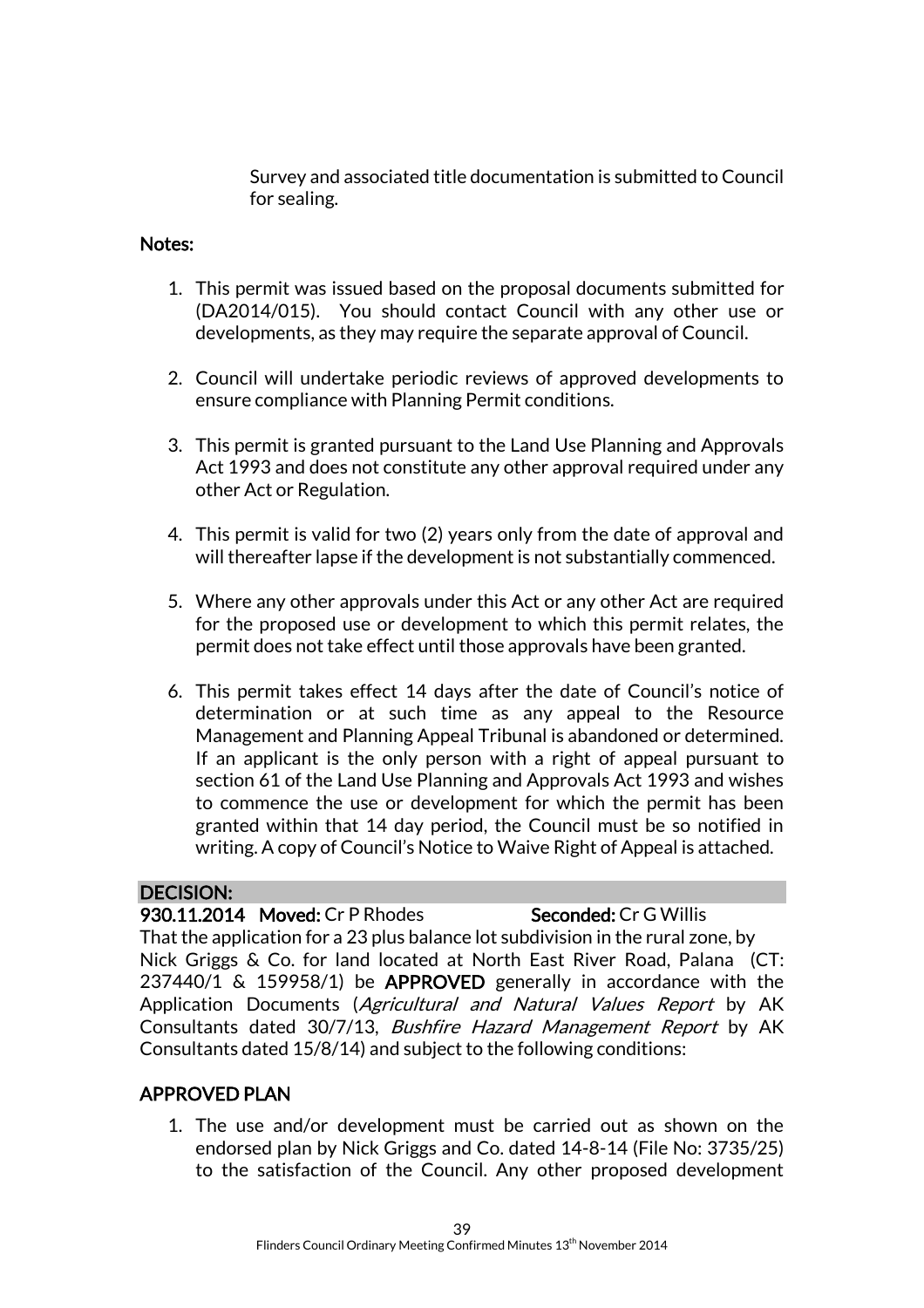Survey and associated title documentation is submitted to Council for sealing.

**Notes:**

1. This permit was issued based on the proposal documents submitted for (DA2014/015). You should contact Council with any other use or developments, as they may require the separate approval of Council.

2. Council will undertake periodic reviews of approved developments to ensure compliance with Planning Permit conditions.

3. This permit is granted pursuant to the Land Use Planning and Approvals Act 1993 and does not constitute any other approval required under any other Act or Regulation.

4. This permit is valid for two (2) years only from the date of approval and will thereafter lapse if the development is not substantially commenced.

5. Where any other approvals under this Act or any other Act are required for the proposed use or development to which this permit relates, the permit does not take effect until those approvals have been granted.

6. This permit takes effect 14 days after the date of Council's notice of determination or at such time as any appeal to the Resource Management and Planning Appeal Tribunal is abandoned or determined. If an applicant is the only person with a right of appeal pursuant to section 61 of the Land Use Planning and Approvals Act 1993 and wishes to commence the use or development for which the permit has been granted within that 14 day period, the Council must be so notified in writing. A copy of Council's Notice to Waive Right of Appeal is attached.

**DECISION:**

**930.11.2014 Moved:** Cr P Rhodes **Seconded:** Cr G Willis

That the application for a 23 plus balance lot subdivision in the rural zone, by Nick Griggs & Co. for land located at North East River Road, Palana (CT: 237440/1 & 159958/1) be **APPROVED** generally in accordance with the Application Documents (*Agricultural and Natural Values Report* by AK Consultants dated 30/7/13, *Bushfire Hazard Management Report* by AK Consultants dated 15/8/14) and subject to the following conditions:

**APPROVED PLAN**

1. The use and/or development must be carried out as shown on the endorsed plan by Nick Griggs and Co. dated 14-8-14 (File No: 3735/25) to the satisfaction of the Council. Any other proposed development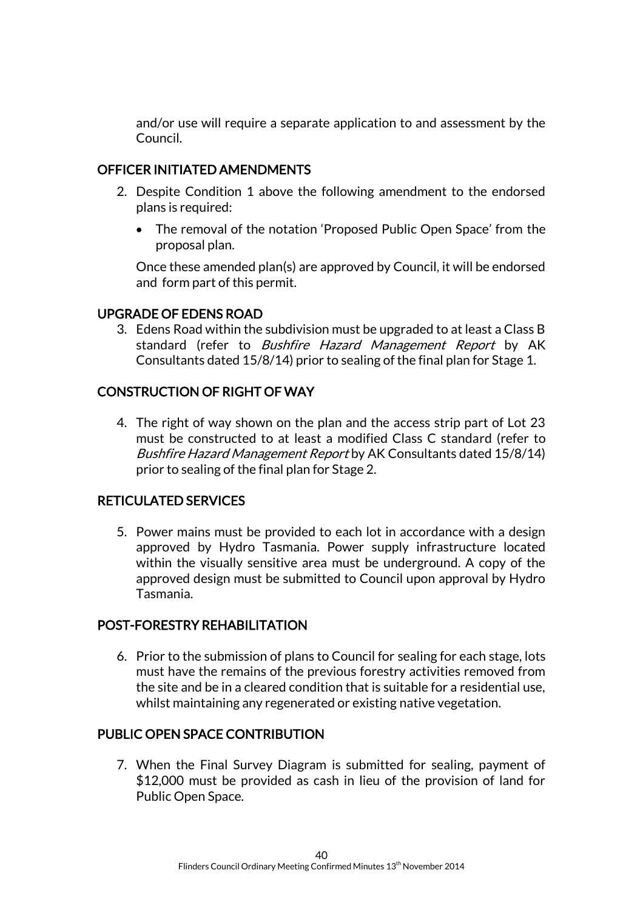and/or use will require a separate application to and assessment by the Council.

## OFFICER INITIATED AMENDMENTS

2. Despite Condition 1 above the following amendment to the endorsed plans is required:

   - The removal of the notation 'Proposed Public Open Space' from the proposal plan.

   Once these amended plan(s) are approved by Council, it will be endorsed and form part of this permit.

## UPGRADE OF EDENS ROAD

3. Edens Road within the subdivision must be upgraded to at least a Class B standard (refer to *Bushfire Hazard Management Report* by AK Consultants dated 15/8/14) prior to sealing of the final plan for Stage 1.

## CONSTRUCTION OF RIGHT OF WAY

4. The right of way shown on the plan and the access strip part of Lot 23 must be constructed to at least a modified Class C standard (refer to *Bushfire Hazard Management Report* by AK Consultants dated 15/8/14) prior to sealing of the final plan for Stage 2.

## RETICULATED SERVICES

5. Power mains must be provided to each lot in accordance with a design approved by Hydro Tasmania. Power supply infrastructure located within the visually sensitive area must be underground. A copy of the approved design must be submitted to Council upon approval by Hydro Tasmania.

## POST-FORESTRY REHABILITATION

6. Prior to the submission of plans to Council for sealing for each stage, lots must have the remains of the previous forestry activities removed from the site and be in a cleared condition that is suitable for a residential use, whilst maintaining any regenerated or existing native vegetation.

## PUBLIC OPEN SPACE CONTRIBUTION

7. When the Final Survey Diagram is submitted for sealing, payment of $12,000 must be provided as cash in lieu of the provision of land for Public Open Space.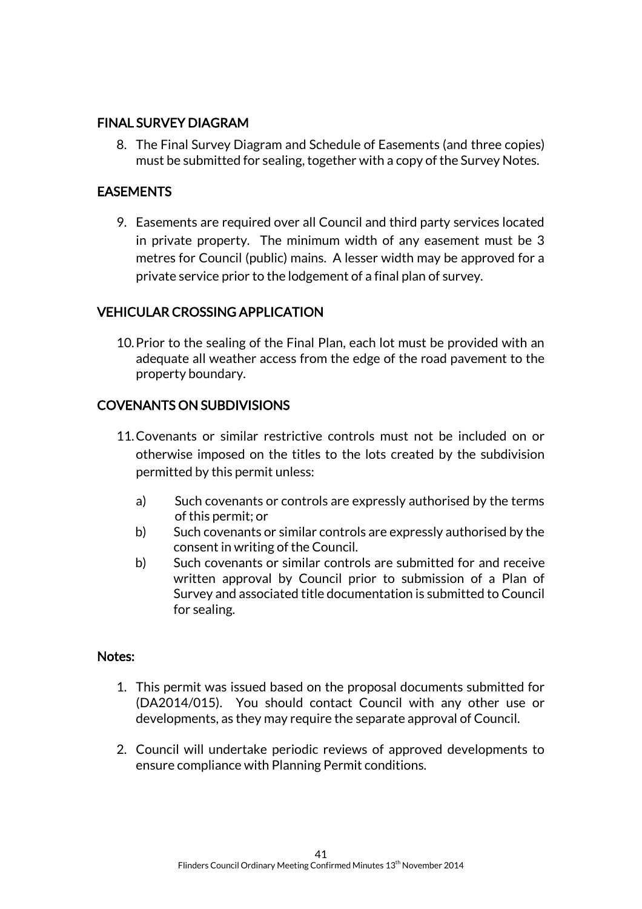### FINAL SURVEY DIAGRAM

8. The Final Survey Diagram and Schedule of Easements (and three copies) must be submitted for sealing, together with a copy of the Survey Notes.

### EASEMENTS

9. Easements are required over all Council and third party services located in private property. The minimum width of any easement must be 3 metres for Council (public) mains. A lesser width may be approved for a private service prior to the lodgement of a final plan of survey.

### VEHICULAR CROSSING APPLICATION

10. Prior to the sealing of the Final Plan, each lot must be provided with an adequate all weather access from the edge of the road pavement to the property boundary.

### COVENANTS ON SUBDIVISIONS

11. Covenants or similar restrictive controls must not be included on or otherwise imposed on the titles to the lots created by the subdivision permitted by this permit unless:

    a) Such covenants or controls are expressly authorised by the terms of this permit; or
    b) Such covenants or similar controls are expressly authorised by the consent in writing of the Council.
    b) Such covenants or similar controls are submitted for and receive written approval by Council prior to submission of a Plan of Survey and associated title documentation is submitted to Council for sealing.

### Notes:

1. This permit was issued based on the proposal documents submitted for (DA2014/015). You should contact Council with any other use or developments, as they may require the separate approval of Council.

2. Council will undertake periodic reviews of approved developments to ensure compliance with Planning Permit conditions.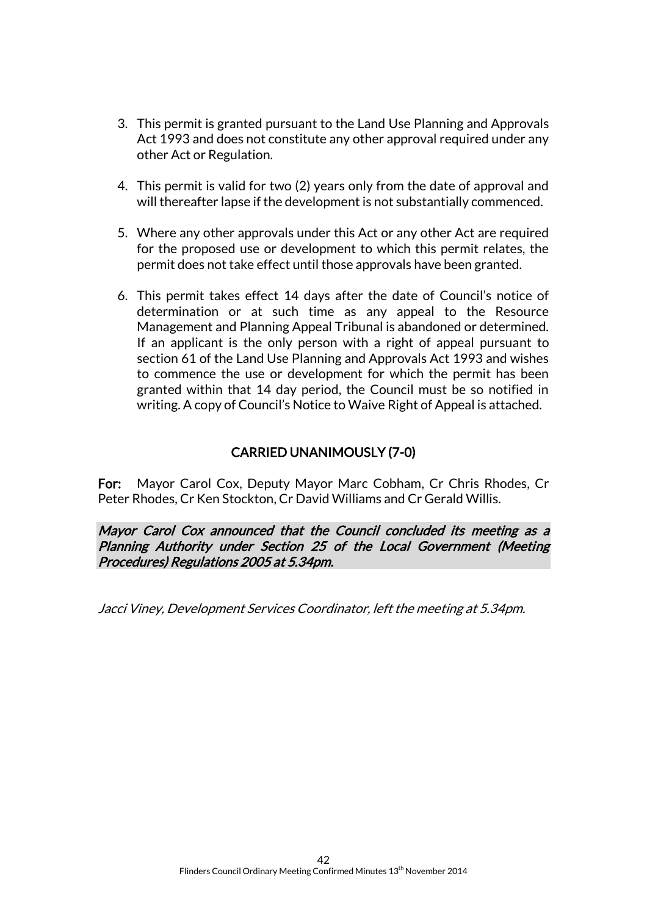3. This permit is granted pursuant to the Land Use Planning and Approvals Act 1993 and does not constitute any other approval required under any other Act or Regulation.

4. This permit is valid for two (2) years only from the date of approval and will thereafter lapse if the development is not substantially commenced.

5. Where any other approvals under this Act or any other Act are required for the proposed use or development to which this permit relates, the permit does not take effect until those approvals have been granted.

6. This permit takes effect 14 days after the date of Council's notice of determination or at such time as any appeal to the Resource Management and Planning Appeal Tribunal is abandoned or determined. If an applicant is the only person with a right of appeal pursuant to section 61 of the Land Use Planning and Approvals Act 1993 and wishes to commence the use or development for which the permit has been granted within that 14 day period, the Council must be so notified in writing. A copy of Council's Notice to Waive Right of Appeal is attached.

**CARRIED UNANIMOUSLY (7-0)**

**For:** Mayor Carol Cox, Deputy Mayor Marc Cobham, Cr Chris Rhodes, Cr Peter Rhodes, Cr Ken Stockton, Cr David Williams and Cr Gerald Willis.

*Mayor Carol Cox announced that the Council concluded its meeting as a Planning Authority under Section 25 of the Local Government (Meeting Procedures) Regulations 2005 at 5.34pm.*

*Jacci Viney, Development Services Coordinator, left the meeting at 5.34pm.*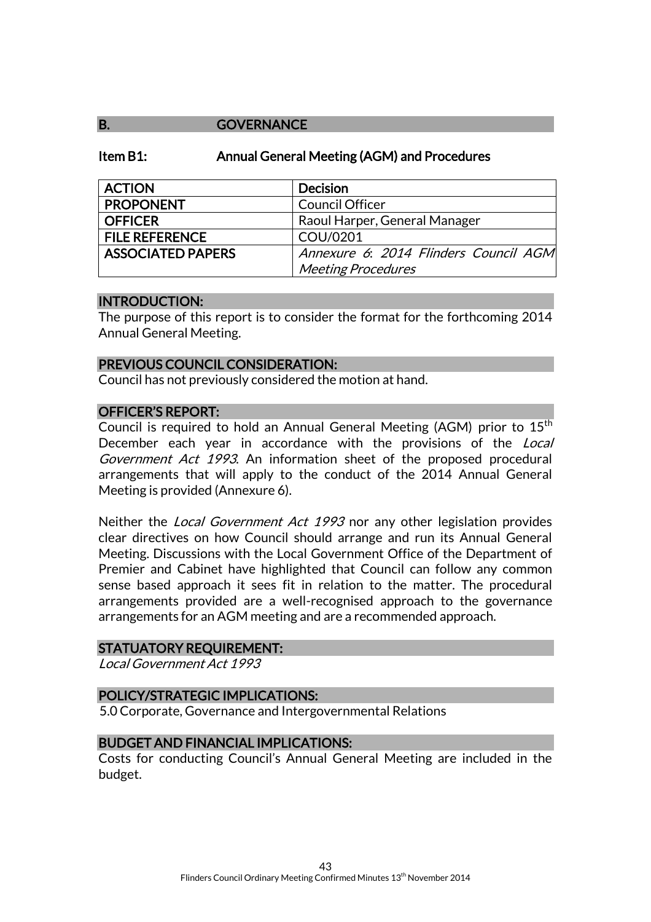## B. GOVERNANCE

### Item B1: Annual General Meeting (AGM) and Procedures

| ACTION | Decision |
|---|---|
| PROPONENT | Council Officer |
| OFFICER | Raoul Harper, General Manager |
| FILE REFERENCE | COU/0201 |
| ASSOCIATED PAPERS | *Annexure 6: 2014 Flinders Council AGM Meeting Procedures* |

#### INTRODUCTION:

The purpose of this report is to consider the format for the forthcoming 2014 Annual General Meeting.

#### PREVIOUS COUNCIL CONSIDERATION:

Council has not previously considered the motion at hand.

#### OFFICER'S REPORT:

Council is required to hold an Annual General Meeting (AGM) prior to 15th December each year in accordance with the provisions of the *Local Government Act 1993*. An information sheet of the proposed procedural arrangements that will apply to the conduct of the 2014 Annual General Meeting is provided (Annexure 6).

Neither the *Local Government Act 1993* nor any other legislation provides clear directives on how Council should arrange and run its Annual General Meeting. Discussions with the Local Government Office of the Department of Premier and Cabinet have highlighted that Council can follow any common sense based approach it sees fit in relation to the matter. The procedural arrangements provided are a well-recognised approach to the governance arrangements for an AGM meeting and are a recommended approach.

#### STATUTORY REQUIREMENT:

*Local Government Act 1993*

#### POLICY/STRATEGIC IMPLICATIONS:

5.0 Corporate, Governance and Intergovernmental Relations

#### BUDGET AND FINANCIAL IMPLICATIONS:

Costs for conducting Council's Annual General Meeting are included in the budget.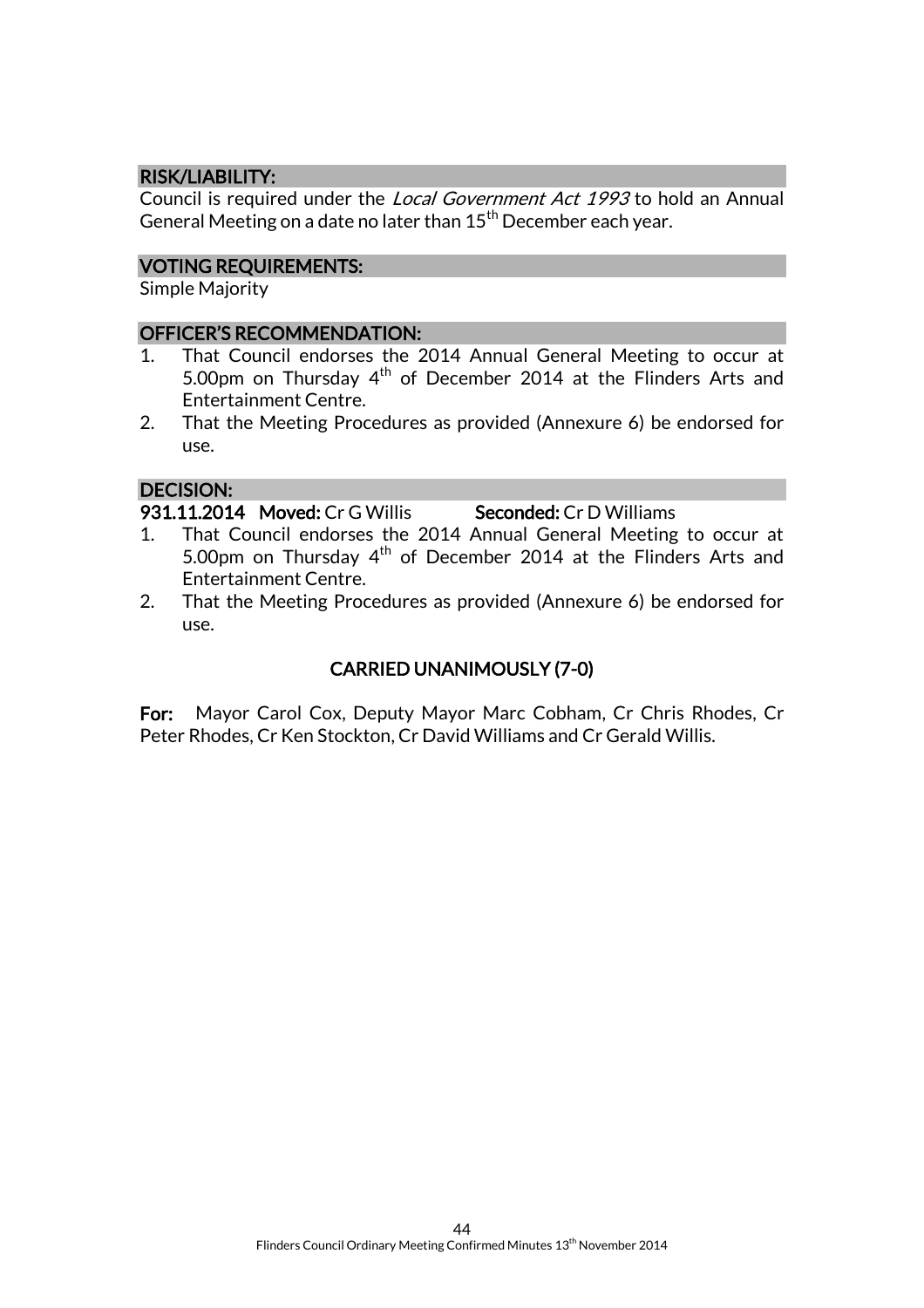## RISK/LIABILITY:

Council is required under the *Local Government Act 1993* to hold an Annual General Meeting on a date no later than 15th December each year.

## VOTING REQUIREMENTS:

Simple Majority

## OFFICER'S RECOMMENDATION:

1. That Council endorses the 2014 Annual General Meeting to occur at 5.00pm on Thursday 4th of December 2014 at the Flinders Arts and Entertainment Centre.
2. That the Meeting Procedures as provided (Annexure 6) be endorsed for use.

## DECISION:

**931.11.2014 Moved:** Cr G Willis **Seconded:** Cr D Williams

1. That Council endorses the 2014 Annual General Meeting to occur at 5.00pm on Thursday 4th of December 2014 at the Flinders Arts and Entertainment Centre.
2. That the Meeting Procedures as provided (Annexure 6) be endorsed for use.

**CARRIED UNANIMOUSLY (7-0)**

**For:** Mayor Carol Cox, Deputy Mayor Marc Cobham, Cr Chris Rhodes, Cr Peter Rhodes, Cr Ken Stockton, Cr David Williams and Cr Gerald Willis.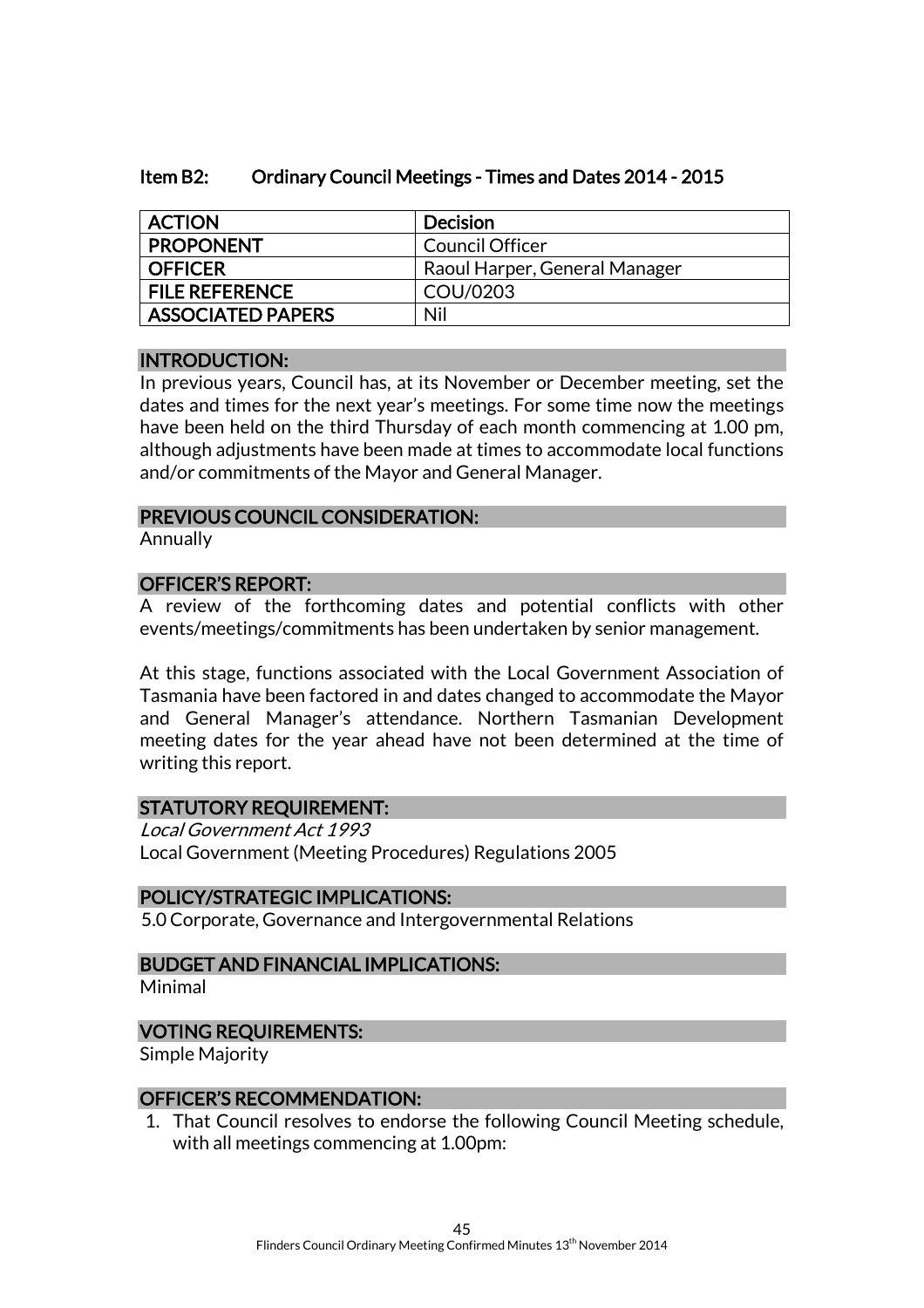## Item B2: Ordinary Council Meetings - Times and Dates 2014 - 2015

| ACTION | Decision |
|---|---|
| PROPONENT | Council Officer |
| OFFICER | Raoul Harper, General Manager |
| FILE REFERENCE | COU/0203 |
| ASSOCIATED PAPERS | Nil |

### INTRODUCTION:

In previous years, Council has, at its November or December meeting, set the dates and times for the next year's meetings. For some time now the meetings have been held on the third Thursday of each month commencing at 1.00 pm, although adjustments have been made at times to accommodate local functions and/or commitments of the Mayor and General Manager.

### PREVIOUS COUNCIL CONSIDERATION:

Annually

### OFFICER'S REPORT:

A review of the forthcoming dates and potential conflicts with other events/meetings/commitments has been undertaken by senior management.

At this stage, functions associated with the Local Government Association of Tasmania have been factored in and dates changed to accommodate the Mayor and General Manager's attendance. Northern Tasmanian Development meeting dates for the year ahead have not been determined at the time of writing this report.

### STATUTORY REQUIREMENT:

*Local Government Act 1993*
Local Government (Meeting Procedures) Regulations 2005

### POLICY/STRATEGIC IMPLICATIONS:

5.0 Corporate, Governance and Intergovernmental Relations

### BUDGET AND FINANCIAL IMPLICATIONS:

Minimal

### VOTING REQUIREMENTS:

Simple Majority

### OFFICER'S RECOMMENDATION:

1. That Council resolves to endorse the following Council Meeting schedule, with all meetings commencing at 1.00pm: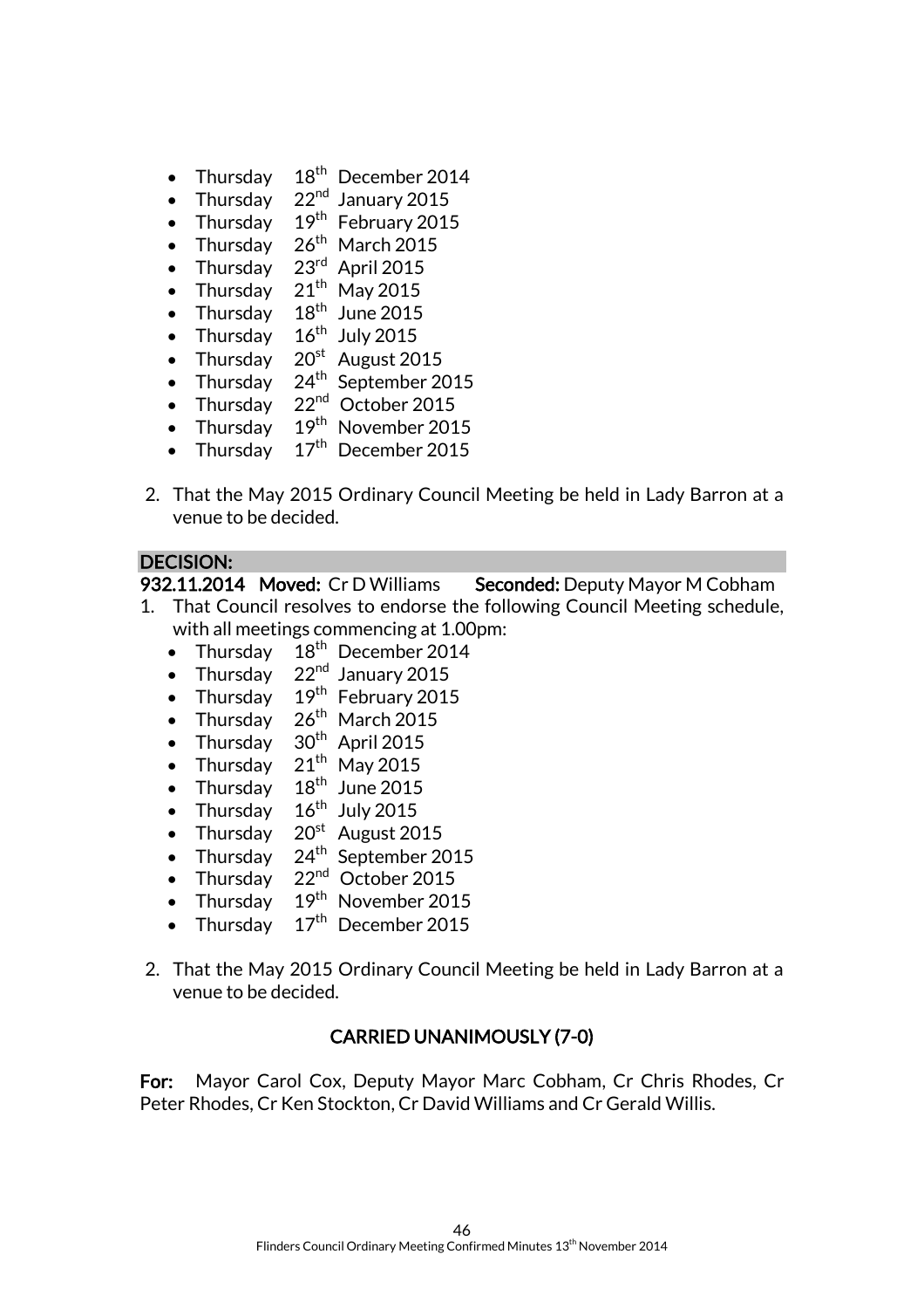- Thursday 18th December 2014
- Thursday 22nd January 2015
- Thursday 19th February 2015
- Thursday 26th March 2015
- Thursday 23rd April 2015
- Thursday 21th May 2015
- Thursday 18th June 2015
- Thursday 16th July 2015
- Thursday 20st August 2015
- Thursday 24th September 2015
- Thursday 22nd October 2015
- Thursday 19th November 2015
- Thursday 17th December 2015

2. That the May 2015 Ordinary Council Meeting be held in Lady Barron at a venue to be decided.

**DECISION:**

**932.11.2014 Moved:** Cr D Williams **Seconded:** Deputy Mayor M Cobham

1. That Council resolves to endorse the following Council Meeting schedule, with all meetings commencing at 1.00pm:
   - Thursday 18th December 2014
   - Thursday 22nd January 2015
   - Thursday 19th February 2015
   - Thursday 26th March 2015
   - Thursday 30th April 2015
   - Thursday 21th May 2015
   - Thursday 18th June 2015
   - Thursday 16th July 2015
   - Thursday 20st August 2015
   - Thursday 24th September 2015
   - Thursday 22nd October 2015
   - Thursday 19th November 2015
   - Thursday 17th December 2015

2. That the May 2015 Ordinary Council Meeting be held in Lady Barron at a venue to be decided.

**CARRIED UNANIMOUSLY (7-0)**

**For:** Mayor Carol Cox, Deputy Mayor Marc Cobham, Cr Chris Rhodes, Cr Peter Rhodes, Cr Ken Stockton, Cr David Williams and Cr Gerald Willis.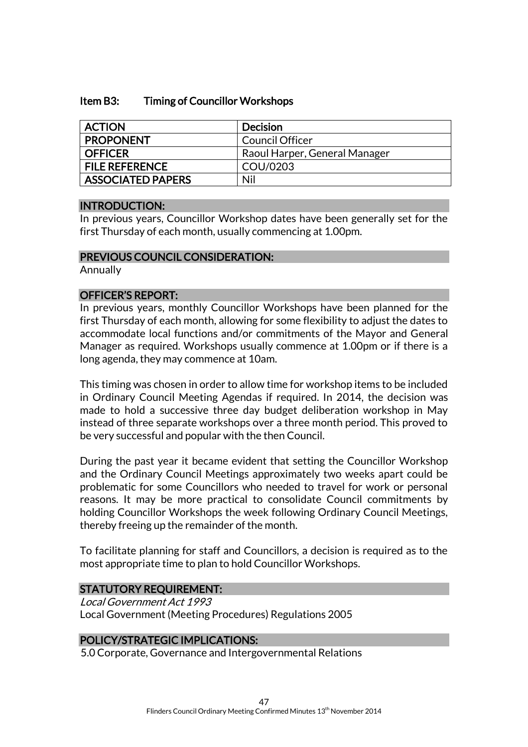## Item B3: Timing of Councillor Workshops

| ACTION | Decision |
|---|---|
| PROPONENT | Council Officer |
| OFFICER | Raoul Harper, General Manager |
| FILE REFERENCE | COU/0203 |
| ASSOCIATED PAPERS | Nil |

### INTRODUCTION:

In previous years, Councillor Workshop dates have been generally set for the first Thursday of each month, usually commencing at 1.00pm.

### PREVIOUS COUNCIL CONSIDERATION:

Annually

### OFFICER'S REPORT:

In previous years, monthly Councillor Workshops have been planned for the first Thursday of each month, allowing for some flexibility to adjust the dates to accommodate local functions and/or commitments of the Mayor and General Manager as required. Workshops usually commence at 1.00pm or if there is a long agenda, they may commence at 10am.

This timing was chosen in order to allow time for workshop items to be included in Ordinary Council Meeting Agendas if required. In 2014, the decision was made to hold a successive three day budget deliberation workshop in May instead of three separate workshops over a three month period. This proved to be very successful and popular with the then Council.

During the past year it became evident that setting the Councillor Workshop and the Ordinary Council Meetings approximately two weeks apart could be problematic for some Councillors who needed to travel for work or personal reasons. It may be more practical to consolidate Council commitments by holding Councillor Workshops the week following Ordinary Council Meetings, thereby freeing up the remainder of the month.

To facilitate planning for staff and Councillors, a decision is required as to the most appropriate time to plan to hold Councillor Workshops.

### STATUTORY REQUIREMENT:

*Local Government Act 1993*
Local Government (Meeting Procedures) Regulations 2005

### POLICY/STRATEGIC IMPLICATIONS:

5.0 Corporate, Governance and Intergovernmental Relations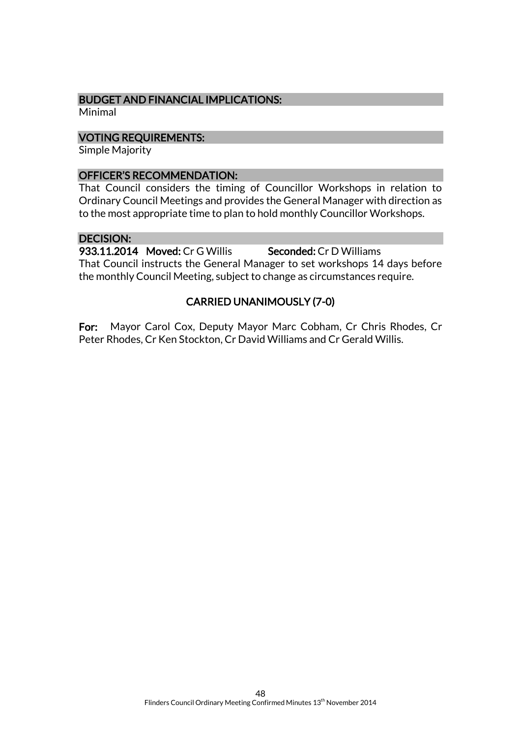### BUDGET AND FINANCIAL IMPLICATIONS:

Minimal

### VOTING REQUIREMENTS:

Simple Majority

### OFFICER'S RECOMMENDATION:

That Council considers the timing of Councillor Workshops in relation to Ordinary Council Meetings and provides the General Manager with direction as to the most appropriate time to plan to hold monthly Councillor Workshops.

### DECISION:

**933.11.2014** **Moved:** Cr G Willis **Seconded:** Cr D Williams

That Council instructs the General Manager to set workshops 14 days before the monthly Council Meeting, subject to change as circumstances require.

**CARRIED UNANIMOUSLY (7-0)**

**For:** Mayor Carol Cox, Deputy Mayor Marc Cobham, Cr Chris Rhodes, Cr Peter Rhodes, Cr Ken Stockton, Cr David Williams and Cr Gerald Willis.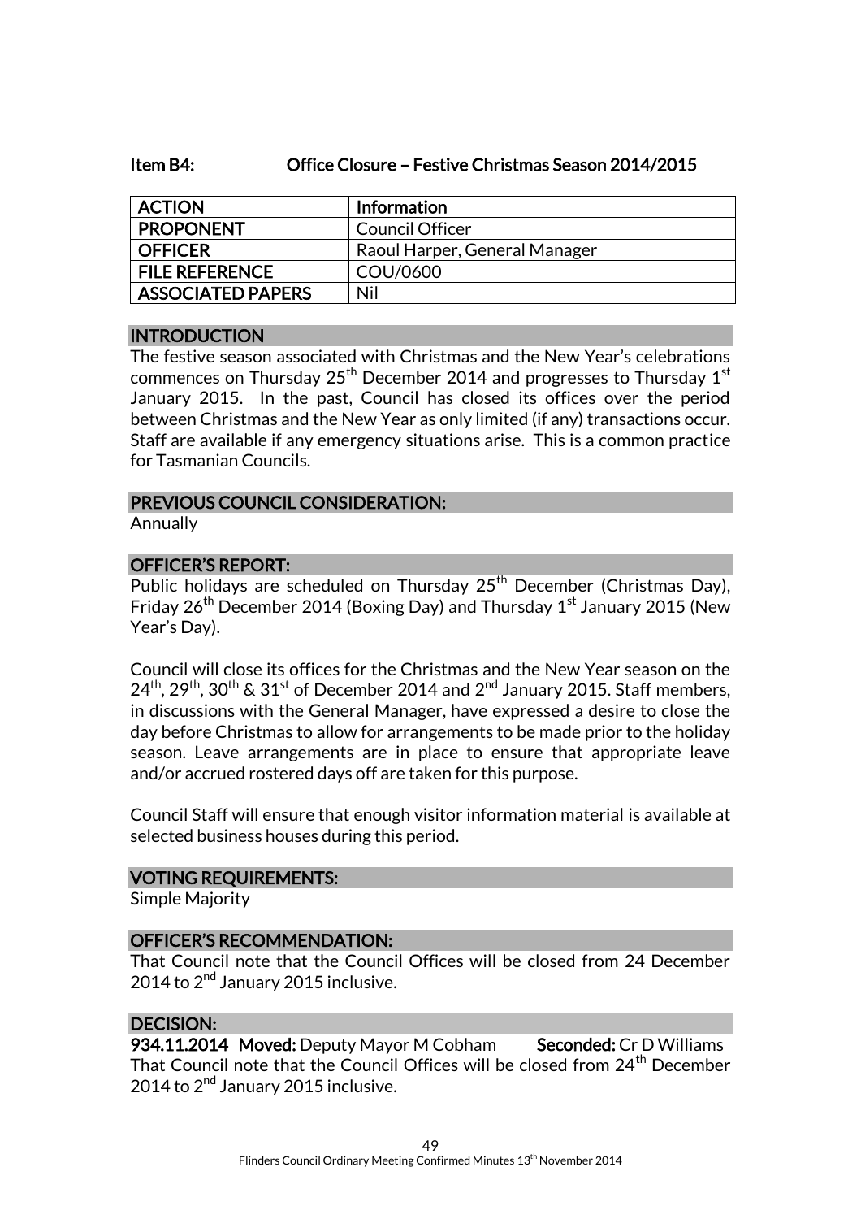### Item B4: Office Closure – Festive Christmas Season 2014/2015

| ACTION | Information |
|---|---|
| PROPONENT | Council Officer |
| OFFICER | Raoul Harper, General Manager |
| FILE REFERENCE | COU/0600 |
| ASSOCIATED PAPERS | Nil |

**INTRODUCTION**

The festive season associated with Christmas and the New Year's celebrations commences on Thursday 25th December 2014 and progresses to Thursday 1st January 2015. In the past, Council has closed its offices over the period between Christmas and the New Year as only limited (if any) transactions occur. Staff are available if any emergency situations arise. This is a common practice for Tasmanian Councils.

**PREVIOUS COUNCIL CONSIDERATION:**

Annually

**OFFICER'S REPORT:**

Public holidays are scheduled on Thursday 25th December (Christmas Day), Friday 26th December 2014 (Boxing Day) and Thursday 1st January 2015 (New Year's Day).

Council will close its offices for the Christmas and the New Year season on the 24th, 29th, 30th & 31st of December 2014 and 2nd January 2015. Staff members, in discussions with the General Manager, have expressed a desire to close the day before Christmas to allow for arrangements to be made prior to the holiday season. Leave arrangements are in place to ensure that appropriate leave and/or accrued rostered days off are taken for this purpose.

Council Staff will ensure that enough visitor information material is available at selected business houses during this period.

**VOTING REQUIREMENTS:**

Simple Majority

**OFFICER'S RECOMMENDATION:**

That Council note that the Council Offices will be closed from 24 December 2014 to 2nd January 2015 inclusive.

**DECISION:**

**934.11.2014 Moved:** Deputy Mayor M Cobham **Seconded:** Cr D Williams

That Council note that the Council Offices will be closed from 24th December 2014 to 2nd January 2015 inclusive.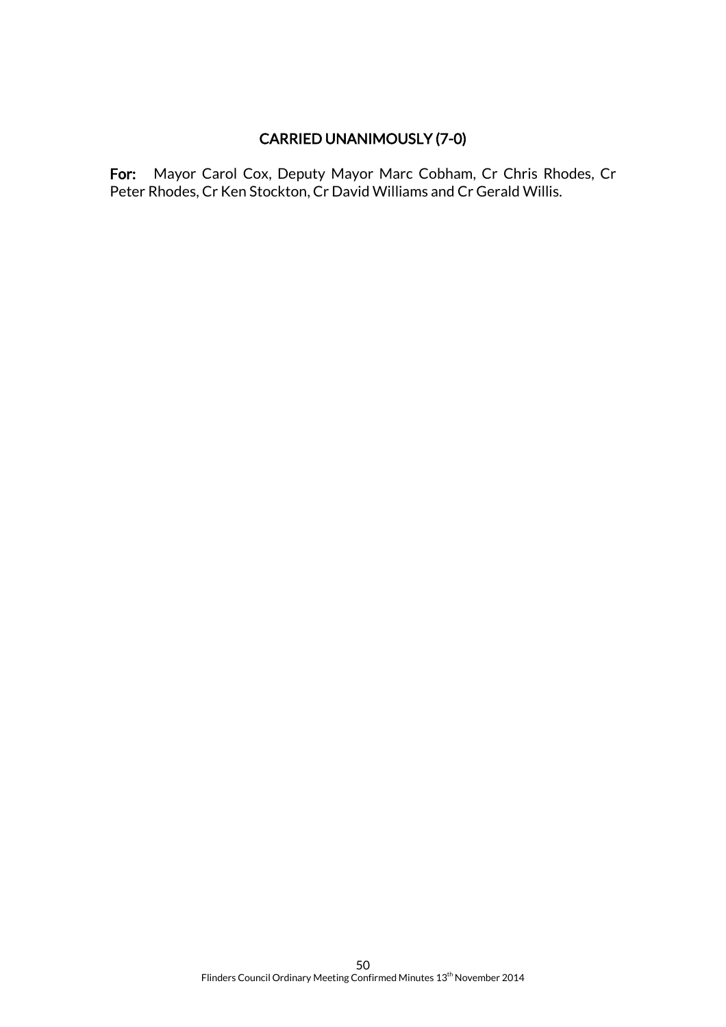**CARRIED UNANIMOUSLY (7-0)**

**For:** Mayor Carol Cox, Deputy Mayor Marc Cobham, Cr Chris Rhodes, Cr Peter Rhodes, Cr Ken Stockton, Cr David Williams and Cr Gerald Willis.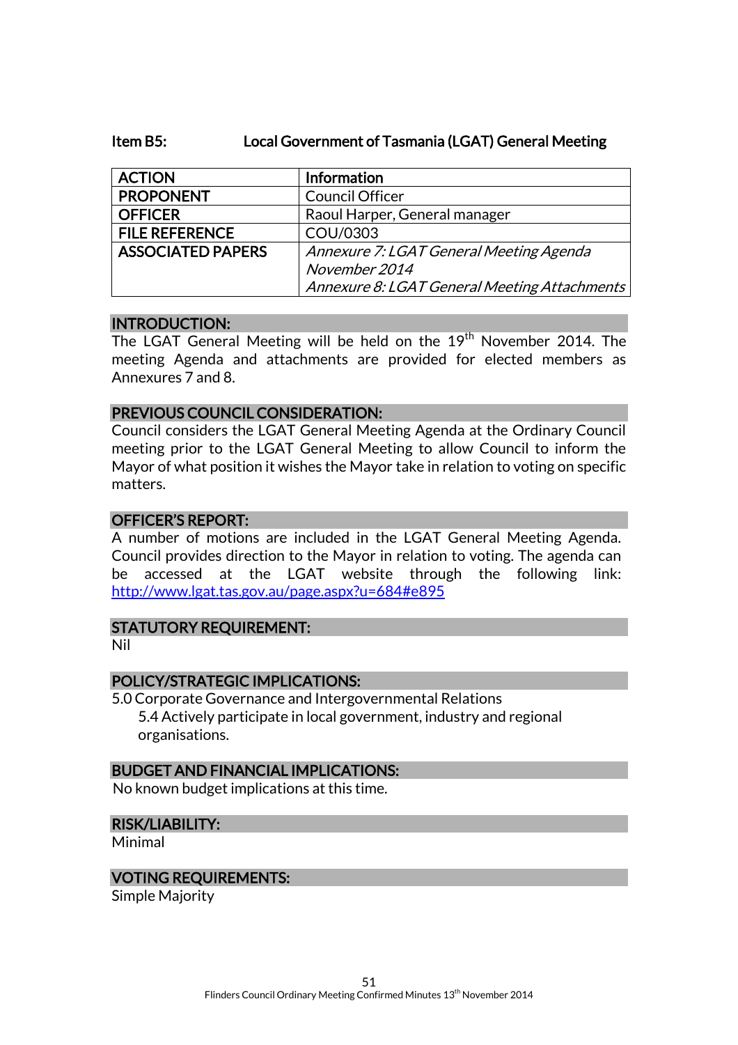## Item B5: Local Government of Tasmania (LGAT) General Meeting

| | |
|---|---|
| **ACTION** | **Information** |
| **PROPONENT** | Council Officer |
| **OFFICER** | Raoul Harper, General manager |
| **FILE REFERENCE** | COU/0303 |
| **ASSOCIATED PAPERS** | *Annexure 7: LGAT General Meeting Agenda November 2014*<br>*Annexure 8: LGAT General Meeting Attachments* |

### INTRODUCTION:

The LGAT General Meeting will be held on the 19th November 2014. The meeting Agenda and attachments are provided for elected members as Annexures 7 and 8.

### PREVIOUS COUNCIL CONSIDERATION:

Council considers the LGAT General Meeting Agenda at the Ordinary Council meeting prior to the LGAT General Meeting to allow Council to inform the Mayor of what position it wishes the Mayor take in relation to voting on specific matters.

### OFFICER'S REPORT:

A number of motions are included in the LGAT General Meeting Agenda. Council provides direction to the Mayor in relation to voting. The agenda can be accessed at the LGAT website through the following link: http://www.lgat.tas.gov.au/page.aspx?u=684#e895

### STATUTORY REQUIREMENT:

Nil

### POLICY/STRATEGIC IMPLICATIONS:

5.0 Corporate Governance and Intergovernmental Relations

- 5.4 Actively participate in local government, industry and regional organisations.

### BUDGET AND FINANCIAL IMPLICATIONS:

No known budget implications at this time.

### RISK/LIABILITY:

Minimal

### VOTING REQUIREMENTS:

Simple Majority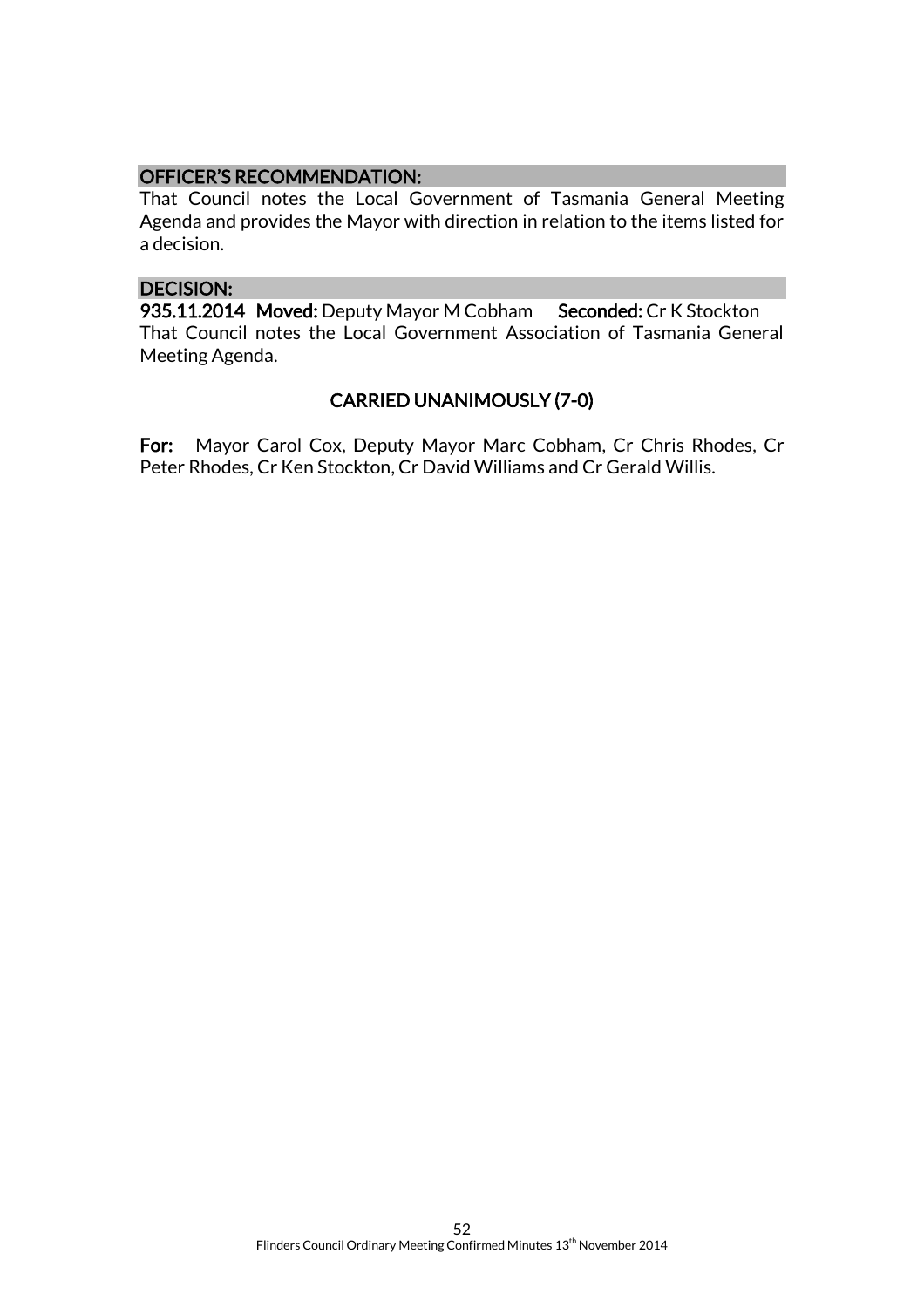**OFFICER'S RECOMMENDATION:**

That Council notes the Local Government of Tasmania General Meeting Agenda and provides the Mayor with direction in relation to the items listed for a decision.

**DECISION:**

**935.11.2014 Moved:** Deputy Mayor M Cobham **Seconded:** Cr K Stockton

That Council notes the Local Government Association of Tasmania General Meeting Agenda.

**CARRIED UNANIMOUSLY (7-0)**

**For:** Mayor Carol Cox, Deputy Mayor Marc Cobham, Cr Chris Rhodes, Cr Peter Rhodes, Cr Ken Stockton, Cr David Williams and Cr Gerald Willis.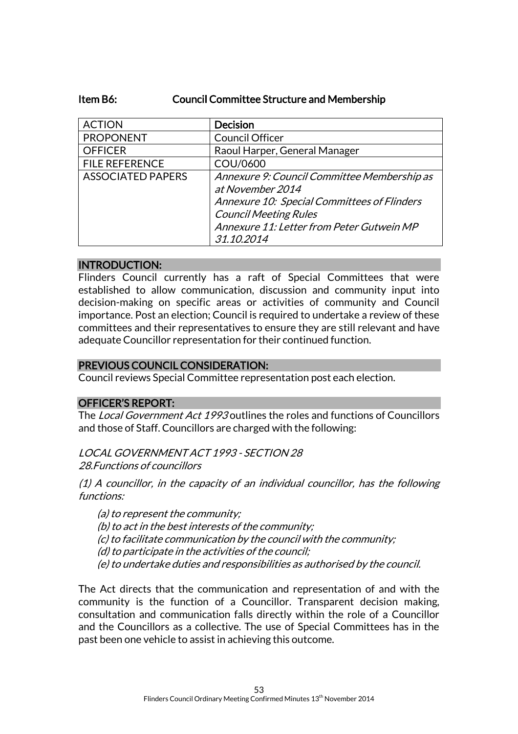## Item B6: Council Committee Structure and Membership

| ACTION | **Decision** |
|---|---|
| PROPONENT | Council Officer |
| OFFICER | Raoul Harper, General Manager |
| FILE REFERENCE | COU/0600 |
| ASSOCIATED PAPERS | *Annexure 9: Council Committee Membership as at November 2014*<br>*Annexure 10: Special Committees of Flinders Council Meeting Rules*<br>*Annexure 11: Letter from Peter Gutwein MP 31.10.2014* |

### INTRODUCTION:

Flinders Council currently has a raft of Special Committees that were established to allow communication, discussion and community input into decision-making on specific areas or activities of community and Council importance. Post an election; Council is required to undertake a review of these committees and their representatives to ensure they are still relevant and have adequate Councillor representation for their continued function.

### PREVIOUS COUNCIL CONSIDERATION:

Council reviews Special Committee representation post each election.

### OFFICER'S REPORT:

The *Local Government Act 1993* outlines the roles and functions of Councillors and those of Staff. Councillors are charged with the following:

*LOCAL GOVERNMENT ACT 1993 - SECTION 28*
*28.Functions of councillors*

*(1) A councillor, in the capacity of an individual councillor, has the following functions:*

*(a) to represent the community;*
*(b) to act in the best interests of the community;*
*(c) to facilitate communication by the council with the community;*
*(d) to participate in the activities of the council;*
*(e) to undertake duties and responsibilities as authorised by the council.*

The Act directs that the communication and representation of and with the community is the function of a Councillor. Transparent decision making, consultation and communication falls directly within the role of a Councillor and the Councillors as a collective. The use of Special Committees has in the past been one vehicle to assist in achieving this outcome.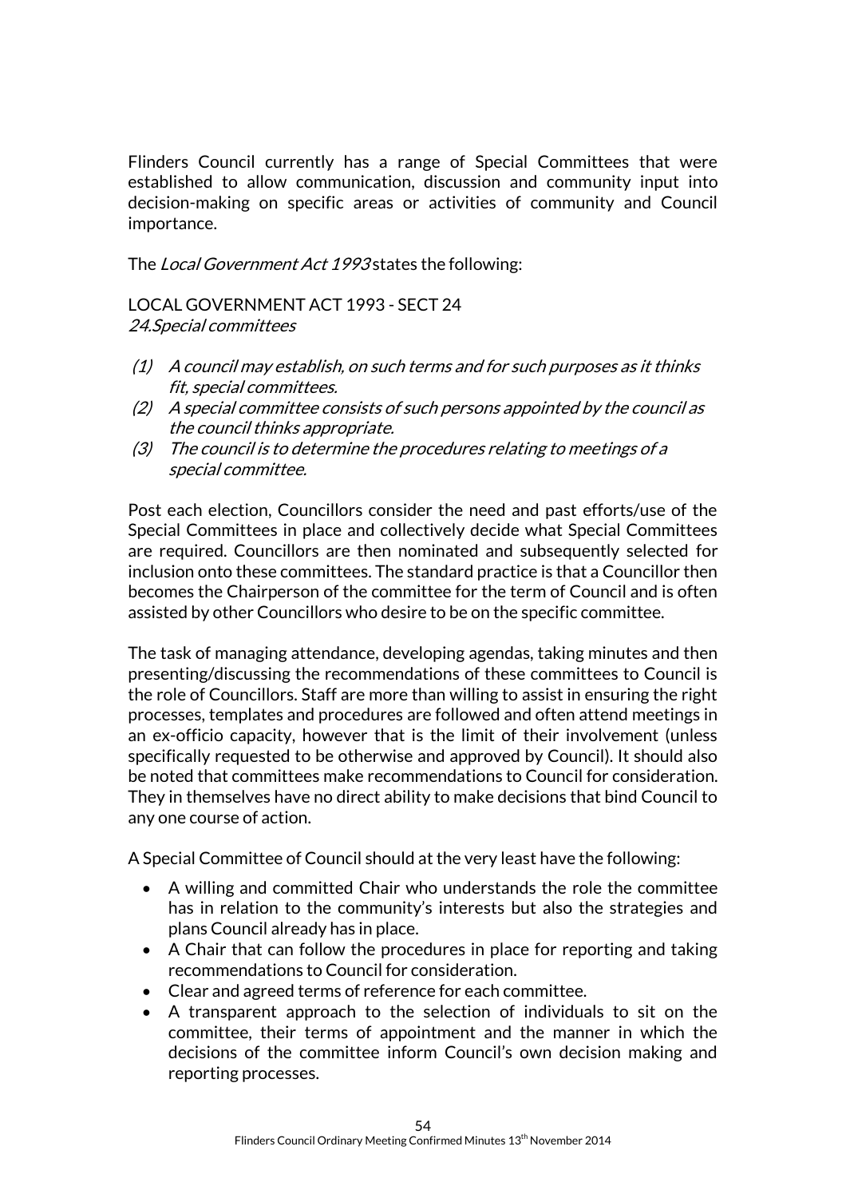Flinders Council currently has a range of Special Committees that were established to allow communication, discussion and community input into decision-making on specific areas or activities of community and Council importance.

The *Local Government Act 1993* states the following:

LOCAL GOVERNMENT ACT 1993 - SECT 24
*24.Special committees*

*(1) A council may establish, on such terms and for such purposes as it thinks fit, special committees.*
*(2) A special committee consists of such persons appointed by the council as the council thinks appropriate.*
*(3) The council is to determine the procedures relating to meetings of a special committee.*

Post each election, Councillors consider the need and past efforts/use of the Special Committees in place and collectively decide what Special Committees are required. Councillors are then nominated and subsequently selected for inclusion onto these committees. The standard practice is that a Councillor then becomes the Chairperson of the committee for the term of Council and is often assisted by other Councillors who desire to be on the specific committee.

The task of managing attendance, developing agendas, taking minutes and then presenting/discussing the recommendations of these committees to Council is the role of Councillors. Staff are more than willing to assist in ensuring the right processes, templates and procedures are followed and often attend meetings in an ex-officio capacity, however that is the limit of their involvement (unless specifically requested to be otherwise and approved by Council). It should also be noted that committees make recommendations to Council for consideration. They in themselves have no direct ability to make decisions that bind Council to any one course of action.

A Special Committee of Council should at the very least have the following:

- A willing and committed Chair who understands the role the committee has in relation to the community's interests but also the strategies and plans Council already has in place.
- A Chair that can follow the procedures in place for reporting and taking recommendations to Council for consideration.
- Clear and agreed terms of reference for each committee.
- A transparent approach to the selection of individuals to sit on the committee, their terms of appointment and the manner in which the decisions of the committee inform Council's own decision making and reporting processes.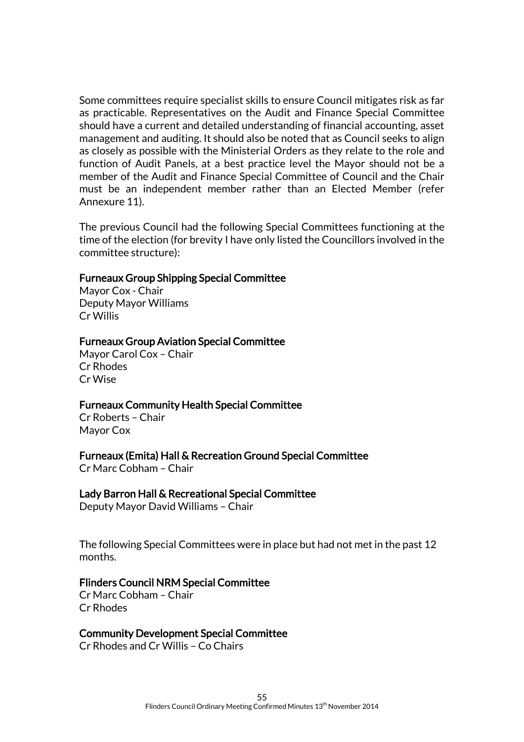Some committees require specialist skills to ensure Council mitigates risk as far as practicable. Representatives on the Audit and Finance Special Committee should have a current and detailed understanding of financial accounting, asset management and auditing. It should also be noted that as Council seeks to align as closely as possible with the Ministerial Orders as they relate to the role and function of Audit Panels, at a best practice level the Mayor should not be a member of the Audit and Finance Special Committee of Council and the Chair must be an independent member rather than an Elected Member (refer Annexure 11).

The previous Council had the following Special Committees functioning at the time of the election (for brevity I have only listed the Councillors involved in the committee structure):

Furneaux Group Shipping Special Committee
Mayor Cox - Chair
Deputy Mayor Williams
Cr Willis

Furneaux Group Aviation Special Committee
Mayor Carol Cox – Chair
Cr Rhodes
Cr Wise

Furneaux Community Health Special Committee
Cr Roberts – Chair
Mayor Cox

Furneaux (Emita) Hall & Recreation Ground Special Committee
Cr Marc Cobham – Chair

Lady Barron Hall & Recreational Special Committee
Deputy Mayor David Williams – Chair

The following Special Committees were in place but had not met in the past 12 months.

Flinders Council NRM Special Committee
Cr Marc Cobham – Chair
Cr Rhodes

Community Development Special Committee
Cr Rhodes and Cr Willis – Co Chairs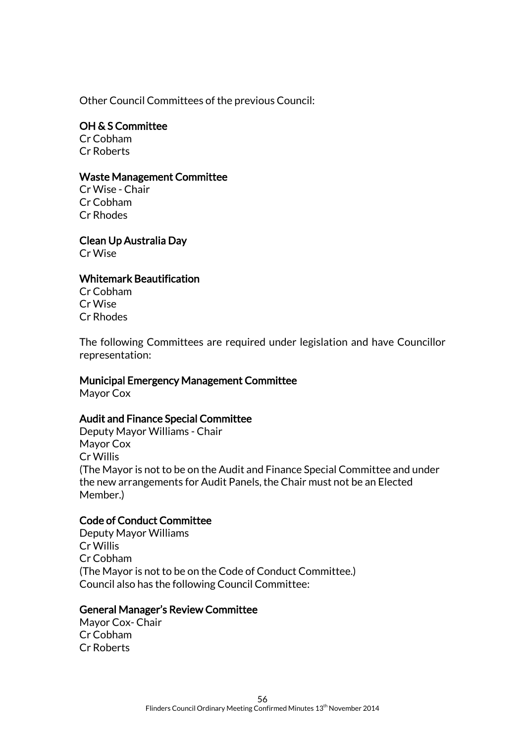Other Council Committees of the previous Council:

**OH & S Committee**
Cr Cobham
Cr Roberts

**Waste Management Committee**
Cr Wise - Chair
Cr Cobham
Cr Rhodes

**Clean Up Australia Day**
Cr Wise

**Whitemark Beautification**
Cr Cobham
Cr Wise
Cr Rhodes

The following Committees are required under legislation and have Councillor representation:

**Municipal Emergency Management Committee**
Mayor Cox

**Audit and Finance Special Committee**
Deputy Mayor Williams - Chair
Mayor Cox
Cr Willis
(The Mayor is not to be on the Audit and Finance Special Committee and under the new arrangements for Audit Panels, the Chair must not be an Elected Member.)

**Code of Conduct Committee**
Deputy Mayor Williams
Cr Willis
Cr Cobham
(The Mayor is not to be on the Code of Conduct Committee.)
Council also has the following Council Committee:

**General Manager's Review Committee**
Mayor Cox- Chair
Cr Cobham
Cr Roberts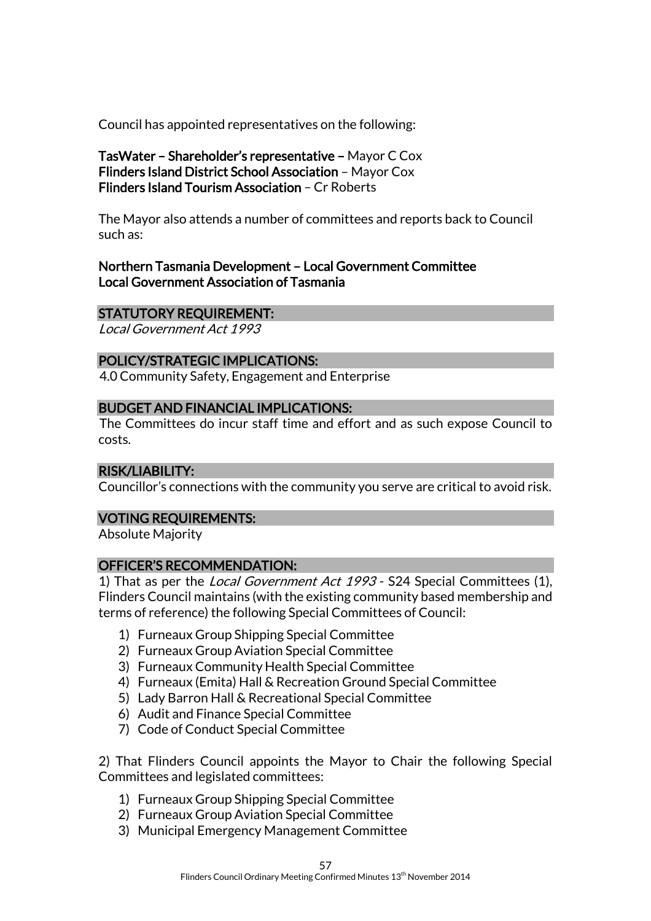Council has appointed representatives on the following:

**TasWater – Shareholder's representative –** Mayor C Cox
**Flinders Island District School Association** – Mayor Cox
**Flinders Island Tourism Association** – Cr Roberts

The Mayor also attends a number of committees and reports back to Council such as:

**Northern Tasmania Development – Local Government Committee**
**Local Government Association of Tasmania**

## STATUTORY REQUIREMENT:

*Local Government Act 1993*

## POLICY/STRATEGIC IMPLICATIONS:

4.0 Community Safety, Engagement and Enterprise

## BUDGET AND FINANCIAL IMPLICATIONS:

The Committees do incur staff time and effort and as such expose Council to costs.

## RISK/LIABILITY:

Councillor's connections with the community you serve are critical to avoid risk.

## VOTING REQUIREMENTS:

Absolute Majority

## OFFICER'S RECOMMENDATION:

1) That as per the *Local Government Act 1993* - S24 Special Committees (1), Flinders Council maintains (with the existing community based membership and terms of reference) the following Special Committees of Council:

1) Furneaux Group Shipping Special Committee
2) Furneaux Group Aviation Special Committee
3) Furneaux Community Health Special Committee
4) Furneaux (Emita) Hall & Recreation Ground Special Committee
5) Lady Barron Hall & Recreational Special Committee
6) Audit and Finance Special Committee
7) Code of Conduct Special Committee

2) That Flinders Council appoints the Mayor to Chair the following Special Committees and legislated committees:

1) Furneaux Group Shipping Special Committee
2) Furneaux Group Aviation Special Committee
3) Municipal Emergency Management Committee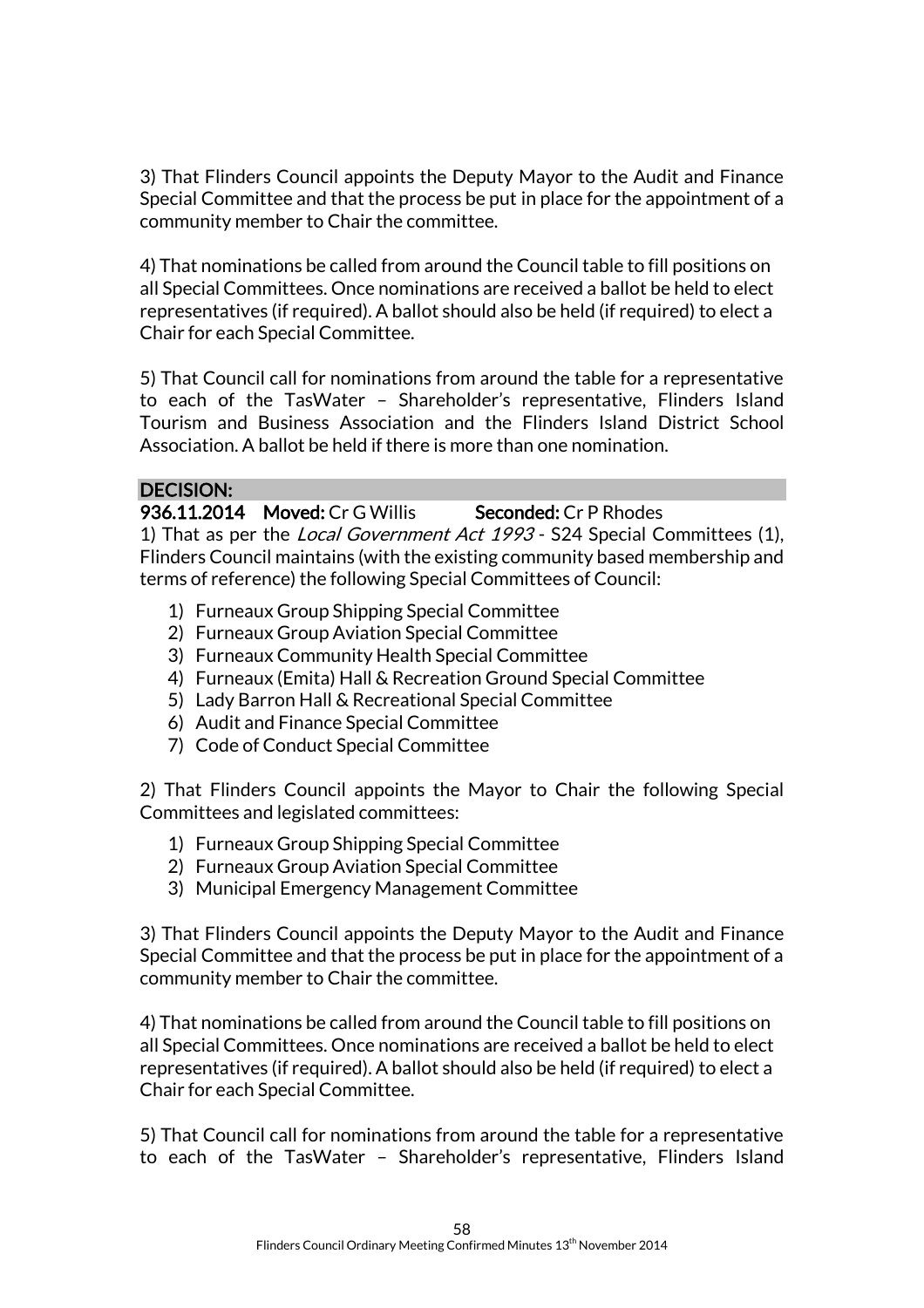3) That Flinders Council appoints the Deputy Mayor to the Audit and Finance Special Committee and that the process be put in place for the appointment of a community member to Chair the committee.

4) That nominations be called from around the Council table to fill positions on all Special Committees. Once nominations are received a ballot be held to elect representatives (if required). A ballot should also be held (if required) to elect a Chair for each Special Committee.

5) That Council call for nominations from around the table for a representative to each of the TasWater – Shareholder's representative, Flinders Island Tourism and Business Association and the Flinders Island District School Association. A ballot be held if there is more than one nomination.

**DECISION:**

**936.11.2014 Moved:** Cr G Willis **Seconded:** Cr P Rhodes

1) That as per the *Local Government Act 1993* - S24 Special Committees (1), Flinders Council maintains (with the existing community based membership and terms of reference) the following Special Committees of Council:

1) Furneaux Group Shipping Special Committee
2) Furneaux Group Aviation Special Committee
3) Furneaux Community Health Special Committee
4) Furneaux (Emita) Hall & Recreation Ground Special Committee
5) Lady Barron Hall & Recreational Special Committee
6) Audit and Finance Special Committee
7) Code of Conduct Special Committee

2) That Flinders Council appoints the Mayor to Chair the following Special Committees and legislated committees:

1) Furneaux Group Shipping Special Committee
2) Furneaux Group Aviation Special Committee
3) Municipal Emergency Management Committee

3) That Flinders Council appoints the Deputy Mayor to the Audit and Finance Special Committee and that the process be put in place for the appointment of a community member to Chair the committee.

4) That nominations be called from around the Council table to fill positions on all Special Committees. Once nominations are received a ballot be held to elect representatives (if required). A ballot should also be held (if required) to elect a Chair for each Special Committee.

5) That Council call for nominations from around the table for a representative to each of the TasWater – Shareholder's representative, Flinders Island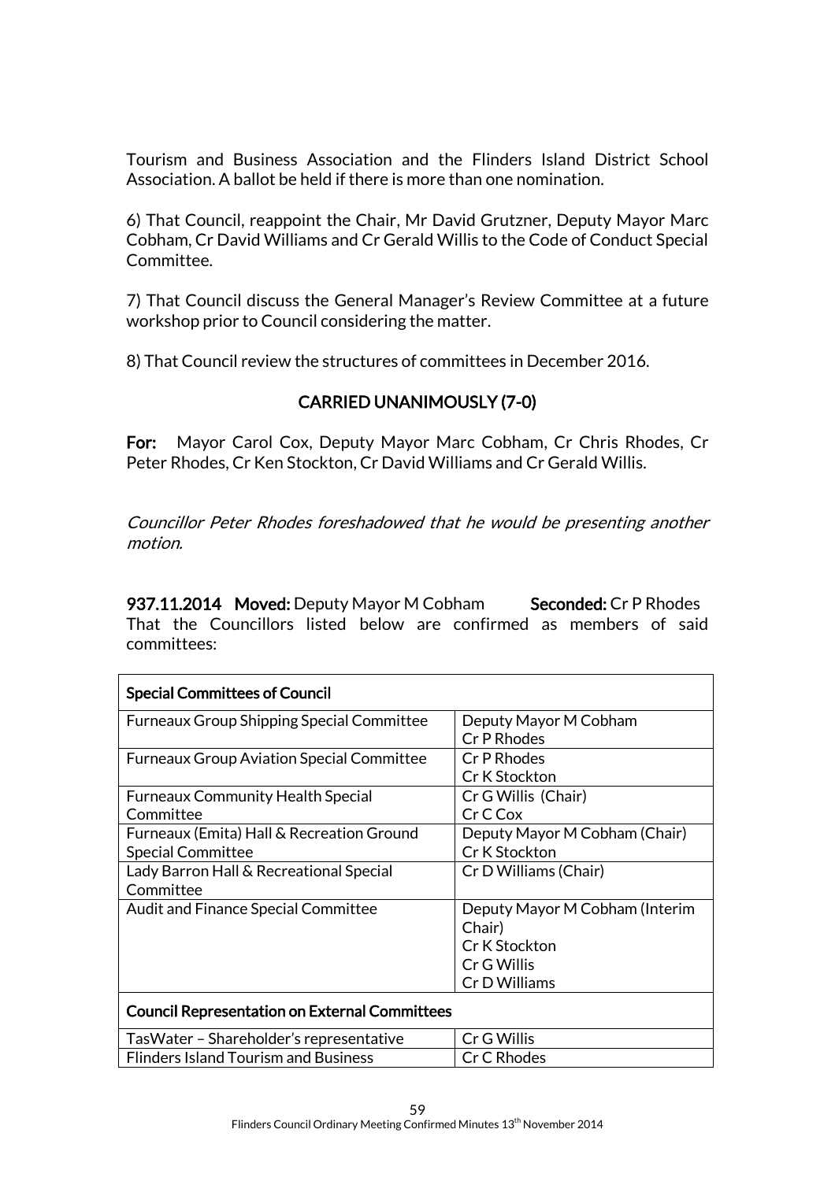Tourism and Business Association and the Flinders Island District School Association. A ballot be held if there is more than one nomination.

6) That Council, reappoint the Chair, Mr David Grutzner, Deputy Mayor Marc Cobham, Cr David Williams and Cr Gerald Willis to the Code of Conduct Special Committee.

7) That Council discuss the General Manager's Review Committee at a future workshop prior to Council considering the matter.

8) That Council review the structures of committees in December 2016.

**CARRIED UNANIMOUSLY (7-0)**

**For:** Mayor Carol Cox, Deputy Mayor Marc Cobham, Cr Chris Rhodes, Cr Peter Rhodes, Cr Ken Stockton, Cr David Williams and Cr Gerald Willis.

*Councillor Peter Rhodes foreshadowed that he would be presenting another motion.*

**937.11.2014 Moved:** Deputy Mayor M Cobham **Seconded:** Cr P Rhodes
That the Councillors listed below are confirmed as members of said committees:

| **Special Committees of Council** | |
|---|---|
| Furneaux Group Shipping Special Committee | Deputy Mayor M Cobham<br>Cr P Rhodes |
| Furneaux Group Aviation Special Committee | Cr P Rhodes<br>Cr K Stockton |
| Furneaux Community Health Special Committee | Cr G Willis (Chair)<br>Cr C Cox |
| Furneaux (Emita) Hall & Recreation Ground Special Committee | Deputy Mayor M Cobham (Chair)<br>Cr K Stockton |
| Lady Barron Hall & Recreational Special Committee | Cr D Williams (Chair) |
| Audit and Finance Special Committee | Deputy Mayor M Cobham (Interim Chair)<br>Cr K Stockton<br>Cr G Willis<br>Cr D Williams |
| **Council Representation on External Committees** | |
| TasWater – Shareholder's representative | Cr G Willis |
| Flinders Island Tourism and Business | Cr C Rhodes |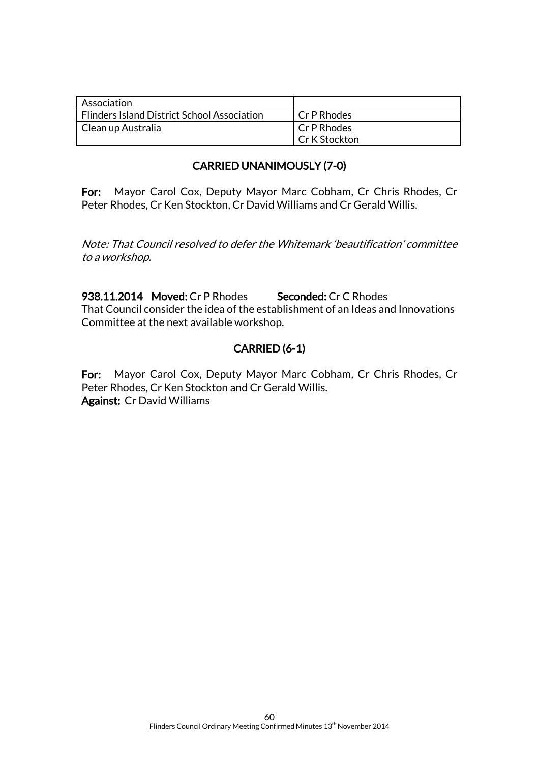| Association | |
|---|---|
| Flinders Island District School Association | Cr P Rhodes |
| Clean up Australia | Cr P Rhodes<br>Cr K Stockton |

**CARRIED UNANIMOUSLY (7-0)**

**For:** Mayor Carol Cox, Deputy Mayor Marc Cobham, Cr Chris Rhodes, Cr Peter Rhodes, Cr Ken Stockton, Cr David Williams and Cr Gerald Willis.

*Note: That Council resolved to defer the Whitemark 'beautification' committee to a workshop.*

**938.11.2014 Moved:** Cr P Rhodes **Seconded:** Cr C Rhodes
That Council consider the idea of the establishment of an Ideas and Innovations Committee at the next available workshop.

**CARRIED (6-1)**

**For:** Mayor Carol Cox, Deputy Mayor Marc Cobham, Cr Chris Rhodes, Cr Peter Rhodes, Cr Ken Stockton and Cr Gerald Willis.
**Against:** Cr David Williams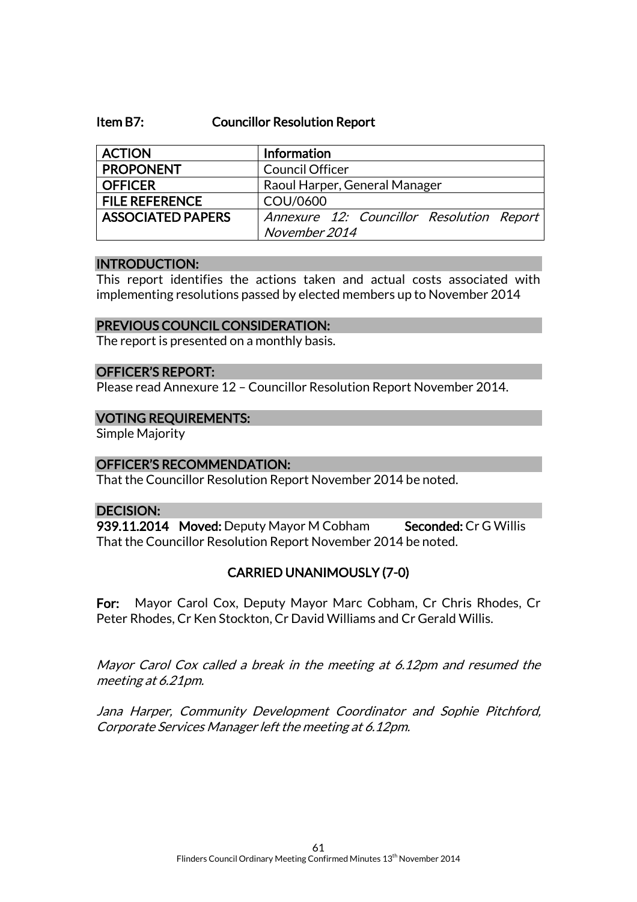**Item B7: Councillor Resolution Report**

| ACTION | Information |
|---|---|
| PROPONENT | Council Officer |
| OFFICER | Raoul Harper, General Manager |
| FILE REFERENCE | COU/0600 |
| ASSOCIATED PAPERS | *Annexure 12: Councillor Resolution Report November 2014* |

**INTRODUCTION:**

This report identifies the actions taken and actual costs associated with implementing resolutions passed by elected members up to November 2014

**PREVIOUS COUNCIL CONSIDERATION:**

The report is presented on a monthly basis.

**OFFICER'S REPORT:**

Please read Annexure 12 – Councillor Resolution Report November 2014.

**VOTING REQUIREMENTS:**

Simple Majority

**OFFICER'S RECOMMENDATION:**

That the Councillor Resolution Report November 2014 be noted.

**DECISION:**

**939.11.2014 Moved:** Deputy Mayor M Cobham **Seconded:** Cr G Willis

That the Councillor Resolution Report November 2014 be noted.

**CARRIED UNANIMOUSLY (7-0)**

**For:** Mayor Carol Cox, Deputy Mayor Marc Cobham, Cr Chris Rhodes, Cr Peter Rhodes, Cr Ken Stockton, Cr David Williams and Cr Gerald Willis.

*Mayor Carol Cox called a break in the meeting at 6.12pm and resumed the meeting at 6.21pm.*

*Jana Harper, Community Development Coordinator and Sophie Pitchford, Corporate Services Manager left the meeting at 6.12pm.*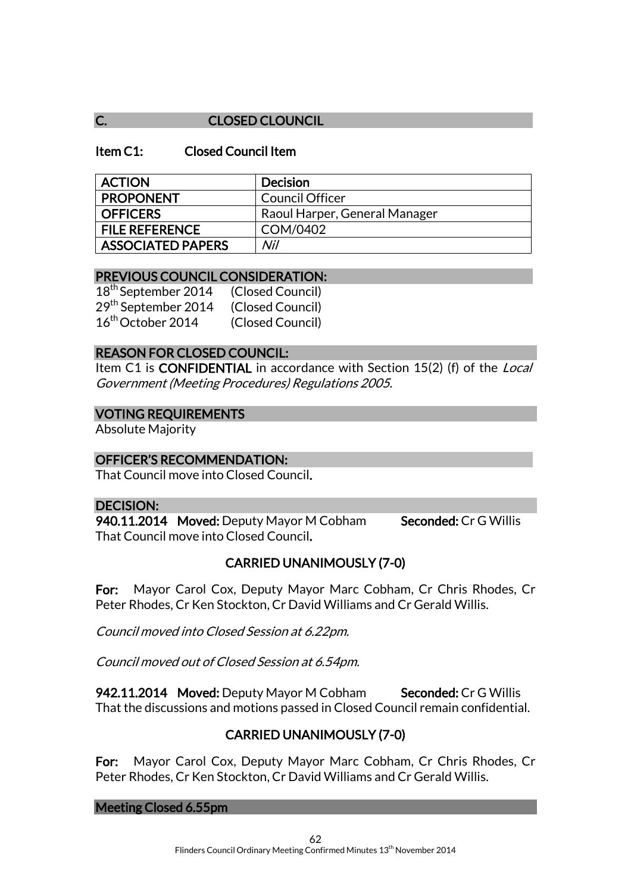## C. CLOSED CLOUNCIL

### Item C1: Closed Council Item

| | |
|---|---|
| **ACTION** | **Decision** |
| **PROPONENT** | Council Officer |
| **OFFICERS** | Raoul Harper, General Manager |
| **FILE REFERENCE** | COM/0402 |
| **ASSOCIATED PAPERS** | *Nil* |

**PREVIOUS COUNCIL CONSIDERATION:**

18th September 2014 (Closed Council)
29th September 2014 (Closed Council)
16th October 2014 (Closed Council)

**REASON FOR CLOSED COUNCIL:**

Item C1 is **CONFIDENTIAL** in accordance with Section 15(2) (f) of the *Local Government (Meeting Procedures) Regulations 2005.*

**VOTING REQUIREMENTS**

Absolute Majority

**OFFICER'S RECOMMENDATION:**

That Council move into Closed Council.

**DECISION:**

**940.11.2014 Moved:** Deputy Mayor M Cobham **Seconded:** Cr G Willis
That Council move into Closed Council.

**CARRIED UNANIMOUSLY (7-0)**

**For:** Mayor Carol Cox, Deputy Mayor Marc Cobham, Cr Chris Rhodes, Cr Peter Rhodes, Cr Ken Stockton, Cr David Williams and Cr Gerald Willis.

*Council moved into Closed Session at 6.22pm.*

*Council moved out of Closed Session at 6.54pm.*

**942.11.2014 Moved:** Deputy Mayor M Cobham **Seconded:** Cr G Willis
That the discussions and motions passed in Closed Council remain confidential.

**CARRIED UNANIMOUSLY (7-0)**

**For:** Mayor Carol Cox, Deputy Mayor Marc Cobham, Cr Chris Rhodes, Cr Peter Rhodes, Cr Ken Stockton, Cr David Williams and Cr Gerald Willis.

**Meeting Closed 6.55pm**